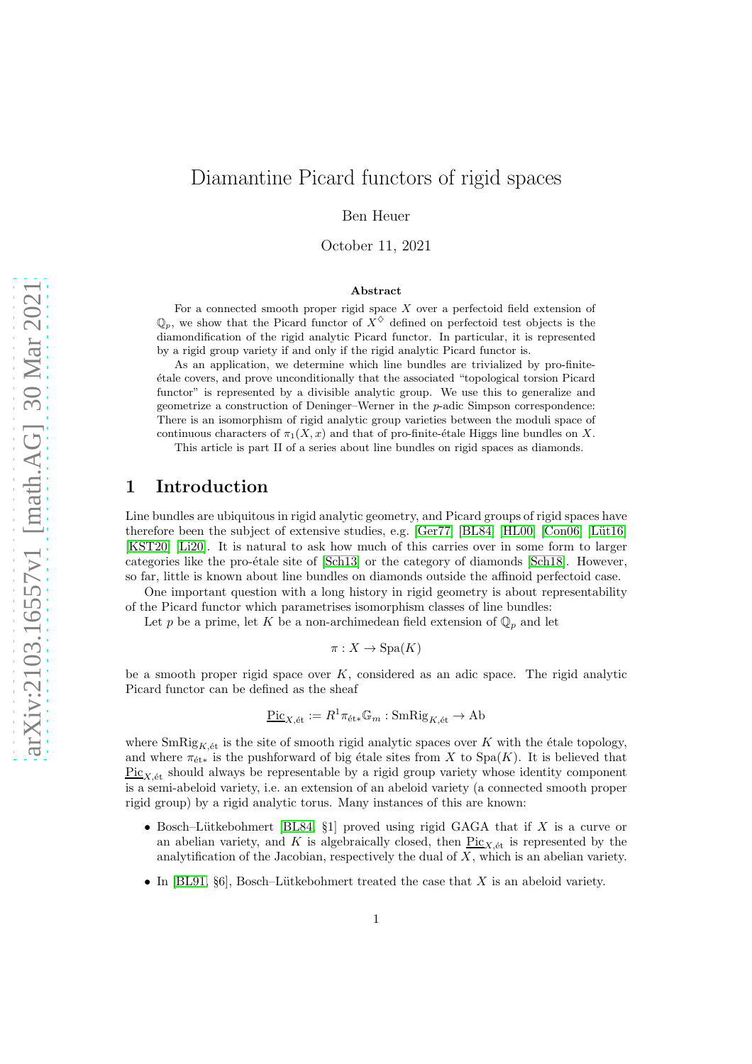# Diamantine Picard functors of rigid spaces

Ben Heuer

October 11, 2021

**Abstract**

For a connected smooth proper rigid space $X$ over a perfectoid field extension of $\mathbb{Q}_p$, we show that the Picard functor of $X^\diamond$ defined on perfectoid test objects is the diamondification of the rigid analytic Picard functor. In particular, it is represented by a rigid group variety if and only if the rigid analytic Picard functor is.

As an application, we determine which line bundles are trivialized by pro-finite-étale covers, and prove unconditionally that the associated "topological torsion Picard functor" is represented by a divisible analytic group. We use this to generalize and geometrize a construction of Deninger–Werner in the $p$-adic Simpson correspondence: There is an isomorphism of rigid analytic group varieties between the moduli space of continuous characters of $\pi_1(X, x)$ and that of pro-finite-étale Higgs line bundles on $X$.

This article is part II of a series about line bundles on rigid spaces as diamonds.

## 1 Introduction

Line bundles are ubiquitous in rigid analytic geometry, and Picard groups of rigid spaces have therefore been the subject of extensive studies, e.g. [Ger77] [BL84] [HL00] [Con06] [Lüt16] [KST20] [Li20]. It is natural to ask how much of this carries over in some form to larger categories like the pro-étale site of [Sch13] or the category of diamonds [Sch18]. However, so far, little is known about line bundles on diamonds outside the affinoid perfectoid case.

One important question with a long history in rigid geometry is about representability of the Picard functor which parametrises isomorphism classes of line bundles:

Let $p$ be a prime, let $K$ be a non-archimedean field extension of $\mathbb{Q}_p$ and let

$$\pi : X \to \mathrm{Spa}(K)$$

be a smooth proper rigid space over $K$, considered as an adic space. The rigid analytic Picard functor can be defined as the sheaf

$$\underline{\mathrm{Pic}}_{X,\text{ét}} := R^1\pi_{\text{ét}*}\mathbb{G}_m : \mathrm{SmRig}_{K,\text{ét}} \to \mathrm{Ab}$$

where $\mathrm{SmRig}_{K,\text{ét}}$ is the site of smooth rigid analytic spaces over $K$ with the étale topology, and where $\pi_{\text{ét}*}$ is the pushforward of big étale sites from $X$ to $\mathrm{Spa}(K)$. It is believed that $\underline{\mathrm{Pic}}_{X,\text{ét}}$ should always be representable by a rigid group variety whose identity component is a semi-abeloid variety, i.e. an extension of an abeloid variety (a connected smooth proper rigid group) by a rigid analytic torus. Many instances of this are known:

- Bosch–Lütkebohmert [BL84, §1] proved using rigid GAGA that if $X$ is a curve or an abelian variety, and $K$ is algebraically closed, then $\underline{\mathrm{Pic}}_{X,\text{ét}}$ is represented by the analytification of the Jacobian, respectively the dual of $X$, which is an abelian variety.
- In [BL91, §6], Bosch–Lütkebohmert treated the case that $X$ is an abeloid variety.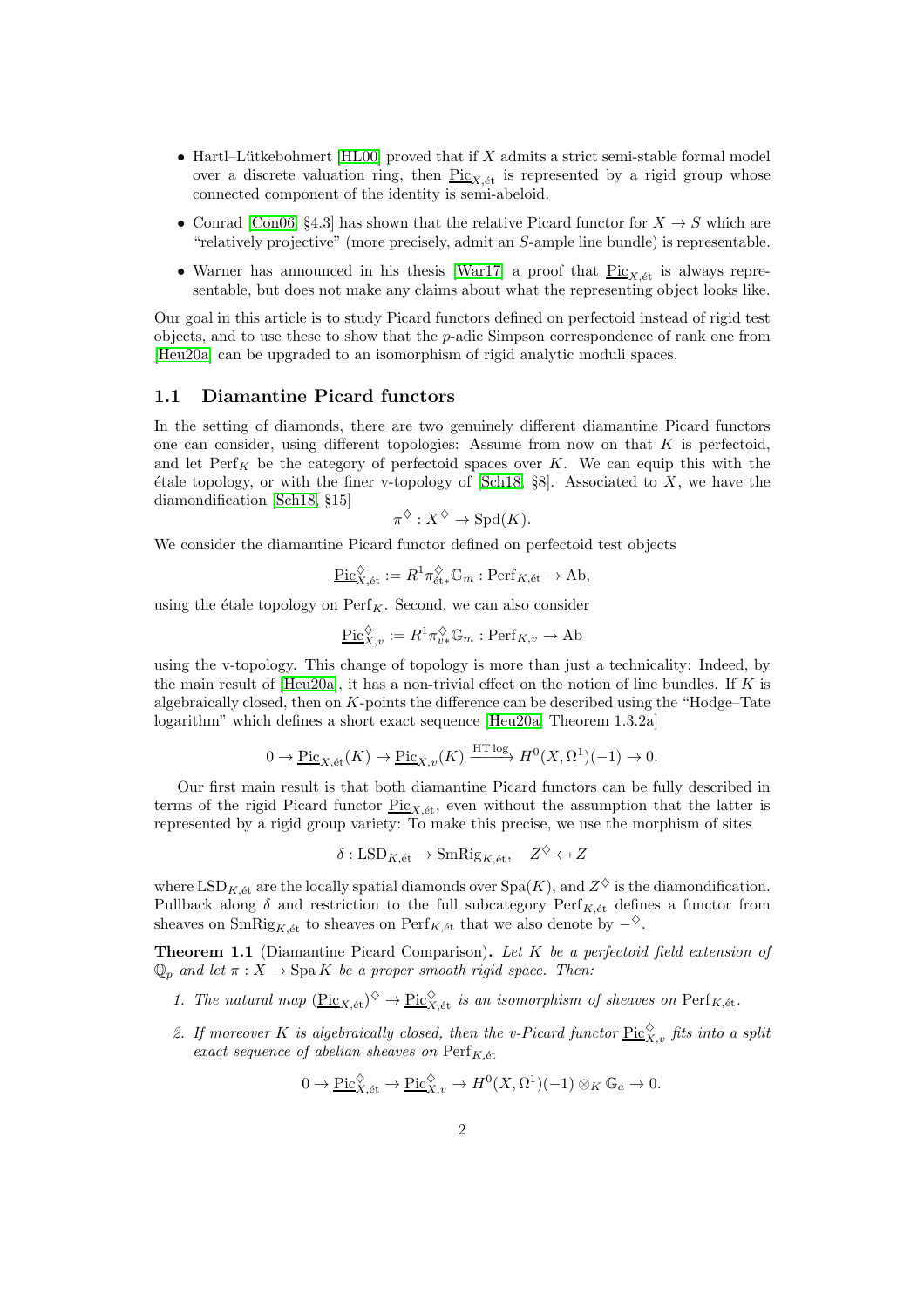- Hartl–Lütkebohmert [HL00] proved that if $X$ admits a strict semi-stable formal model over a discrete valuation ring, then $\underline{\mathrm{Pic}}_{X,\text{ét}}$ is represented by a rigid group whose connected component of the identity is semi-abeloid.
- Conrad [Con06, §4.3] has shown that the relative Picard functor for $X \to S$ which are "relatively projective" (more precisely, admit an $S$-ample line bundle) is representable.
- Warner has announced in his thesis [War17] a proof that $\underline{\mathrm{Pic}}_{X,\text{ét}}$ is always representable, but does not make any claims about what the representing object looks like.

Our goal in this article is to study Picard functors defined on perfectoid instead of rigid test objects, and to use these to show that the $p$-adic Simpson correspondence of rank one from [Heu20a] can be upgraded to an isomorphism of rigid analytic moduli spaces.

## 1.1 Diamantine Picard functors

In the setting of diamonds, there are two genuinely different diamantine Picard functors one can consider, using different topologies: Assume from now on that $K$ is perfectoid, and let $\mathrm{Perf}_K$ be the category of perfectoid spaces over $K$. We can equip this with the étale topology, or with the finer v-topology of [Sch18, §8]. Associated to $X$, we have the diamondification [Sch18, §15]

$$\pi^\diamondsuit : X^\diamondsuit \to \mathrm{Spd}(K).$$

We consider the diamantine Picard functor defined on perfectoid test objects

$$\underline{\mathrm{Pic}}^\diamondsuit_{X,\text{ét}} := R^1\pi^\diamondsuit_{\text{ét}*}\mathbb{G}_m : \mathrm{Perf}_{K,\text{ét}} \to \mathrm{Ab},$$

using the étale topology on $\mathrm{Perf}_K$. Second, we can also consider

$$\underline{\mathrm{Pic}}^\diamondsuit_{X,v} := R^1\pi^\diamondsuit_{v*}\mathbb{G}_m : \mathrm{Perf}_{K,v} \to \mathrm{Ab}$$

using the v-topology. This change of topology is more than just a technicality: Indeed, by the main result of [Heu20a], it has a non-trivial effect on the notion of line bundles. If $K$ is algebraically closed, then on $K$-points the difference can be described using the "Hodge–Tate logarithm" which defines a short exact sequence [Heu20a, Theorem 1.3.2a]

$$0 \to \underline{\mathrm{Pic}}_{X,\text{ét}}(K) \to \underline{\mathrm{Pic}}_{X,v}(K) \xrightarrow{\mathrm{HT}\log} H^0(X,\Omega^1)(-1) \to 0.$$

Our first main result is that both diamantine Picard functors can be fully described in terms of the rigid Picard functor $\underline{\mathrm{Pic}}_{X,\text{ét}}$, even without the assumption that the latter is represented by a rigid group variety: To make this precise, we use the morphism of sites

$$\delta : \mathrm{LSD}_{K,\text{ét}} \to \mathrm{SmRig}_{K,\text{ét}}, \quad Z^\diamondsuit \leftarrow Z$$

where $\mathrm{LSD}_{K,\text{ét}}$ are the locally spatial diamonds over $\mathrm{Spa}(K)$, and $Z^\diamondsuit$ is the diamondification. Pullback along $\delta$ and restriction to the full subcategory $\mathrm{Perf}_{K,\text{ét}}$ defines a functor from sheaves on $\mathrm{SmRig}_{K,\text{ét}}$ to sheaves on $\mathrm{Perf}_{K,\text{ét}}$ that we also denote by $-^\diamondsuit$.

**Theorem 1.1** (Diamantine Picard Comparison)**.** *Let $K$ be a perfectoid field extension of $\mathbb{Q}_p$ and let $\pi : X \to \mathrm{Spa}\, K$ be a proper smooth rigid space. Then:*

1. *The natural map $(\underline{\mathrm{Pic}}_{X,\text{ét}})^\diamondsuit \to \underline{\mathrm{Pic}}^\diamondsuit_{X,\text{ét}}$ is an isomorphism of sheaves on $\mathrm{Perf}_{K,\text{ét}}$.*
2. *If moreover $K$ is algebraically closed, then the v-Picard functor $\underline{\mathrm{Pic}}^\diamondsuit_{X,v}$ fits into a split exact sequence of abelian sheaves on $\mathrm{Perf}_{K,\text{ét}}$*

$$0 \to \underline{\mathrm{Pic}}^\diamondsuit_{X,\text{ét}} \to \underline{\mathrm{Pic}}^\diamondsuit_{X,v} \to H^0(X,\Omega^1)(-1) \otimes_K \mathbb{G}_a \to 0.$$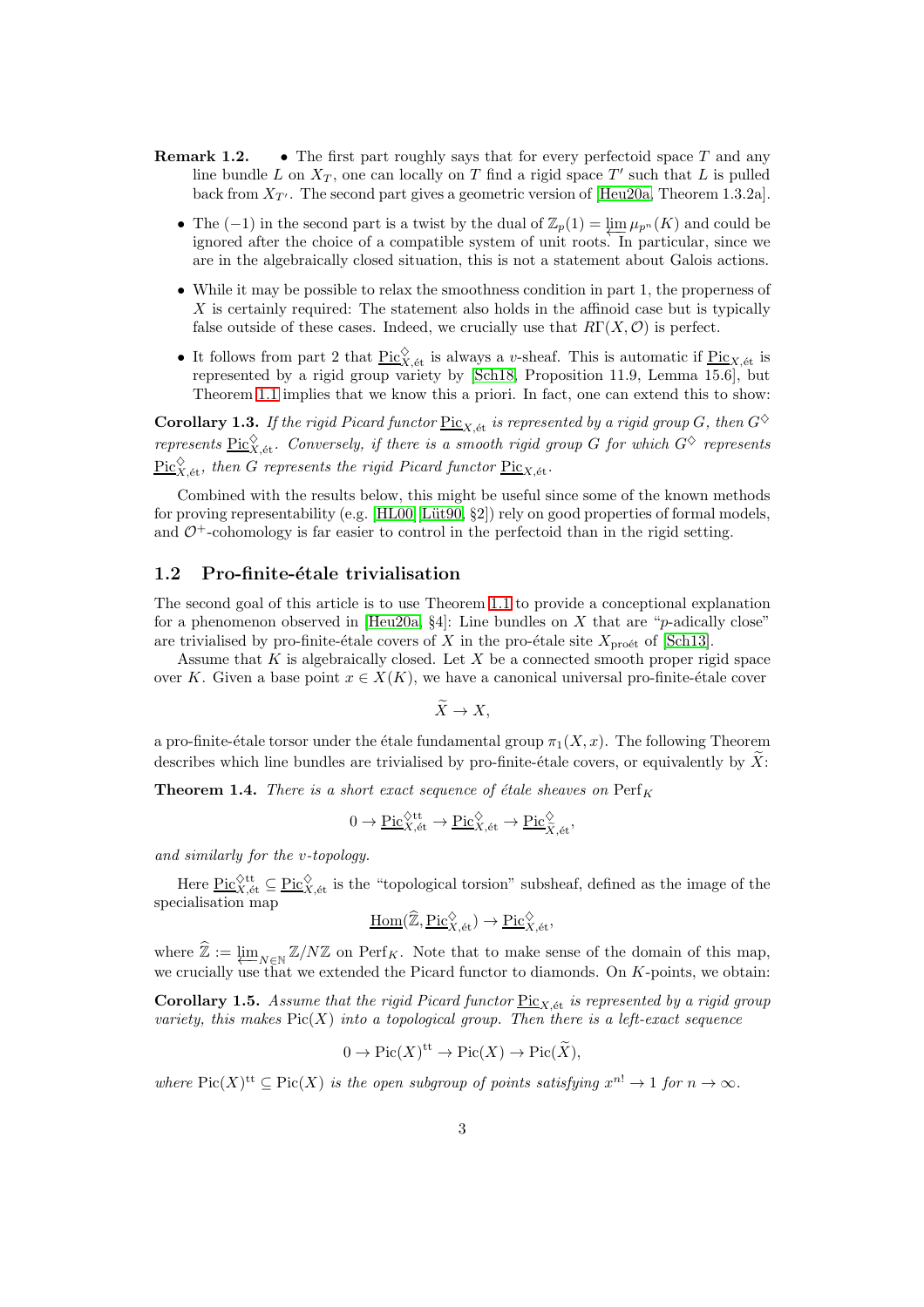**Remark 1.2.**

- The first part roughly says that for every perfectoid space $T$ and any line bundle $L$ on $X_T$, one can locally on $T$ find a rigid space $T'$ such that $L$ is pulled back from $X_{T'}$. The second part gives a geometric version of [Heu20a, Theorem 1.3.2a].
- The $(-1)$ in the second part is a twist by the dual of $\mathbb{Z}_p(1) = \varprojlim \mu_{p^n}(K)$ and could be ignored after the choice of a compatible system of unit roots. In particular, since we are in the algebraically closed situation, this is not a statement about Galois actions.
- While it may be possible to relax the smoothness condition in part 1, the properness of $X$ is certainly required: The statement also holds in the affinoid case but is typically false outside of these cases. Indeed, we crucially use that $R\Gamma(X, \mathcal{O})$ is perfect.
- It follows from part 2 that $\underline{\mathrm{Pic}}^{\diamondsuit}_{X,\text{ét}}$ is always a $v$-sheaf. This is automatic if $\underline{\mathrm{Pic}}_{X,\text{ét}}$ is represented by a rigid group variety by [Sch18, Proposition 11.9, Lemma 15.6], but Theorem 1.1 implies that we know this a priori. In fact, one can extend this to show:

**Corollary 1.3.** *If the rigid Picard functor $\underline{\mathrm{Pic}}_{X,\text{ét}}$ is represented by a rigid group $G$, then $G^{\diamondsuit}$ represents $\underline{\mathrm{Pic}}^{\diamondsuit}_{X,\text{ét}}$. Conversely, if there is a smooth rigid group $G$ for which $G^{\diamondsuit}$ represents $\underline{\mathrm{Pic}}^{\diamondsuit}_{X,\text{ét}}$, then $G$ represents the rigid Picard functor $\underline{\mathrm{Pic}}_{X,\text{ét}}$.*

Combined with the results below, this might be useful since some of the known methods for proving representability (e.g. [HL00, Lüt90, §2]) rely on good properties of formal models, and $\mathcal{O}^+$-cohomology is far easier to control in the perfectoid than in the rigid setting.

## 1.2 Pro-finite-étale trivialisation

The second goal of this article is to use Theorem 1.1 to provide a conceptional explanation for a phenomenon observed in [Heu20a, §4]: Line bundles on $X$ that are "$p$-adically close" are trivialised by pro-finite-étale covers of $X$ in the pro-étale site $X_{\text{proét}}$ of [Sch13].

Assume that $K$ is algebraically closed. Let $X$ be a connected smooth proper rigid space over $K$. Given a base point $x \in X(K)$, we have a canonical universal pro-finite-étale cover

$$\widetilde{X} \to X,$$

a pro-finite-étale torsor under the étale fundamental group $\pi_1(X, x)$. The following Theorem describes which line bundles are trivialised by pro-finite-étale covers, or equivalently by $\widetilde{X}$:

**Theorem 1.4.** *There is a short exact sequence of étale sheaves on $\mathrm{Perf}_K$*

$$0 \to \underline{\mathrm{Pic}}^{\diamondsuit\mathrm{tt}}_{X,\text{ét}} \to \underline{\mathrm{Pic}}^{\diamondsuit}_{X,\text{ét}} \to \underline{\mathrm{Pic}}^{\diamondsuit}_{\widetilde{X},\text{ét}},$$

*and similarly for the $v$-topology.*

Here $\underline{\mathrm{Pic}}^{\diamondsuit\mathrm{tt}}_{X,\text{ét}} \subseteq \underline{\mathrm{Pic}}^{\diamondsuit}_{X,\text{ét}}$ is the "topological torsion" subsheaf, defined as the image of the specialisation map

$$\underline{\mathrm{Hom}}(\widehat{\mathbb{Z}}, \underline{\mathrm{Pic}}^{\diamondsuit}_{X,\text{ét}}) \to \underline{\mathrm{Pic}}^{\diamondsuit}_{X,\text{ét}},$$

where $\widehat{\mathbb{Z}} := \varprojlim_{N\in\mathbb{N}} \mathbb{Z}/N\mathbb{Z}$ on $\mathrm{Perf}_K$. Note that to make sense of the domain of this map, we crucially use that we extended the Picard functor to diamonds. On $K$-points, we obtain:

**Corollary 1.5.** *Assume that the rigid Picard functor $\underline{\mathrm{Pic}}_{X,\text{ét}}$ is represented by a rigid group variety, this makes $\mathrm{Pic}(X)$ into a topological group. Then there is a left-exact sequence*

$$0 \to \mathrm{Pic}(X)^{\mathrm{tt}} \to \mathrm{Pic}(X) \to \mathrm{Pic}(\widetilde{X}),$$

*where $\mathrm{Pic}(X)^{\mathrm{tt}} \subseteq \mathrm{Pic}(X)$ is the open subgroup of points satisfying $x^{n!} \to 1$ for $n \to \infty$.*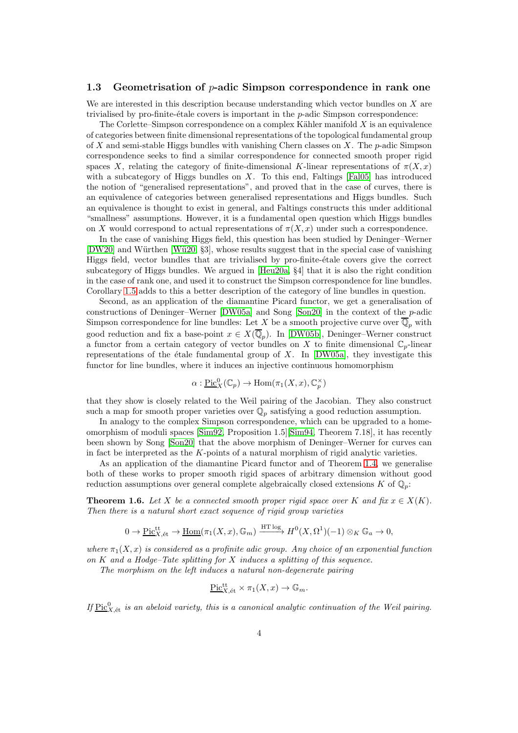### 1.3 Geometrisation of $p$-adic Simpson correspondence in rank one

We are interested in this description because understanding which vector bundles on $X$ are trivialised by pro-finite-étale covers is important in the $p$-adic Simpson correspondence:

The Corlette–Simpson correspondence on a complex Kähler manifold $X$ is an equivalence of categories between finite dimensional representations of the topological fundamental group of $X$ and semi-stable Higgs bundles with vanishing Chern classes on $X$. The $p$-adic Simpson correspondence seeks to find a similar correspondence for connected smooth proper rigid spaces $X$, relating the category of finite-dimensional $K$-linear representations of $\pi(X, x)$ with a subcategory of Higgs bundles on $X$. To this end, Faltings [Fal05] has introduced the notion of "generalised representations", and proved that in the case of curves, there is an equivalence of categories between generalised representations and Higgs bundles. Such an equivalence is thought to exist in general, and Faltings constructs this under additional "smallness" assumptions. However, it is a fundamental open question which Higgs bundles on $X$ would correspond to actual representations of $\pi(X, x)$ under such a correspondence.

In the case of vanishing Higgs field, this question has been studied by Deninger–Werner [DW20] and Würthen [Wü20, §3], whose results suggest that in the special case of vanishing Higgs field, vector bundles that are trivialised by pro-finite-étale covers give the correct subcategory of Higgs bundles. We argued in [Heu20a, §4] that it is also the right condition in the case of rank one, and used it to construct the Simpson correspondence for line bundles. Corollary 1.5 adds to this a better description of the category of line bundles in question.

Second, as an application of the diamantine Picard functor, we get a generalisation of constructions of Deninger–Werner [DW05a] and Song [Son20] in the context of the $p$-adic Simpson correspondence for line bundles: Let $X$ be a smooth projective curve over $\overline{\mathbb{Q}}_p$ with good reduction and fix a base-point $x \in X(\overline{\mathbb{Q}}_p)$. In [DW05b], Deninger–Werner construct a functor from a certain category of vector bundles on $X$ to finite dimensional $\mathbb{C}_p$-linear representations of the étale fundamental group of $X$. In [DW05a], they investigate this functor for line bundles, where it induces an injective continuous homomorphism

$$\alpha : \underline{\mathrm{Pic}}^0_X(\mathbb{C}_p) \to \mathrm{Hom}(\pi_1(X, x), \mathbb{C}_p^\times)$$

that they show is closely related to the Weil pairing of the Jacobian. They also construct such a map for smooth proper varieties over $\mathbb{Q}_p$ satisfying a good reduction assumption.

In analogy to the complex Simpson correspondence, which can be upgraded to a homeomorphism of moduli spaces [Sim92, Proposition 1.5][Sim94, Theorem 7.18], it has recently been shown by Song [Son20] that the above morphism of Deninger–Werner for curves can in fact be interpreted as the $K$-points of a natural morphism of rigid analytic varieties.

As an application of the diamantine Picard functor and of Theorem 1.4, we generalise both of these works to proper smooth rigid spaces of arbitrary dimension without good reduction assumptions over general complete algebraically closed extensions $K$ of $\mathbb{Q}_p$:

**Theorem 1.6.** *Let $X$ be a connected smooth proper rigid space over $K$ and fix $x \in X(K)$. Then there is a natural short exact sequence of rigid group varieties*

$$0 \to \underline{\mathrm{Pic}}^{\mathrm{tt}}_{X,\text{ét}} \to \underline{\mathrm{Hom}}(\pi_1(X, x), \mathbb{G}_m) \xrightarrow{\mathrm{HT}\log} H^0(X, \Omega^1)(-1) \otimes_K \mathbb{G}_a \to 0,$$

*where $\pi_1(X, x)$ is considered as a profinite adic group. Any choice of an exponential function on $K$ and a Hodge–Tate splitting for $X$ induces a splitting of this sequence.*

*The morphism on the left induces a natural non-degenerate pairing*

$$\underline{\mathrm{Pic}}^{\mathrm{tt}}_{X,\text{ét}} \times \pi_1(X, x) \to \mathbb{G}_m.$$

*If $\underline{\mathrm{Pic}}^0_{X,\text{ét}}$ is an abeloid variety, this is a canonical analytic continuation of the Weil pairing.*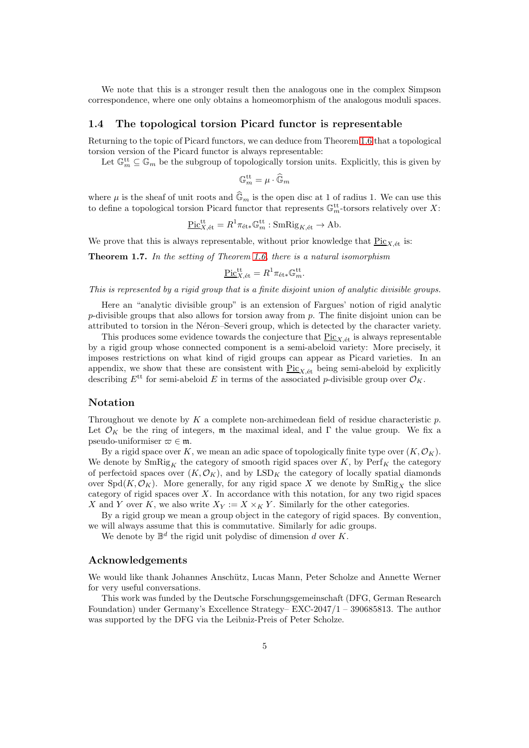We note that this is a stronger result then the analogous one in the complex Simpson correspondence, where one only obtains a homeomorphism of the analogous moduli spaces.

## 1.4 The topological torsion Picard functor is representable

Returning to the topic of Picard functors, we can deduce from Theorem 1.6 that a topological torsion version of the Picard functor is always representable:

Let $\mathbb{G}_m^{\mathrm{tt}} \subseteq \mathbb{G}_m$ be the subgroup of topologically torsion units. Explicitly, this is given by

$$\mathbb{G}_m^{\mathrm{tt}} = \mu \cdot \widehat{\mathbb{G}}_m$$

where $\mu$ is the sheaf of unit roots and $\widehat{\mathbb{G}}_m$ is the open disc at 1 of radius 1. We can use this to define a topological torsion Picard functor that represents $\mathbb{G}_m^{\mathrm{tt}}$-torsors relatively over $X$:

$$\underline{\mathrm{Pic}}^{\mathrm{tt}}_{X,\text{ét}} = R^1\pi_{\text{ét}*}\mathbb{G}_m^{\mathrm{tt}} : \mathrm{SmRig}_{K,\text{ét}} \to \mathrm{Ab}.$$

We prove that this is always representable, without prior knowledge that $\underline{\mathrm{Pic}}_{X,\text{ét}}$ is:

**Theorem 1.7.** *In the setting of Theorem 1.6, there is a natural isomorphism*

$$\underline{\mathrm{Pic}}^{\mathrm{tt}}_{X,\text{ét}} = R^1\pi_{\text{ét}*}\mathbb{G}_m^{\mathrm{tt}}.$$

*This is represented by a rigid group that is a finite disjoint union of analytic divisible groups.*

Here an "analytic divisible group" is an extension of Fargues' notion of rigid analytic $p$-divisible groups that also allows for torsion away from $p$. The finite disjoint union can be attributed to torsion in the Néron–Severi group, which is detected by the character variety.

This produces some evidence towards the conjecture that $\underline{\mathrm{Pic}}_{X,\text{ét}}$ is always representable by a rigid group whose connected component is a semi-abeloid variety: More precisely, it imposes restrictions on what kind of rigid groups can appear as Picard varieties. In an appendix, we show that these are consistent with $\underline{\mathrm{Pic}}_{X,\text{ét}}$ being semi-abeloid by explicitly describing $E^{\mathrm{tt}}$ for semi-abeloid $E$ in terms of the associated $p$-divisible group over $\mathcal{O}_K$.

## Notation

Throughout we denote by $K$ a complete non-archimedean field of residue characteristic $p$. Let $\mathcal{O}_K$ be the ring of integers, $\mathfrak{m}$ the maximal ideal, and $\Gamma$ the value group. We fix a pseudo-uniformiser $\varpi \in \mathfrak{m}$.

By a rigid space over $K$, we mean an adic space of topologically finite type over $(K, \mathcal{O}_K)$. We denote by $\mathrm{SmRig}_K$ the category of smooth rigid spaces over $K$, by $\mathrm{Perf}_K$ the category of perfectoid spaces over $(K, \mathcal{O}_K)$, and by $\mathrm{LSD}_K$ the category of locally spatial diamonds over $\mathrm{Spd}(K, \mathcal{O}_K)$. More generally, for any rigid space $X$ we denote by $\mathrm{SmRig}_X$ the slice category of rigid spaces over $X$. In accordance with this notation, for any two rigid spaces $X$ and $Y$ over $K$, we also write $X_Y := X \times_K Y$. Similarly for the other categories.

By a rigid group we mean a group object in the category of rigid spaces. By convention, we will always assume that this is commutative. Similarly for adic groups.

We denote by $\mathbb{B}^d$ the rigid unit polydisc of dimension $d$ over $K$.

## Acknowledgements

We would like thank Johannes Anschütz, Lucas Mann, Peter Scholze and Annette Werner for very useful conversations.

This work was funded by the Deutsche Forschungsgemeinschaft (DFG, German Research Foundation) under Germany's Excellence Strategy– EXC-2047/1 – 390685813. The author was supported by the DFG via the Leibniz-Preis of Peter Scholze.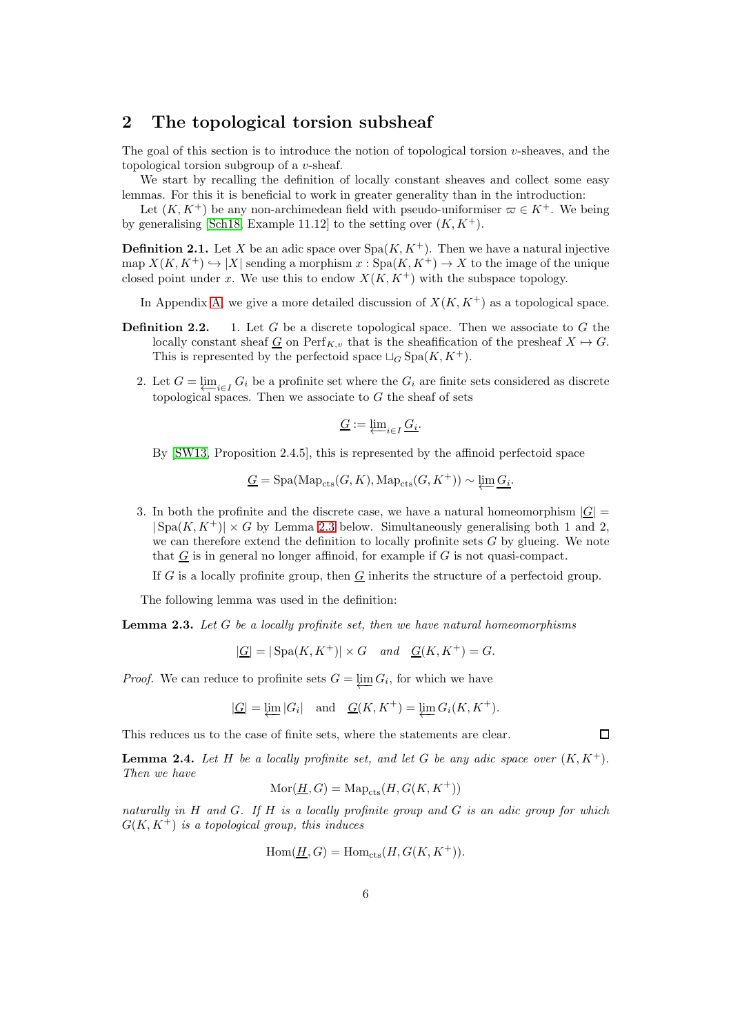# 2 The topological torsion subsheaf

The goal of this section is to introduce the notion of topological torsion $v$-sheaves, and the topological torsion subgroup of a $v$-sheaf.

We start by recalling the definition of locally constant sheaves and collect some easy lemmas. For this it is beneficial to work in greater generality than in the introduction:

Let $(K, K^+)$ be any non-archimedean field with pseudo-uniformiser $\varpi \in K^+$. We being by generalising [Sch18, Example 11.12] to the setting over $(K, K^+)$.

**Definition 2.1.** Let $X$ be an adic space over $\mathrm{Spa}(K, K^+)$. Then we have a natural injective map $X(K, K^+) \hookrightarrow |X|$ sending a morphism $x : \mathrm{Spa}(K, K^+) \to X$ to the image of the unique closed point under $x$. We use this to endow $X(K, K^+)$ with the subspace topology.

In Appendix A, we give a more detailed discussion of $X(K, K^+)$ as a topological space.

**Definition 2.2.**

1. Let $G$ be a discrete topological space. Then we associate to $G$ the locally constant sheaf $\underline{G}$ on $\mathrm{Perf}_{K,v}$ that is the sheafification of the presheaf $X \mapsto G$. This is represented by the perfectoid space $\sqcup_G \mathrm{Spa}(K, K^+)$.

2. Let $G = \varprojlim_{i \in I} G_i$ be a profinite set where the $G_i$ are finite sets considered as discrete topological spaces. Then we associate to $G$ the sheaf of sets

$$\underline{G} := \varprojlim_{i \in I} \underline{G_i}.$$

By [SW13, Proposition 2.4.5], this is represented by the affinoid perfectoid space

$$\underline{G} = \mathrm{Spa}(\mathrm{Map}_{\mathrm{cts}}(G, K), \mathrm{Map}_{\mathrm{cts}}(G, K^+)) \sim \varprojlim \underline{G_i}.$$

3. In both the profinite and the discrete case, we have a natural homeomorphism $|\underline{G}| = |\mathrm{Spa}(K, K^+)| \times G$ by Lemma 2.3 below. Simultaneously generalising both 1 and 2, we can therefore extend the definition to locally profinite sets $G$ by glueing. We note that $\underline{G}$ is in general no longer affinoid, for example if $G$ is not quasi-compact.

   If $G$ is a locally profinite group, then $\underline{G}$ inherits the structure of a perfectoid group.

The following lemma was used in the definition:

**Lemma 2.3.** *Let $G$ be a locally profinite set, then we have natural homeomorphisms*

$$|\underline{G}| = |\mathrm{Spa}(K, K^+)| \times G \quad \text{and} \quad \underline{G}(K, K^+) = G.$$

*Proof.* We can reduce to profinite sets $G = \varprojlim G_i$, for which we have

$$|\underline{G}| = \varprojlim |G_i| \quad \text{and} \quad \underline{G}(K, K^+) = \varprojlim G_i(K, K^+).$$

This reduces us to the case of finite sets, where the statements are clear. $\square$

**Lemma 2.4.** *Let $H$ be a locally profinite set, and let $G$ be any adic space over $(K, K^+)$. Then we have*

$$\mathrm{Mor}(\underline{H}, G) = \mathrm{Map}_{\mathrm{cts}}(H, G(K, K^+))$$

*naturally in $H$ and $G$. If $H$ is a locally profinite group and $G$ is an adic group for which $G(K, K^+)$ is a topological group, this induces*

$$\mathrm{Hom}(\underline{H}, G) = \mathrm{Hom}_{\mathrm{cts}}(H, G(K, K^+)).$$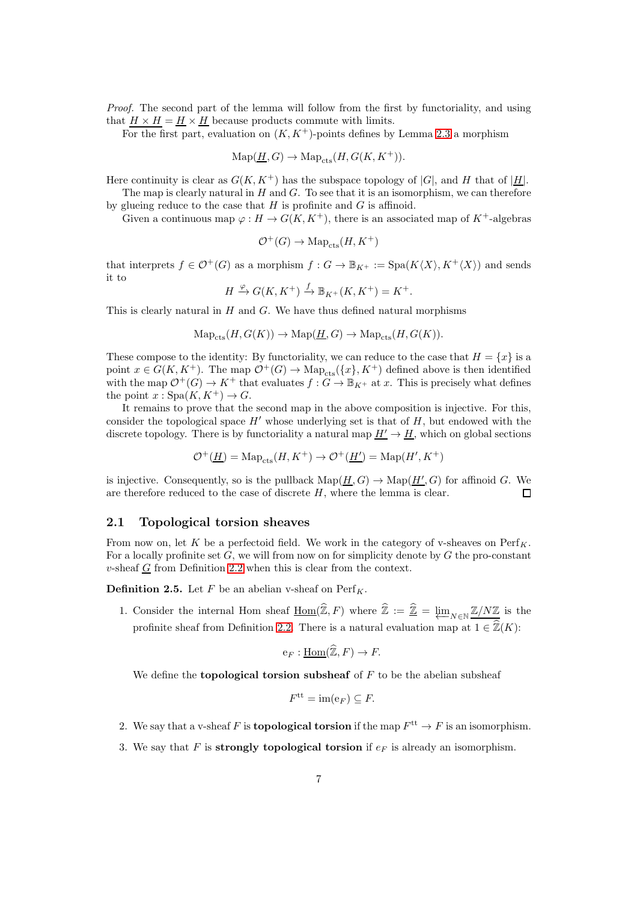*Proof.* The second part of the lemma will follow from the first by functoriality, and using that $\underline{H \times H} = \underline{H} \times \underline{H}$ because products commute with limits.

For the first part, evaluation on $(K, K^+)$-points defines by Lemma 2.3 a morphism

$$\mathrm{Map}(\underline{H}, G) \to \mathrm{Map}_{\mathrm{cts}}(H, G(K, K^+)).$$

Here continuity is clear as $G(K, K^+)$ has the subspace topology of $|G|$, and $H$ that of $|\underline{H}|$.

The map is clearly natural in $H$ and $G$. To see that it is an isomorphism, we can therefore by glueing reduce to the case that $H$ is profinite and $G$ is affinoid.

Given a continuous map $\varphi : H \to G(K, K^+)$, there is an associated map of $K^+$-algebras

$$\mathcal{O}^+(G) \to \mathrm{Map}_{\mathrm{cts}}(H, K^+)$$

that interprets $f \in \mathcal{O}^+(G)$ as a morphism $f : G \to \mathbb{B}_{K^+} := \mathrm{Spa}(K\langle X\rangle, K^+\langle X\rangle)$ and sends it to

$$H \xrightarrow{\varphi} G(K, K^+) \xrightarrow{f} \mathbb{B}_{K^+}(K, K^+) = K^+.$$

This is clearly natural in $H$ and $G$. We have thus defined natural morphisms

$$\mathrm{Map}_{\mathrm{cts}}(H, G(K)) \to \mathrm{Map}(\underline{H}, G) \to \mathrm{Map}_{\mathrm{cts}}(H, G(K)).$$

These compose to the identity: By functoriality, we can reduce to the case that $H = \{x\}$ is a point $x \in G(K, K^+)$. The map $\mathcal{O}^+(G) \to \mathrm{Map}_{\mathrm{cts}}(\{x\}, K^+)$ defined above is then identified with the map $\mathcal{O}^+(G) \to K^+$ that evaluates $f : G \to \mathbb{B}_{K^+}$ at $x$. This is precisely what defines the point $x : \mathrm{Spa}(K, K^+) \to G$.

It remains to prove that the second map in the above composition is injective. For this, consider the topological space $H'$ whose underlying set is that of $H$, but endowed with the discrete topology. There is by functoriality a natural map $\underline{H'} \to \underline{H}$, which on global sections

$$\mathcal{O}^+(\underline{H}) = \mathrm{Map}_{\mathrm{cts}}(H, K^+) \to \mathcal{O}^+(\underline{H'}) = \mathrm{Map}(H', K^+)$$

is injective. Consequently, so is the pullback $\mathrm{Map}(\underline{H}, G) \to \mathrm{Map}(\underline{H'}, G)$ for affinoid $G$. We are therefore reduced to the case of discrete $H$, where the lemma is clear. $\square$

## 2.1 Topological torsion sheaves

From now on, let $K$ be a perfectoid field. We work in the category of v-sheaves on $\mathrm{Perf}_K$. For a locally profinite set $G$, we will from now on for simplicity denote by $G$ the pro-constant $v$-sheaf $\underline{G}$ from Definition 2.2 when this is clear from the context.

**Definition 2.5.** Let $F$ be an abelian v-sheaf on $\mathrm{Perf}_K$.

1. Consider the internal Hom sheaf $\underline{\mathrm{Hom}}(\widehat{\mathbb{Z}}, F)$ where $\widehat{\mathbb{Z}} := \underline{\widehat{\mathbb{Z}}} = \varprojlim_{N \in \mathbb{N}} \underline{\mathbb{Z}/N\mathbb{Z}}$ is the profinite sheaf from Definition 2.2. There is a natural evaluation map at $1 \in \widehat{\mathbb{Z}}(K)$:

$$\mathrm{e}_F : \underline{\mathrm{Hom}}(\widehat{\mathbb{Z}}, F) \to F.$$

We define the **topological torsion subsheaf** of $F$ to be the abelian subsheaf

$$F^{\mathrm{tt}} = \mathrm{im}(\mathrm{e}_F) \subseteq F.$$

2. We say that a v-sheaf $F$ is **topological torsion** if the map $F^{\mathrm{tt}} \to F$ is an isomorphism.

3. We say that $F$ is **strongly topological torsion** if $e_F$ is already an isomorphism.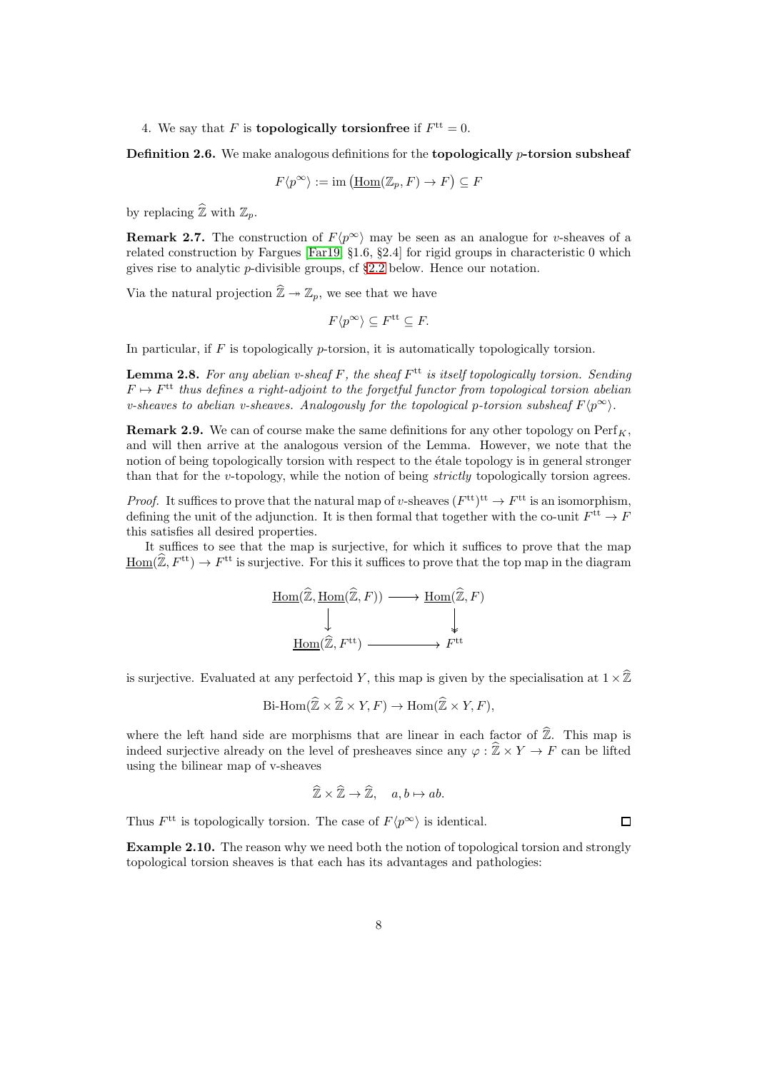4. We say that $F$ is **topologically torsionfree** if $F^{\mathrm{tt}} = 0$.

**Definition 2.6.** We make analogous definitions for the **topologically $p$-torsion subsheaf**

$$F\langle p^\infty\rangle := \mathrm{im}\left(\underline{\mathrm{Hom}}(\mathbb{Z}_p, F) \to F\right) \subseteq F$$

by replacing $\widehat{\mathbb{Z}}$ with $\mathbb{Z}_p$.

**Remark 2.7.** The construction of $F\langle p^\infty\rangle$ may be seen as an analogue for $v$-sheaves of a related construction by Fargues [Far19, §1.6, §2.4] for rigid groups in characteristic 0 which gives rise to analytic $p$-divisible groups, cf §2.2 below. Hence our notation.

Via the natural projection $\widehat{\mathbb{Z}} \twoheadrightarrow \mathbb{Z}_p$, we see that we have

$$F\langle p^\infty\rangle \subseteq F^{\mathrm{tt}} \subseteq F.$$

In particular, if $F$ is topologically $p$-torsion, it is automatically topologically torsion.

**Lemma 2.8.** *For any abelian $v$-sheaf $F$, the sheaf $F^{\mathrm{tt}}$ is itself topologically torsion. Sending $F \mapsto F^{\mathrm{tt}}$ thus defines a right-adjoint to the forgetful functor from topological torsion abelian $v$-sheaves to abelian $v$-sheaves. Analogously for the topological $p$-torsion subsheaf $F\langle p^\infty\rangle$.*

**Remark 2.9.** We can of course make the same definitions for any other topology on $\mathrm{Perf}_K$, and will then arrive at the analogous version of the Lemma. However, we note that the notion of being topologically torsion with respect to the étale topology is in general stronger than that for the $v$-topology, while the notion of being *strictly* topologically torsion agrees.

*Proof.* It suffices to prove that the natural map of $v$-sheaves $(F^{\mathrm{tt}})^{\mathrm{tt}} \to F^{\mathrm{tt}}$ is an isomorphism, defining the unit of the adjunction. It is then formal that together with the co-unit $F^{\mathrm{tt}} \to F$ this satisfies all desired properties.

It suffices to see that the map is surjective, for which it suffices to prove that the map $\underline{\mathrm{Hom}}(\widehat{\mathbb{Z}}, F^{\mathrm{tt}}) \to F^{\mathrm{tt}}$ is surjective. For this it suffices to prove that the top map in the diagram

$$\begin{array}{ccc}
\underline{\mathrm{Hom}}(\widehat{\mathbb{Z}}, \underline{\mathrm{Hom}}(\widehat{\mathbb{Z}}, F)) & \longrightarrow & \underline{\mathrm{Hom}}(\widehat{\mathbb{Z}}, F) \\
\downarrow & & \downarrow \\
\underline{\mathrm{Hom}}(\widehat{\mathbb{Z}}, F^{\mathrm{tt}}) & \longrightarrow & F^{\mathrm{tt}}
\end{array}$$

is surjective. Evaluated at any perfectoid $Y$, this map is given by the specialisation at $1 \times \widehat{\mathbb{Z}}$

$$\text{Bi-Hom}(\widehat{\mathbb{Z}} \times \widehat{\mathbb{Z}} \times Y, F) \to \mathrm{Hom}(\widehat{\mathbb{Z}} \times Y, F),$$

where the left hand side are morphisms that are linear in each factor of $\widehat{\mathbb{Z}}$. This map is indeed surjective already on the level of presheaves since any $\varphi : \widehat{\mathbb{Z}} \times Y \to F$ can be lifted using the bilinear map of v-sheaves

$$\widehat{\mathbb{Z}} \times \widehat{\mathbb{Z}} \to \widehat{\mathbb{Z}}, \quad a, b \mapsto ab.$$

Thus $F^{\mathrm{tt}}$ is topologically torsion. The case of $F\langle p^\infty\rangle$ is identical. $\square$

**Example 2.10.** The reason why we need both the notion of topological torsion and strongly topological torsion sheaves is that each has its advantages and pathologies: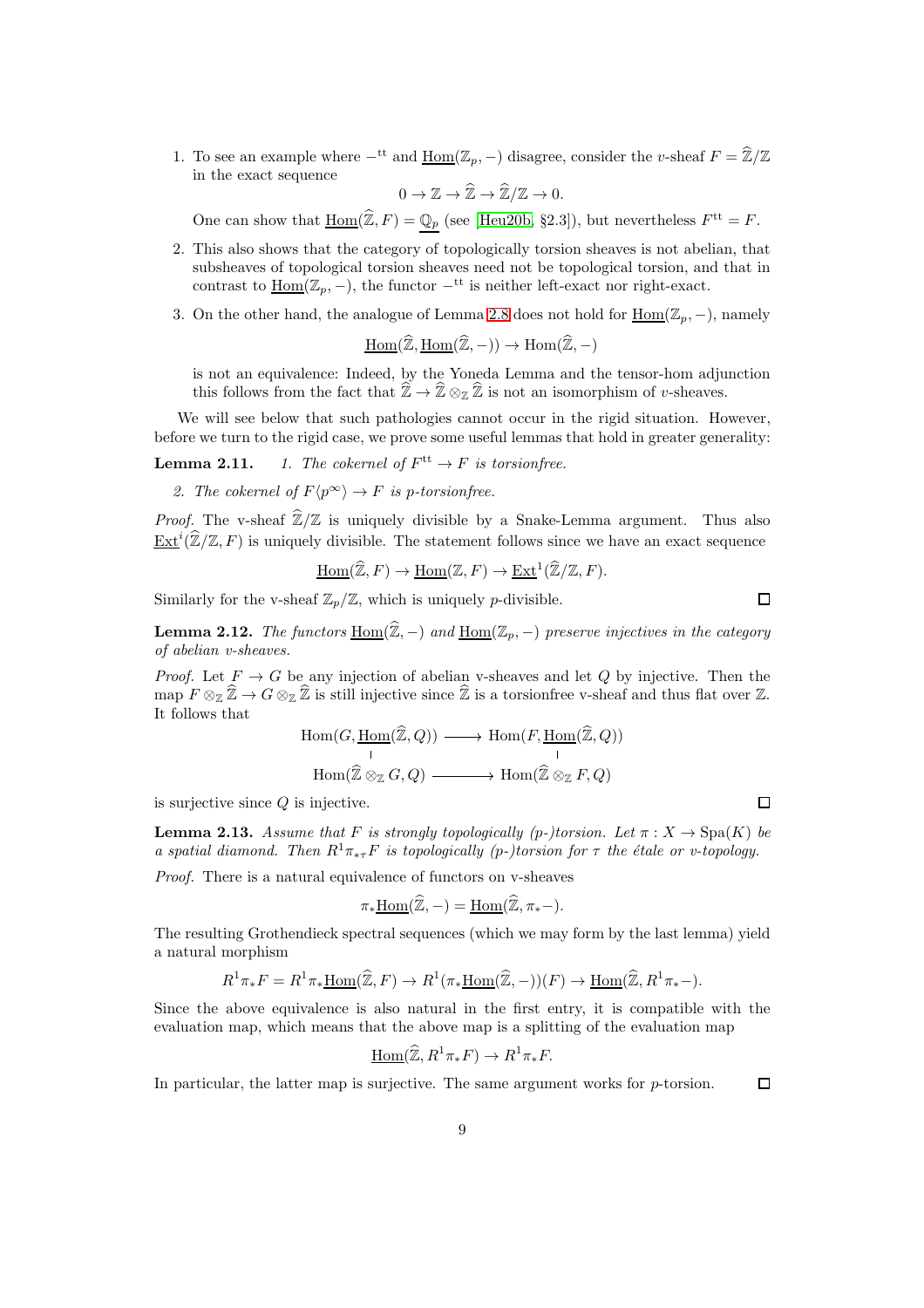1. To see an example where $-^{\mathrm{tt}}$ and $\underline{\mathrm{Hom}}(\mathbb{Z}_p, -)$ disagree, consider the $v$-sheaf $F = \widehat{\mathbb{Z}}/\mathbb{Z}$ in the exact sequence
$$0 \to \mathbb{Z} \to \widehat{\mathbb{Z}} \to \widehat{\mathbb{Z}}/\mathbb{Z} \to 0.$$
One can show that $\underline{\mathrm{Hom}}(\widehat{\mathbb{Z}}, F) = \underline{\mathbb{Q}_p}$ (see [Heu20b, §2.3]), but nevertheless $F^{\mathrm{tt}} = F$.

2. This also shows that the category of topologically torsion sheaves is not abelian, that subsheaves of topological torsion sheaves need not be topological torsion, and that in contrast to $\underline{\mathrm{Hom}}(\mathbb{Z}_p, -)$, the functor $-^{\mathrm{tt}}$ is neither left-exact nor right-exact.

3. On the other hand, the analogue of Lemma 2.8 does not hold for $\underline{\mathrm{Hom}}(\mathbb{Z}_p, -)$, namely
$$\underline{\mathrm{Hom}}(\widehat{\mathbb{Z}}, \underline{\mathrm{Hom}}(\widehat{\mathbb{Z}}, -)) \to \mathrm{Hom}(\widehat{\mathbb{Z}}, -)$$
is not an equivalence: Indeed, by the Yoneda Lemma and the tensor-hom adjunction this follows from the fact that $\widehat{\mathbb{Z}} \to \widehat{\mathbb{Z}} \otimes_{\mathbb{Z}} \widehat{\mathbb{Z}}$ is not an isomorphism of $v$-sheaves.

We will see below that such pathologies cannot occur in the rigid situation. However, before we turn to the rigid case, we prove some useful lemmas that hold in greater generality:

**Lemma 2.11.** *1. The cokernel of $F^{\mathrm{tt}} \to F$ is torsionfree.*

*2. The cokernel of $F\langle p^\infty\rangle \to F$ is $p$-torsionfree.*

*Proof.* The v-sheaf $\widehat{\mathbb{Z}}/\mathbb{Z}$ is uniquely divisible by a Snake-Lemma argument. Thus also $\underline{\mathrm{Ext}}^i(\widehat{\mathbb{Z}}/\mathbb{Z}, F)$ is uniquely divisible. The statement follows since we have an exact sequence
$$\underline{\mathrm{Hom}}(\widehat{\mathbb{Z}}, F) \to \underline{\mathrm{Hom}}(\mathbb{Z}, F) \to \underline{\mathrm{Ext}}^1(\widehat{\mathbb{Z}}/\mathbb{Z}, F).$$
Similarly for the v-sheaf $\mathbb{Z}_p/\mathbb{Z}$, which is uniquely $p$-divisible. $\square$

**Lemma 2.12.** *The functors $\underline{\mathrm{Hom}}(\widehat{\mathbb{Z}}, -)$ and $\underline{\mathrm{Hom}}(\mathbb{Z}_p, -)$ preserve injectives in the category of abelian v-sheaves.*

*Proof.* Let $F \to G$ be any injection of abelian v-sheaves and let $Q$ by injective. Then the map $F \otimes_{\mathbb{Z}} \widehat{\mathbb{Z}} \to G \otimes_{\mathbb{Z}} \widehat{\mathbb{Z}}$ is still injective since $\widehat{\mathbb{Z}}$ is a torsionfree v-sheaf and thus flat over $\mathbb{Z}$. It follows that
$$\begin{array}{ccc} \mathrm{Hom}(G, \underline{\mathrm{Hom}}(\widehat{\mathbb{Z}}, Q)) & \longrightarrow & \mathrm{Hom}(F, \underline{\mathrm{Hom}}(\widehat{\mathbb{Z}}, Q)) \\ \| & & \| \\ \mathrm{Hom}(\widehat{\mathbb{Z}} \otimes_{\mathbb{Z}} G, Q) & \longrightarrow & \mathrm{Hom}(\widehat{\mathbb{Z}} \otimes_{\mathbb{Z}} F, Q) \end{array}$$
is surjective since $Q$ is injective. $\square$

**Lemma 2.13.** *Assume that $F$ is strongly topologically ($p$-)torsion. Let $\pi : X \to \mathrm{Spa}(K)$ be a spatial diamond. Then $R^1\pi_{*\tau}F$ is topologically ($p$-)torsion for $\tau$ the étale or v-topology.*

*Proof.* There is a natural equivalence of functors on v-sheaves
$$\pi_*\underline{\mathrm{Hom}}(\widehat{\mathbb{Z}}, -) = \underline{\mathrm{Hom}}(\widehat{\mathbb{Z}}, \pi_*-).$$
The resulting Grothendieck spectral sequences (which we may form by the last lemma) yield a natural morphism
$$R^1\pi_*F = R^1\pi_*\underline{\mathrm{Hom}}(\widehat{\mathbb{Z}}, F) \to R^1(\pi_*\underline{\mathrm{Hom}}(\widehat{\mathbb{Z}}, -))(F) \to \underline{\mathrm{Hom}}(\widehat{\mathbb{Z}}, R^1\pi_*-).$$
Since the above equivalence is also natural in the first entry, it is compatible with the evaluation map, which means that the above map is a splitting of the evaluation map
$$\underline{\mathrm{Hom}}(\widehat{\mathbb{Z}}, R^1\pi_*F) \to R^1\pi_*F.$$
In particular, the latter map is surjective. The same argument works for $p$-torsion. $\square$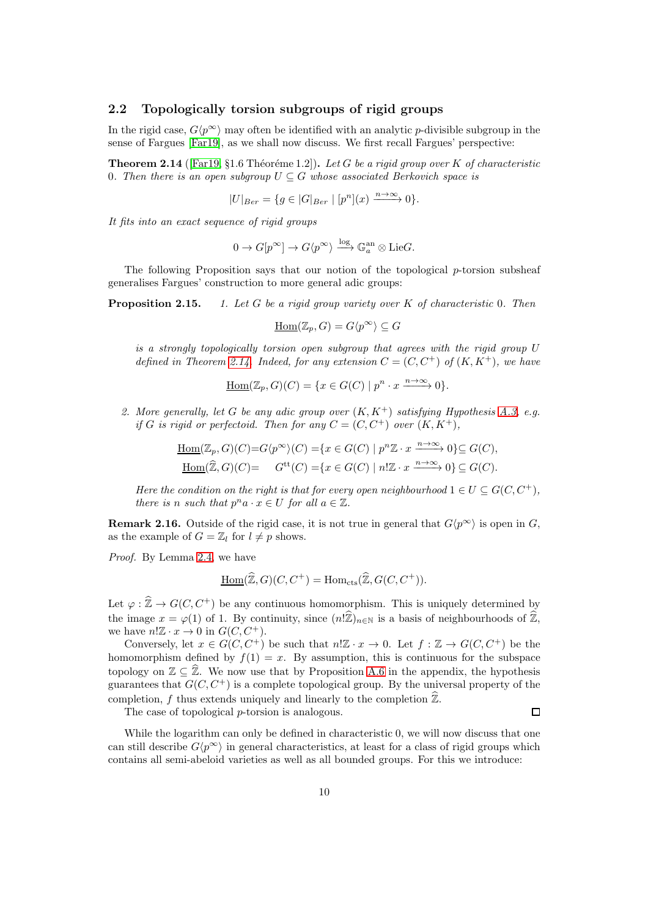## 2.2 Topologically torsion subgroups of rigid groups

In the rigid case, $G\langle p^\infty\rangle$ may often be identified with an analytic $p$-divisible subgroup in the sense of Fargues [Far19], as we shall now discuss. We first recall Fargues' perspective:

**Theorem 2.14** ([Far19, §1.6 Théoréme 1.2]). *Let $G$ be a rigid group over $K$ of characteristic 0. Then there is an open subgroup $U \subseteq G$ whose associated Berkovich space is*

$$|U|_{Ber} = \{g \in |G|_{Ber} \mid [p^n](x) \xrightarrow{n\to\infty} 0\}.$$

*It fits into an exact sequence of rigid groups*

$$0 \to G[p^\infty] \to G\langle p^\infty\rangle \xrightarrow{\log} \mathbb{G}_a^{\mathrm{an}} \otimes \mathrm{Lie}G.$$

The following Proposition says that our notion of the topological $p$-torsion subsheaf generalises Fargues' construction to more general adic groups:

**Proposition 2.15.**

1. *Let $G$ be a rigid group variety over $K$ of characteristic 0. Then*

   $$\underline{\mathrm{Hom}}(\mathbb{Z}_p, G) = G\langle p^\infty\rangle \subseteq G$$

   *is a strongly topologically torsion open subgroup that agrees with the rigid group $U$ defined in Theorem 2.14. Indeed, for any extension $C = (C, C^+)$ of $(K, K^+)$, we have*

   $$\underline{\mathrm{Hom}}(\mathbb{Z}_p, G)(C) = \{x \in G(C) \mid p^n \cdot x \xrightarrow{n\to\infty} 0\}.$$

2. *More generally, let $G$ be any adic group over $(K, K^+)$ satisfying Hypothesis A.3, e.g. if $G$ is rigid or perfectoid. Then for any $C = (C, C^+)$ over $(K, K^+)$,*

   $$\begin{aligned} \underline{\mathrm{Hom}}(\mathbb{Z}_p, G)(C) = G\langle p^\infty\rangle(C) &= \{x \in G(C) \mid p^n\mathbb{Z} \cdot x \xrightarrow{n\to\infty} 0\} \subseteq G(C), \\ \underline{\mathrm{Hom}}(\widehat{\mathbb{Z}}, G)(C) = \quad G^{\mathrm{tt}}(C) &= \{x \in G(C) \mid n!\mathbb{Z} \cdot x \xrightarrow{n\to\infty} 0\} \subseteq G(C). \end{aligned}$$

   *Here the condition on the right is that for every open neighbourhood $1 \in U \subseteq G(C, C^+)$, there is $n$ such that $p^n a \cdot x \in U$ for all $a \in \mathbb{Z}$.*

**Remark 2.16.** Outside of the rigid case, it is not true in general that $G\langle p^\infty\rangle$ is open in $G$, as the example of $G = \mathbb{Z}_l$ for $l \neq p$ shows.

*Proof.* By Lemma 2.4, we have

$$\underline{\mathrm{Hom}}(\widehat{\mathbb{Z}}, G)(C, C^+) = \mathrm{Hom}_{\mathrm{cts}}(\widehat{\mathbb{Z}}, G(C, C^+)).$$

Let $\varphi : \widehat{\mathbb{Z}} \to G(C, C^+)$ be any continuous homomorphism. This is uniquely determined by the image $x = \varphi(1)$ of 1. By continuity, since $(n!\widehat{\mathbb{Z}})_{n\in\mathbb{N}}$ is a basis of neighbourhoods of $\widehat{\mathbb{Z}}$, we have $n!\mathbb{Z} \cdot x \to 0$ in $G(C, C^+)$.

Conversely, let $x \in G(C, C^+)$ be such that $n!\mathbb{Z} \cdot x \to 0$. Let $f : \mathbb{Z} \to G(C, C^+)$ be the homomorphism defined by $f(1) = x$. By assumption, this is continuous for the subspace topology on $\mathbb{Z} \subseteq \widehat{\mathbb{Z}}$. We now use that by Proposition A.6 in the appendix, the hypothesis guarantees that $G(C, C^+)$ is a complete topological group. By the universal property of the completion, $f$ thus extends uniquely and linearly to the completion $\widehat{\mathbb{Z}}$.

The case of topological $p$-torsion is analogous. $\square$

While the logarithm can only be defined in characteristic 0, we will now discuss that one can still describe $G\langle p^\infty\rangle$ in general characteristics, at least for a class of rigid groups which contains all semi-abeloid varieties as well as all bounded groups. For this we introduce: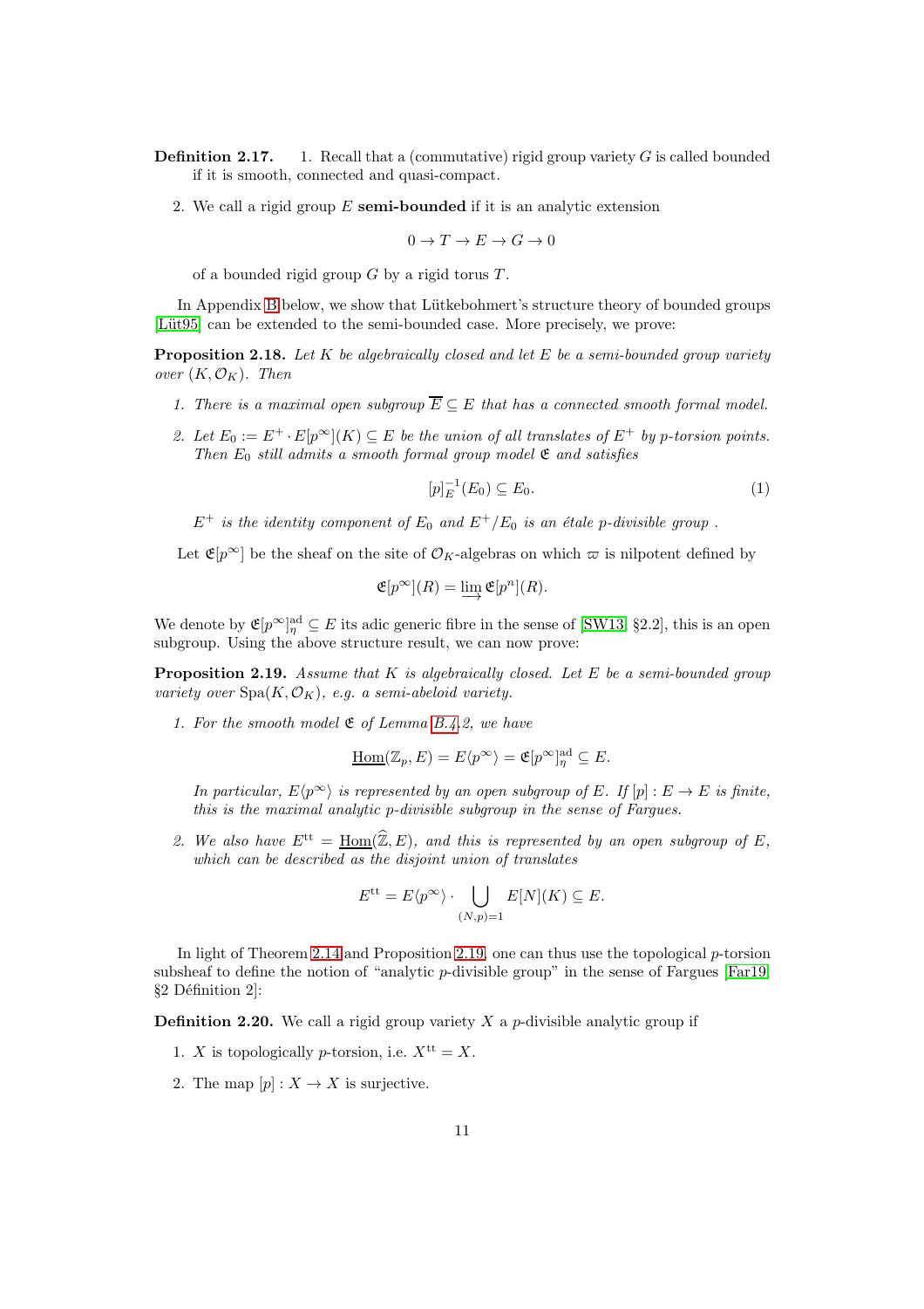**Definition 2.17.**

1. Recall that a (commutative) rigid group variety $G$ is called bounded if it is smooth, connected and quasi-compact.
2. We call a rigid group $E$ **semi-bounded** if it is an analytic extension

$$0 \to T \to E \to G \to 0$$

of a bounded rigid group $G$ by a rigid torus $T$.

In Appendix B below, we show that Lütkebohmert's structure theory of bounded groups [Lüt95] can be extended to the semi-bounded case. More precisely, we prove:

**Proposition 2.18.** *Let $K$ be algebraically closed and let $E$ be a semi-bounded group variety over $(K, \mathcal{O}_K)$. Then*

1. *There is a maximal open subgroup $\overline{E} \subseteq E$ that has a connected smooth formal model.*
2. *Let $E_0 := E^+ \cdot E[p^\infty](K) \subseteq E$ be the union of all translates of $E^+$ by $p$-torsion points. Then $E_0$ still admits a smooth formal group model $\mathfrak{E}$ and satisfies*

$$[p]_E^{-1}(E_0) \subseteq E_0. \tag{1}$$

*$E^+$ is the identity component of $E_0$ and $E^+/E_0$ is an étale $p$-divisible group .*

Let $\mathfrak{E}[p^\infty]$ be the sheaf on the site of $\mathcal{O}_K$-algebras on which $\varpi$ is nilpotent defined by

$$\mathfrak{E}[p^\infty](R) = \varinjlim \mathfrak{E}[p^n](R).$$

We denote by $\mathfrak{E}[p^\infty]^{\mathrm{ad}}_\eta \subseteq E$ its adic generic fibre in the sense of [SW13, §2.2], this is an open subgroup. Using the above structure result, we can now prove:

**Proposition 2.19.** *Assume that $K$ is algebraically closed. Let $E$ be a semi-bounded group variety over $\mathrm{Spa}(K, \mathcal{O}_K)$, e.g. a semi-abeloid variety.*

1. *For the smooth model $\mathfrak{E}$ of Lemma B.4.2, we have*

$$\underline{\mathrm{Hom}}(\mathbb{Z}_p, E) = E\langle p^\infty \rangle = \mathfrak{E}[p^\infty]^{\mathrm{ad}}_\eta \subseteq E.$$

*In particular, $E\langle p^\infty \rangle$ is represented by an open subgroup of $E$. If $[p] : E \to E$ is finite, this is the maximal analytic $p$-divisible subgroup in the sense of Fargues.*

2. *We also have $E^{\mathrm{tt}} = \underline{\mathrm{Hom}}(\widehat{\mathbb{Z}}, E)$, and this is represented by an open subgroup of $E$, which can be described as the disjoint union of translates*

$$E^{\mathrm{tt}} = E\langle p^\infty \rangle \cdot \bigcup_{(N,p)=1} E[N](K) \subseteq E.$$

In light of Theorem 2.14 and Proposition 2.19, one can thus use the topological $p$-torsion subsheaf to define the notion of "analytic $p$-divisible group" in the sense of Fargues [Far19, §2 Définition 2]:

**Definition 2.20.** We call a rigid group variety $X$ a $p$-divisible analytic group if

1. $X$ is topologically $p$-torsion, i.e. $X^{\mathrm{tt}} = X$.
2. The map $[p] : X \to X$ is surjective.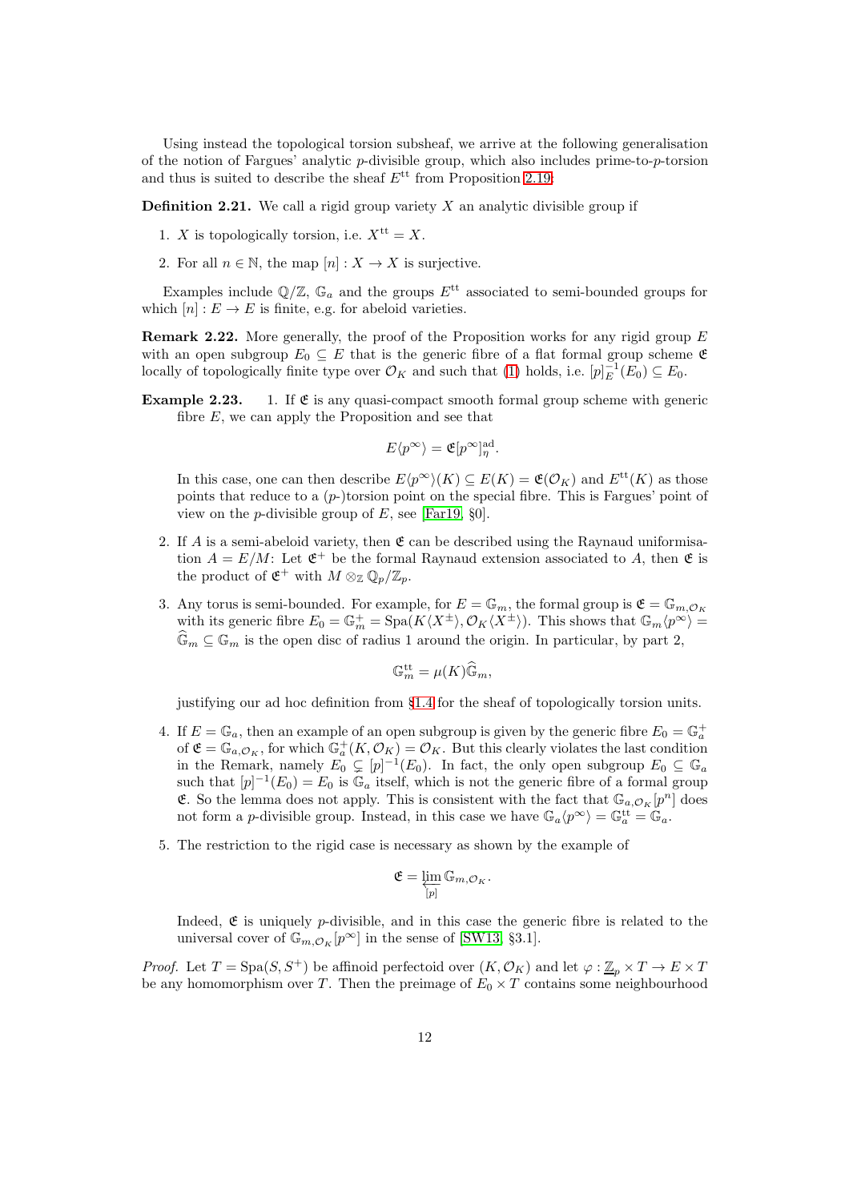Using instead the topological torsion subsheaf, we arrive at the following generalisation of the notion of Fargues' analytic $p$-divisible group, which also includes prime-to-$p$-torsion and thus is suited to describe the sheaf $E^{\mathrm{tt}}$ from Proposition 2.19:

**Definition 2.21.** We call a rigid group variety $X$ an analytic divisible group if

1. $X$ is topologically torsion, i.e. $X^{\mathrm{tt}} = X$.
2. For all $n \in \mathbb{N}$, the map $[n] : X \to X$ is surjective.

Examples include $\mathbb{Q}/\mathbb{Z}$, $\mathbb{G}_a$ and the groups $E^{\mathrm{tt}}$ associated to semi-bounded groups for which $[n] : E \to E$ is finite, e.g. for abeloid varieties.

**Remark 2.22.** More generally, the proof of the Proposition works for any rigid group $E$ with an open subgroup $E_0 \subseteq E$ that is the generic fibre of a flat formal group scheme $\mathfrak{E}$ locally of topologically finite type over $\mathcal{O}_K$ and such that (1) holds, i.e. $[p]_E^{-1}(E_0) \subseteq E_0$.

**Example 2.23.**
1. If $\mathfrak{E}$ is any quasi-compact smooth formal group scheme with generic fibre $E$, we can apply the Proposition and see that

$$E\langle p^\infty\rangle = \mathfrak{E}[p^\infty]^{\mathrm{ad}}_\eta.$$

In this case, one can then describe $E\langle p^\infty\rangle(K) \subseteq E(K) = \mathfrak{E}(\mathcal{O}_K)$ and $E^{\mathrm{tt}}(K)$ as those points that reduce to a ($p$-)torsion point on the special fibre. This is Fargues' point of view on the $p$-divisible group of $E$, see [Far19, §0].

2. If $A$ is a semi-abeloid variety, then $\mathfrak{E}$ can be described using the Raynaud uniformisation $A = E/M$: Let $\mathfrak{E}^+$ be the formal Raynaud extension associated to $A$, then $\mathfrak{E}$ is the product of $\mathfrak{E}^+$ with $M \otimes_{\mathbb{Z}} \mathbb{Q}_p/\mathbb{Z}_p$.

3. Any torus is semi-bounded. For example, for $E = \mathbb{G}_m$, the formal group is $\mathfrak{E} = \mathbb{G}_{m,\mathcal{O}_K}$ with its generic fibre $E_0 = \mathbb{G}_m^+ = \mathrm{Spa}(K\langle X^\pm\rangle, \mathcal{O}_K\langle X^\pm\rangle)$. This shows that $\mathbb{G}_m\langle p^\infty\rangle = \widehat{\mathbb{G}}_m \subseteq \mathbb{G}_m$ is the open disc of radius 1 around the origin. In particular, by part 2,

$$\mathbb{G}_m^{\mathrm{tt}} = \mu(K)\widehat{\mathbb{G}}_m,$$

justifying our ad hoc definition from §1.4 for the sheaf of topologically torsion units.

4. If $E = \mathbb{G}_a$, then an example of an open subgroup is given by the generic fibre $E_0 = \mathbb{G}_a^+$ of $\mathfrak{E} = \mathbb{G}_{a,\mathcal{O}_K}$, for which $\mathbb{G}_a^+(K, \mathcal{O}_K) = \mathcal{O}_K$. But this clearly violates the last condition in the Remark, namely $E_0 \subsetneq [p]^{-1}(E_0)$. In fact, the only open subgroup $E_0 \subseteq \mathbb{G}_a$ such that $[p]^{-1}(E_0) = E_0$ is $\mathbb{G}_a$ itself, which is not the generic fibre of a formal group $\mathfrak{E}$. So the lemma does not apply. This is consistent with the fact that $\mathbb{G}_{a,\mathcal{O}_K}[p^n]$ does not form a $p$-divisible group. Instead, in this case we have $\mathbb{G}_a\langle p^\infty\rangle = \mathbb{G}_a^{\mathrm{tt}} = \mathbb{G}_a$.

5. The restriction to the rigid case is necessary as shown by the example of

$$\mathfrak{E} = \varprojlim_{[p]} \mathbb{G}_{m,\mathcal{O}_K}.$$

Indeed, $\mathfrak{E}$ is uniquely $p$-divisible, and in this case the generic fibre is related to the universal cover of $\mathbb{G}_{m,\mathcal{O}_K}[p^\infty]$ in the sense of [SW13, §3.1].

*Proof.* Let $T = \mathrm{Spa}(S, S^+)$ be affinoid perfectoid over $(K, \mathcal{O}_K)$ and let $\varphi : \underline{\mathbb{Z}}_p \times T \to E \times T$ be any homomorphism over $T$. Then the preimage of $E_0 \times T$ contains some neighbourhood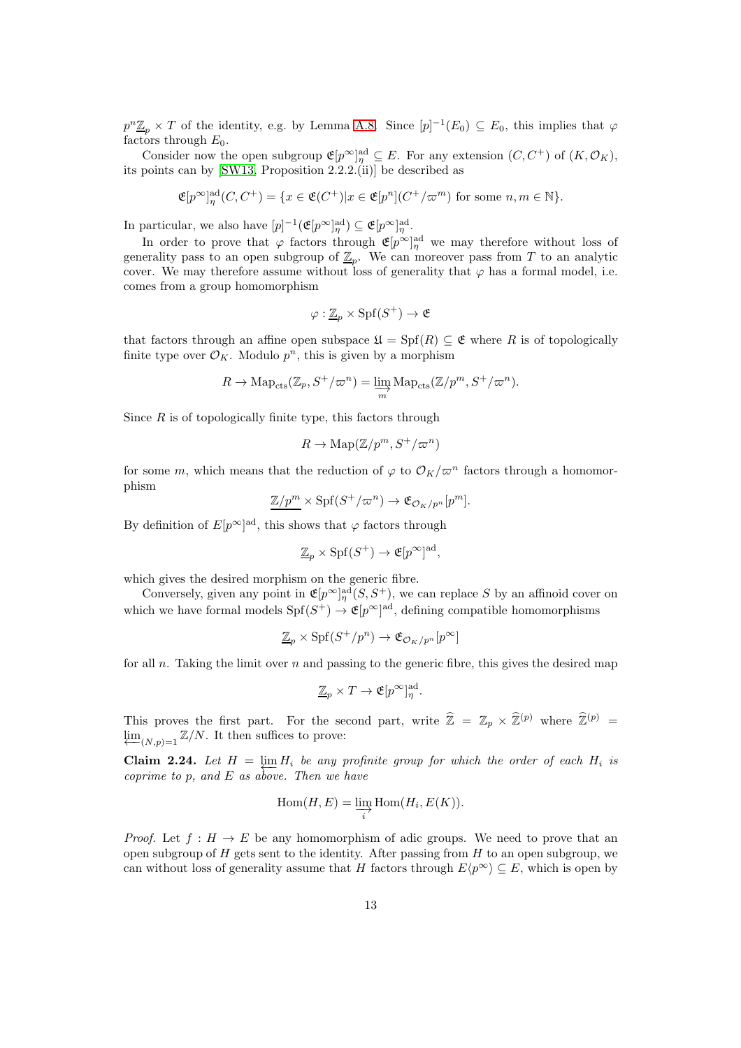$p^n\underline{\mathbb{Z}}_p \times T$ of the identity, e.g. by Lemma A.8. Since $[p]^{-1}(E_0) \subseteq E_0$, this implies that $\varphi$ factors through $E_0$.

Consider now the open subgroup $\mathfrak{E}[p^\infty]^{\mathrm{ad}}_\eta \subseteq E$. For any extension $(C, C^+)$ of $(K, \mathcal{O}_K)$, its points can by [SW13, Proposition 2.2.2.(ii)] be described as

$$\mathfrak{E}[p^\infty]^{\mathrm{ad}}_\eta(C, C^+) = \{x \in \mathfrak{E}(C^+) | x \in \mathfrak{E}[p^n](C^+/\varpi^m) \text{ for some } n, m \in \mathbb{N}\}.$$

In particular, we also have $[p]^{-1}(\mathfrak{E}[p^\infty]^{\mathrm{ad}}_\eta) \subseteq \mathfrak{E}[p^\infty]^{\mathrm{ad}}_\eta$.

In order to prove that $\varphi$ factors through $\mathfrak{E}[p^\infty]^{\mathrm{ad}}_\eta$ we may therefore without loss of generality pass to an open subgroup of $\underline{\mathbb{Z}}_p$. We can moreover pass from $T$ to an analytic cover. We may therefore assume without loss of generality that $\varphi$ has a formal model, i.e. comes from a group homomorphism

$$\varphi : \underline{\mathbb{Z}}_p \times \operatorname{Spf}(S^+) \to \mathfrak{E}$$

that factors through an affine open subspace $\mathfrak{U} = \operatorname{Spf}(R) \subseteq \mathfrak{E}$ where $R$ is of topologically finite type over $\mathcal{O}_K$. Modulo $p^n$, this is given by a morphism

$$R \to \operatorname{Map}_{\mathrm{cts}}(\mathbb{Z}_p, S^+/\varpi^n) = \varinjlim_m \operatorname{Map}_{\mathrm{cts}}(\mathbb{Z}/p^m, S^+/\varpi^n).$$

Since $R$ is of topologically finite type, this factors through

$$R \to \operatorname{Map}(\mathbb{Z}/p^m, S^+/\varpi^n)$$

for some $m$, which means that the reduction of $\varphi$ to $\mathcal{O}_K/\varpi^n$ factors through a homomorphism

$$\underline{\mathbb{Z}/p^m} \times \operatorname{Spf}(S^+/\varpi^n) \to \mathfrak{E}_{\mathcal{O}_K/p^n}[p^m].$$

By definition of $E[p^\infty]^{\mathrm{ad}}$, this shows that $\varphi$ factors through

$$\underline{\mathbb{Z}}_p \times \operatorname{Spf}(S^+) \to \mathfrak{E}[p^\infty]^{\mathrm{ad}},$$

which gives the desired morphism on the generic fibre.

Conversely, given any point in $\mathfrak{E}[p^\infty]^{\mathrm{ad}}_\eta(S, S^+)$, we can replace $S$ by an affinoid cover on which we have formal models $\operatorname{Spf}(S^+) \to \mathfrak{E}[p^\infty]^{\mathrm{ad}}$, defining compatible homomorphisms

$$\underline{\mathbb{Z}}_p \times \operatorname{Spf}(S^+/p^n) \to \mathfrak{E}_{\mathcal{O}_K/p^n}[p^\infty]$$

for all $n$. Taking the limit over $n$ and passing to the generic fibre, this gives the desired map

$$\underline{\mathbb{Z}}_p \times T \to \mathfrak{E}[p^\infty]^{\mathrm{ad}}_\eta.$$

This proves the first part. For the second part, write $\widehat{\mathbb{Z}} = \mathbb{Z}_p \times \widehat{\mathbb{Z}}^{(p)}$ where $\widehat{\mathbb{Z}}^{(p)} = \varprojlim_{(N,p)=1} \mathbb{Z}/N$. It then suffices to prove:

**Claim 2.24.** *Let $H = \varprojlim H_i$ be any profinite group for which the order of each $H_i$ is coprime to $p$, and $E$ as above. Then we have*

$$\operatorname{Hom}(H, E) = \varinjlim_i \operatorname{Hom}(H_i, E(K)).$$

*Proof.* Let $f : H \to E$ be any homomorphism of adic groups. We need to prove that an open subgroup of $H$ gets sent to the identity. After passing from $H$ to an open subgroup, we can without loss of generality assume that $H$ factors through $E\langle p^\infty\rangle \subseteq E$, which is open by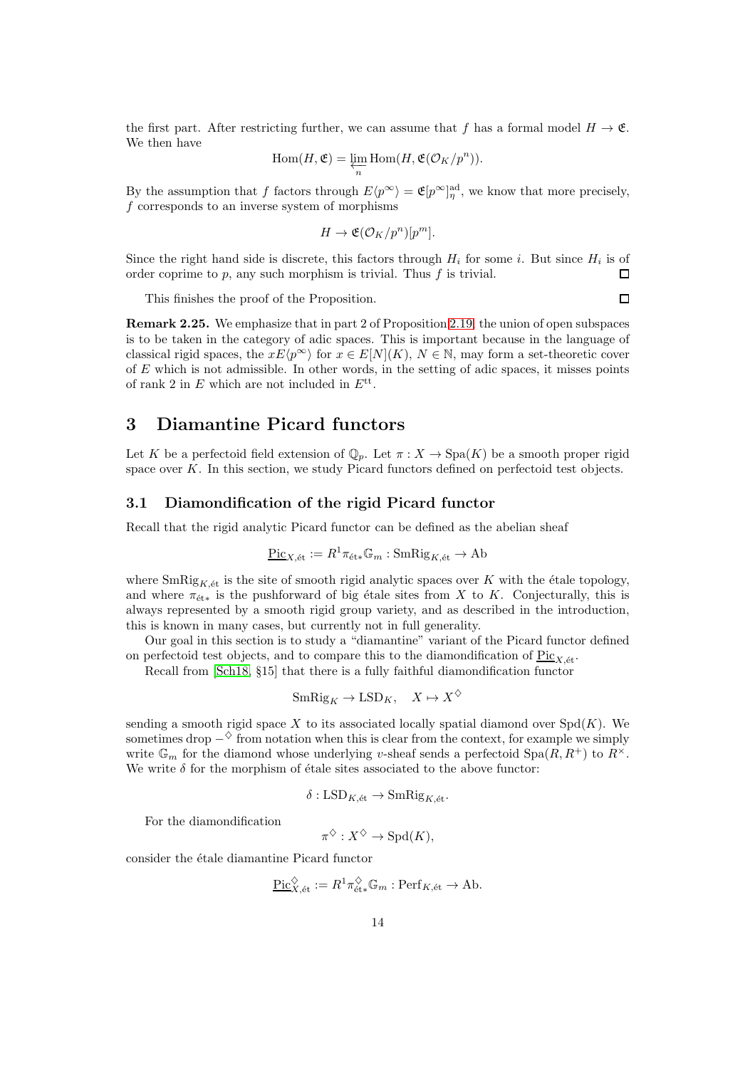the first part. After restricting further, we can assume that $f$ has a formal model $H \to \mathfrak{E}$. We then have

$$\mathrm{Hom}(H, \mathfrak{E}) = \varprojlim_n \mathrm{Hom}(H, \mathfrak{E}(\mathcal{O}_K/p^n)).$$

By the assumption that $f$ factors through $E\langle p^\infty \rangle = \mathfrak{E}[p^\infty]^{\mathrm{ad}}_\eta$, we know that more precisely, $f$ corresponds to an inverse system of morphisms

$$H \to \mathfrak{E}(\mathcal{O}_K/p^n)[p^m].$$

Since the right hand side is discrete, this factors through $H_i$ for some $i$. But since $H_i$ is of order coprime to $p$, any such morphism is trivial. Thus $f$ is trivial. □

This finishes the proof of the Proposition. □

**Remark 2.25.** We emphasize that in part 2 of Proposition 2.19, the union of open subspaces is to be taken in the category of adic spaces. This is important because in the language of classical rigid spaces, the $xE\langle p^\infty \rangle$ for $x \in E[N](K)$, $N \in \mathbb{N}$, may form a set-theoretic cover of $E$ which is not admissible. In other words, in the setting of adic spaces, it misses points of rank 2 in $E$ which are not included in $E^{\mathrm{tt}}$.

# 3 Diamantine Picard functors

Let $K$ be a perfectoid field extension of $\mathbb{Q}_p$. Let $\pi : X \to \mathrm{Spa}(K)$ be a smooth proper rigid space over $K$. In this section, we study Picard functors defined on perfectoid test objects.

## 3.1 Diamondification of the rigid Picard functor

Recall that the rigid analytic Picard functor can be defined as the abelian sheaf

$$\underline{\mathrm{Pic}}_{X,\acute{e}t} := R^1\pi_{\acute{e}t*}\mathbb{G}_m : \mathrm{SmRig}_{K,\acute{e}t} \to \mathrm{Ab}$$

where $\mathrm{SmRig}_{K,\acute{e}t}$ is the site of smooth rigid analytic spaces over $K$ with the étale topology, and where $\pi_{\acute{e}t*}$ is the pushforward of big étale sites from $X$ to $K$. Conjecturally, this is always represented by a smooth rigid group variety, and as described in the introduction, this is known in many cases, but currently not in full generality.

Our goal in this section is to study a "diamantine" variant of the Picard functor defined on perfectoid test objects, and to compare this to the diamondification of $\underline{\mathrm{Pic}}_{X,\acute{e}t}$.

Recall from [Sch18, §15] that there is a fully faithful diamondification functor

$$\mathrm{SmRig}_K \to \mathrm{LSD}_K, \quad X \mapsto X^\diamondsuit$$

sending a smooth rigid space $X$ to its associated locally spatial diamond over $\mathrm{Spd}(K)$. We sometimes drop $-^\diamondsuit$ from notation when this is clear from the context, for example we simply write $\mathbb{G}_m$ for the diamond whose underlying $v$-sheaf sends a perfectoid $\mathrm{Spa}(R, R^+)$ to $R^\times$. We write $\delta$ for the morphism of étale sites associated to the above functor:

$$\delta : \mathrm{LSD}_{K,\acute{e}t} \to \mathrm{SmRig}_{K,\acute{e}t}.$$

For the diamondification

$$\pi^\diamondsuit : X^\diamondsuit \to \mathrm{Spd}(K),$$

consider the étale diamantine Picard functor

$$\underline{\mathrm{Pic}}^\diamondsuit_{X,\acute{e}t} := R^1\pi^\diamondsuit_{\acute{e}t*}\mathbb{G}_m : \mathrm{Perf}_{K,\acute{e}t} \to \mathrm{Ab}.$$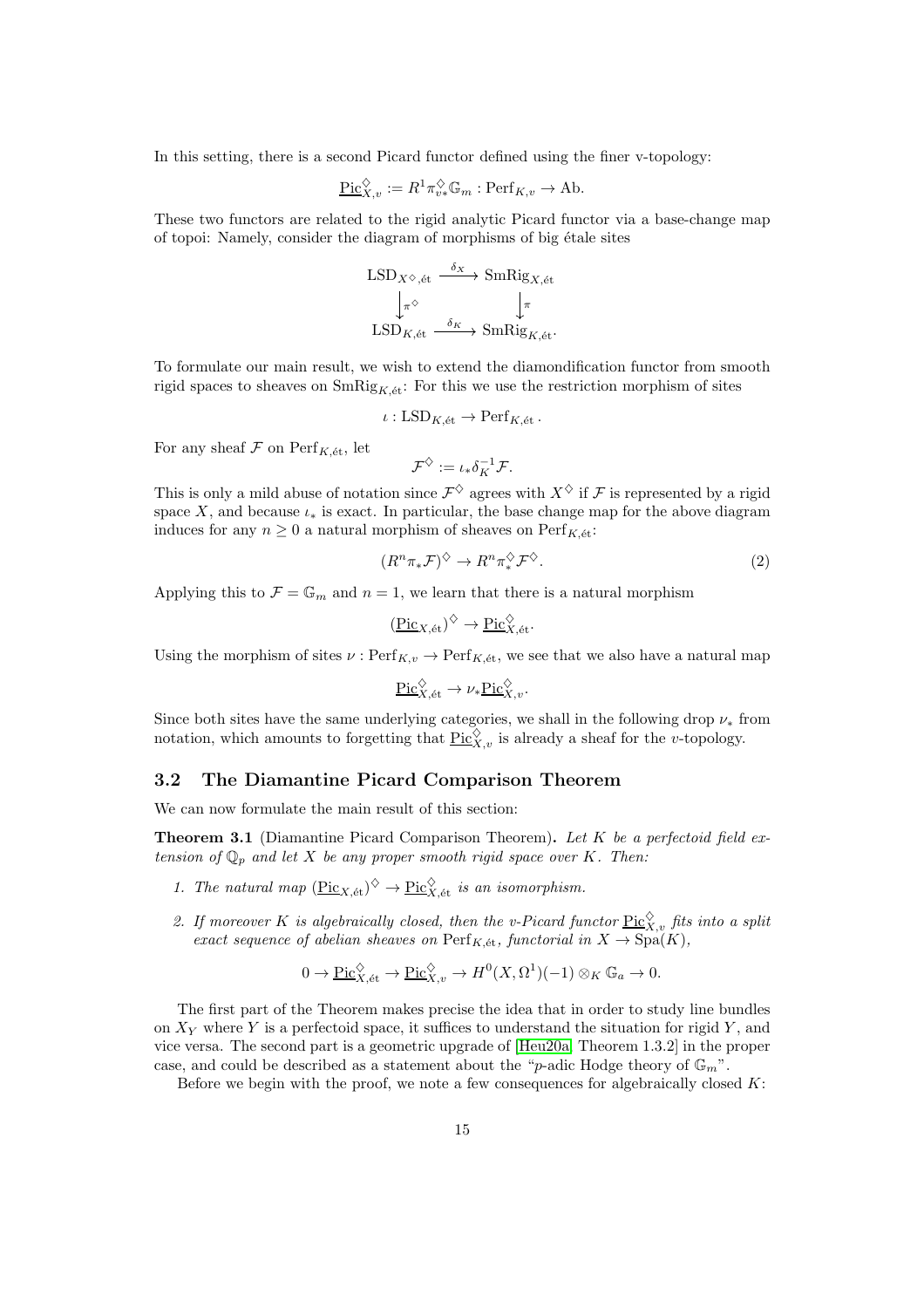In this setting, there is a second Picard functor defined using the finer v-topology:

$$\underline{\mathrm{Pic}}^{\diamondsuit}_{X,v} := R^1\pi^{\diamondsuit}_{v*}\mathbb{G}_m : \mathrm{Perf}_{K,v} \to \mathrm{Ab}.$$

These two functors are related to the rigid analytic Picard functor via a base-change map of topoi: Namely, consider the diagram of morphisms of big étale sites

$$\begin{array}{ccc} \mathrm{LSD}_{X^{\diamondsuit},\text{ét}} & \xrightarrow{\delta_X} & \mathrm{SmRig}_{X,\text{ét}} \\ \downarrow{\scriptstyle \pi^{\diamondsuit}} & & \downarrow{\scriptstyle \pi} \\ \mathrm{LSD}_{K,\text{ét}} & \xrightarrow{\delta_K} & \mathrm{SmRig}_{K,\text{ét}}. \end{array}$$

To formulate our main result, we wish to extend the diamondification functor from smooth rigid spaces to sheaves on $\mathrm{SmRig}_{K,\text{ét}}$: For this we use the restriction morphism of sites

$$\iota : \mathrm{LSD}_{K,\text{ét}} \to \mathrm{Perf}_{K,\text{ét}}.$$

For any sheaf $\mathcal{F}$ on $\mathrm{Perf}_{K,\text{ét}}$, let

$$\mathcal{F}^{\diamondsuit} := \iota_*\delta_K^{-1}\mathcal{F}.$$

This is only a mild abuse of notation since $\mathcal{F}^{\diamondsuit}$ agrees with $X^{\diamondsuit}$ if $\mathcal{F}$ is represented by a rigid space $X$, and because $\iota_*$ is exact. In particular, the base change map for the above diagram induces for any $n \geq 0$ a natural morphism of sheaves on $\mathrm{Perf}_{K,\text{ét}}$:

$$(R^n\pi_*\mathcal{F})^{\diamondsuit} \to R^n\pi^{\diamondsuit}_*\mathcal{F}^{\diamondsuit}. \tag{2}$$

Applying this to $\mathcal{F} = \mathbb{G}_m$ and $n = 1$, we learn that there is a natural morphism

$$(\underline{\mathrm{Pic}}_{X,\text{ét}})^{\diamondsuit} \to \underline{\mathrm{Pic}}^{\diamondsuit}_{X,\text{ét}}.$$

Using the morphism of sites $\nu : \mathrm{Perf}_{K,v} \to \mathrm{Perf}_{K,\text{ét}}$, we see that we also have a natural map

$$\underline{\mathrm{Pic}}^{\diamondsuit}_{X,\text{ét}} \to \nu_*\underline{\mathrm{Pic}}^{\diamondsuit}_{X,v}.$$

Since both sites have the same underlying categories, we shall in the following drop $\nu_*$ from notation, which amounts to forgetting that $\underline{\mathrm{Pic}}^{\diamondsuit}_{X,v}$ is already a sheaf for the $v$-topology.

## 3.2 The Diamantine Picard Comparison Theorem

We can now formulate the main result of this section:

**Theorem 3.1** (Diamantine Picard Comparison Theorem). *Let $K$ be a perfectoid field extension of $\mathbb{Q}_p$ and let $X$ be any proper smooth rigid space over $K$. Then:*

1. *The natural map $(\underline{\mathrm{Pic}}_{X,\text{ét}})^{\diamondsuit} \to \underline{\mathrm{Pic}}^{\diamondsuit}_{X,\text{ét}}$ is an isomorphism.*
2. *If moreover $K$ is algebraically closed, then the v-Picard functor $\underline{\mathrm{Pic}}^{\diamondsuit}_{X,v}$ fits into a split exact sequence of abelian sheaves on $\mathrm{Perf}_{K,\text{ét}}$, functorial in $X \to \mathrm{Spa}(K)$,*

$$0 \to \underline{\mathrm{Pic}}^{\diamondsuit}_{X,\text{ét}} \to \underline{\mathrm{Pic}}^{\diamondsuit}_{X,v} \to H^0(X,\Omega^1)(-1) \otimes_K \mathbb{G}_a \to 0.$$

The first part of the Theorem makes precise the idea that in order to study line bundles on $X_Y$ where $Y$ is a perfectoid space, it suffices to understand the situation for rigid $Y$, and vice versa. The second part is a geometric upgrade of [Heu20a, Theorem 1.3.2] in the proper case, and could be described as a statement about the "$p$-adic Hodge theory of $\mathbb{G}_m$".

Before we begin with the proof, we note a few consequences for algebraically closed $K$: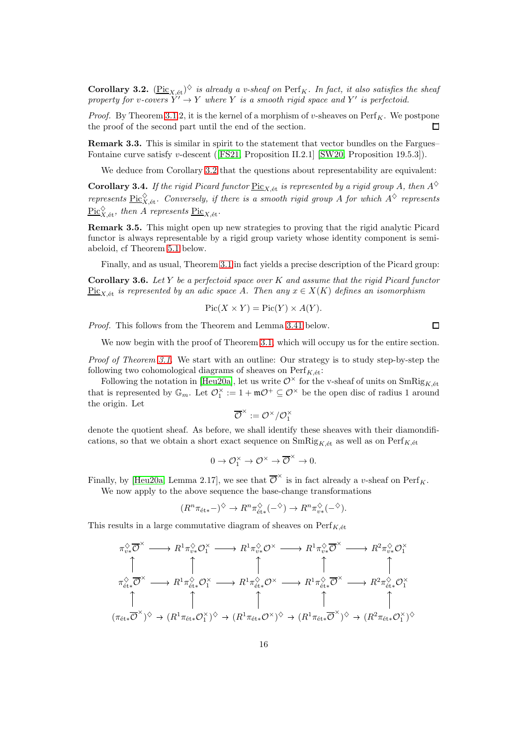**Corollary 3.2.** *$(\underline{\mathrm{Pic}}_{X,\text{ét}})^\diamondsuit$ is already a v-sheaf on $\mathrm{Perf}_K$. In fact, it also satisfies the sheaf property for v-covers $Y' \to Y$ where $Y$ is a smooth rigid space and $Y'$ is perfectoid.*

*Proof.* By Theorem 3.1.2, it is the kernel of a morphism of $v$-sheaves on $\mathrm{Perf}_K$. We postpone the proof of the second part until the end of the section. ◻

**Remark 3.3.** This is similar in spirit to the statement that vector bundles on the Fargues–Fontaine curve satisfy $v$-descent ([FS21, Proposition II.2.1] [SW20, Proposition 19.5.3]).

We deduce from Corollary 3.2 that the questions about representability are equivalent:

**Corollary 3.4.** *If the rigid Picard functor $\underline{\mathrm{Pic}}_{X,\text{ét}}$ is represented by a rigid group $A$, then $A^\diamondsuit$ represents $\underline{\mathrm{Pic}}^\diamondsuit_{X,\text{ét}}$. Conversely, if there is a smooth rigid group $A$ for which $A^\diamondsuit$ represents $\underline{\mathrm{Pic}}^\diamondsuit_{X,\text{ét}}$, then $A$ represents $\underline{\mathrm{Pic}}_{X,\text{ét}}$.*

**Remark 3.5.** This might open up new strategies to proving that the rigid analytic Picard functor is always representable by a rigid group variety whose identity component is semi-abeloid, cf Theorem 5.1 below.

Finally, and as usual, Theorem 3.1 in fact yields a precise description of the Picard group:

**Corollary 3.6.** *Let $Y$ be a perfectoid space over $K$ and assume that the rigid Picard functor $\underline{\mathrm{Pic}}_{X,\text{ét}}$ is represented by an adic space $A$. Then any $x \in X(K)$ defines an isomorphism*

$$\mathrm{Pic}(X \times Y) = \mathrm{Pic}(Y) \times A(Y).$$

*Proof.* This follows from the Theorem and Lemma 3.41 below. ◻

We now begin with the proof of Theorem 3.1, which will occupy us for the entire section.

*Proof of Theorem 3.1.* We start with an outline: Our strategy is to study step-by-step the following two cohomological diagrams of sheaves on $\mathrm{Perf}_{K,\text{ét}}$:

Following the notation in [Heu20a], let us write $\mathcal{O}^\times$ for the v-sheaf of units on $\mathrm{SmRig}_{K,\text{ét}}$ that is represented by $\mathbb{G}_m$. Let $\mathcal{O}^\times_1 := 1 + \mathfrak{m}\mathcal{O}^+ \subseteq \mathcal{O}^\times$ be the open disc of radius 1 around the origin. Let

$$\overline{\mathcal{O}}^\times := \mathcal{O}^\times / \mathcal{O}^\times_1$$

denote the quotient sheaf. As before, we shall identify these sheaves with their diamondifications, so that we obtain a short exact sequence on $\mathrm{SmRig}_{K,\text{ét}}$ as well as on $\mathrm{Perf}_{K,\text{ét}}$

$$0 \to \mathcal{O}^\times_1 \to \mathcal{O}^\times \to \overline{\mathcal{O}}^\times \to 0.$$

Finally, by [Heu20a, Lemma 2.17], we see that $\overline{\mathcal{O}}^\times$ is in fact already a $v$-sheaf on $\mathrm{Perf}_K$.

We now apply to the above sequence the base-change transformations

$$(R^n\pi_{\text{ét}*}-)^\diamondsuit \to R^n\pi^\diamondsuit_{\text{ét}*}(-^\diamondsuit) \to R^n\pi^\diamondsuit_{v*}(-^\diamondsuit).$$

This results in a large commutative diagram of sheaves on $\mathrm{Perf}_{K,\text{ét}}$

$$\begin{array}{ccccccccc}
\pi^\diamondsuit_{v*}\overline{\mathcal{O}}^\times & \longrightarrow & R^1\pi^\diamondsuit_{v*}\mathcal{O}^\times_1 & \longrightarrow & R^1\pi^\diamondsuit_{v*}\mathcal{O}^\times & \longrightarrow & R^1\pi^\diamondsuit_{v*}\overline{\mathcal{O}}^\times & \longrightarrow & R^2\pi^\diamondsuit_{v*}\mathcal{O}^\times_1 \\
\uparrow & & \uparrow & & \uparrow & & \uparrow & & \uparrow \\
\pi^\diamondsuit_{\text{ét}*}\overline{\mathcal{O}}^\times & \longrightarrow & R^1\pi^\diamondsuit_{\text{ét}*}\mathcal{O}^\times_1 & \longrightarrow & R^1\pi^\diamondsuit_{\text{ét}*}\mathcal{O}^\times & \longrightarrow & R^1\pi^\diamondsuit_{\text{ét}*}\overline{\mathcal{O}}^\times & \longrightarrow & R^2\pi^\diamondsuit_{\text{ét}*}\mathcal{O}^\times_1 \\
\uparrow & & \uparrow & & \uparrow & & \uparrow & & \uparrow \\
(\pi_{\text{ét}*}\overline{\mathcal{O}}^\times)^\diamondsuit & \to & (R^1\pi_{\text{ét}*}\mathcal{O}^\times_1)^\diamondsuit & \to & (R^1\pi_{\text{ét}*}\mathcal{O}^\times)^\diamondsuit & \to & (R^1\pi_{\text{ét}*}\overline{\mathcal{O}}^\times)^\diamondsuit & \to & (R^2\pi_{\text{ét}*}\mathcal{O}^\times_1)^\diamondsuit
\end{array}$$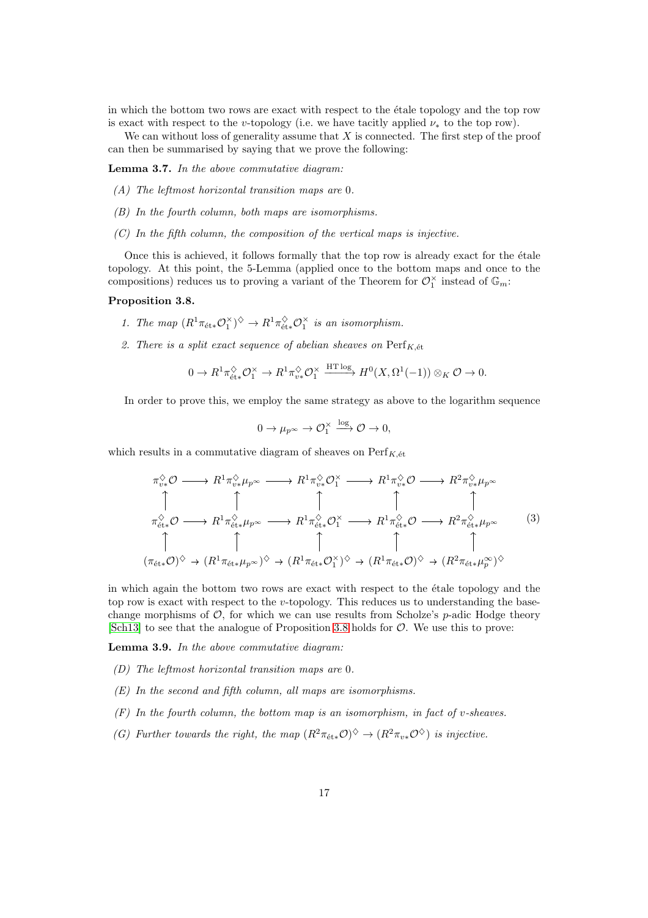in which the bottom two rows are exact with respect to the étale topology and the top row is exact with respect to the $v$-topology (i.e. we have tacitly applied $\nu_*$ to the top row).

We can without loss of generality assume that $X$ is connected. The first step of the proof can then be summarised by saying that we prove the following:

**Lemma 3.7.** *In the above commutative diagram:*

*(A) The leftmost horizontal transition maps are 0.*

*(B) In the fourth column, both maps are isomorphisms.*

*(C) In the fifth column, the composition of the vertical maps is injective.*

Once this is achieved, it follows formally that the top row is already exact for the étale topology. At this point, the 5-Lemma (applied once to the bottom maps and once to the compositions) reduces us to proving a variant of the Theorem for $\mathcal{O}_1^\times$ instead of $\mathbb{G}_m$:

**Proposition 3.8.**

1. *The map $(R^1\pi_{\text{ét}*}\mathcal{O}_1^\times)^\diamondsuit \to R^1\pi_{\text{ét}*}^\diamondsuit\mathcal{O}_1^\times$ is an isomorphism.*

2. *There is a split exact sequence of abelian sheaves on $\mathrm{Perf}_{K,\text{ét}}$*

$$0 \to R^1\pi_{\text{ét}*}^\diamondsuit\mathcal{O}_1^\times \to R^1\pi_{v*}^\diamondsuit\mathcal{O}_1^\times \xrightarrow{\mathrm{HT}\log} H^0(X,\Omega^1(-1))\otimes_K \mathcal{O} \to 0.$$

In order to prove this, we employ the same strategy as above to the logarithm sequence

$$0 \to \mu_{p^\infty} \to \mathcal{O}_1^\times \xrightarrow{\log} \mathcal{O} \to 0,$$

which results in a commutative diagram of sheaves on $\mathrm{Perf}_{K,\text{ét}}$

$$\begin{array}{ccccccccc}
\pi_{v*}^\diamondsuit\mathcal{O} & \longrightarrow & R^1\pi_{v*}^\diamondsuit\mu_{p^\infty} & \longrightarrow & R^1\pi_{v*}^\diamondsuit\mathcal{O}_1^\times & \longrightarrow & R^1\pi_{v*}^\diamondsuit\mathcal{O} & \longrightarrow & R^2\pi_{v*}^\diamondsuit\mu_{p^\infty} \\
\uparrow & & \uparrow & & \uparrow & & \uparrow & & \uparrow \\
\pi_{\text{ét}*}^\diamondsuit\mathcal{O} & \longrightarrow & R^1\pi_{\text{ét}*}^\diamondsuit\mu_{p^\infty} & \longrightarrow & R^1\pi_{\text{ét}*}^\diamondsuit\mathcal{O}_1^\times & \longrightarrow & R^1\pi_{\text{ét}*}^\diamondsuit\mathcal{O} & \longrightarrow & R^2\pi_{\text{ét}*}^\diamondsuit\mu_{p^\infty} \\
\uparrow & & \uparrow & & \uparrow & & \uparrow & & \uparrow \\
(\pi_{\text{ét}*}\mathcal{O})^\diamondsuit & \to & (R^1\pi_{\text{ét}*}\mu_{p^\infty})^\diamondsuit & \to & (R^1\pi_{\text{ét}*}\mathcal{O}_1^\times)^\diamondsuit & \to & (R^1\pi_{\text{ét}*}\mathcal{O})^\diamondsuit & \to & (R^2\pi_{\text{ét}*}\mu_p^\infty)^\diamondsuit
\end{array} \tag{3}$$

in which again the bottom two rows are exact with respect to the étale topology and the top row is exact with respect to the $v$-topology. This reduces us to understanding the base-change morphisms of $\mathcal{O}$, for which we can use results from Scholze's $p$-adic Hodge theory [Sch13] to see that the analogue of Proposition 3.8 holds for $\mathcal{O}$. We use this to prove:

**Lemma 3.9.** *In the above commutative diagram:*

*(D) The leftmost horizontal transition maps are 0.*

*(E) In the second and fifth column, all maps are isomorphisms.*

*(F) In the fourth column, the bottom map is an isomorphism, in fact of $v$-sheaves.*

*(G) Further towards the right, the map $(R^2\pi_{\text{ét}*}\mathcal{O})^\diamondsuit \to (R^2\pi_{v*}\mathcal{O}^\diamondsuit)$ is injective.*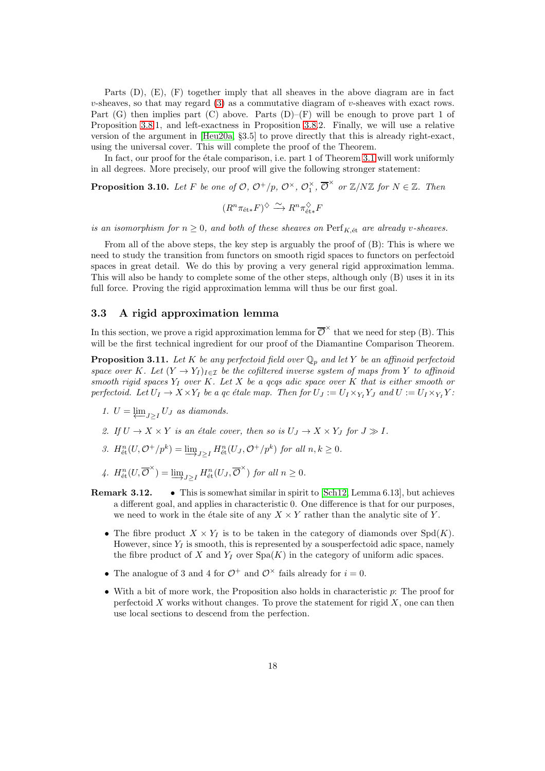Parts (D), (E), (F) together imply that all sheaves in the above diagram are in fact $v$-sheaves, so that may regard (3) as a commutative diagram of $v$-sheaves with exact rows. Part (G) then implies part (C) above. Parts (D)–(F) will be enough to prove part 1 of Proposition 3.8.1, and left-exactness in Proposition 3.8.2. Finally, we will use a relative version of the argument in [Heu20a, §3.5] to prove directly that this is already right-exact, using the universal cover. This will complete the proof of the Theorem.

In fact, our proof for the étale comparison, i.e. part 1 of Theorem 3.1 will work uniformly in all degrees. More precisely, our proof will give the following stronger statement:

**Proposition 3.10.** *Let $F$ be one of $\mathcal{O}$, $\mathcal{O}^+/p$, $\mathcal{O}^\times$, $\mathcal{O}^\times_1$, $\overline{\mathcal{O}}^\times$ or $\mathbb{Z}/N\mathbb{Z}$ for $N \in \mathbb{Z}$. Then*

$$(R^n\pi_{\text{ét}*}F)^\diamondsuit \xrightarrow{\sim} R^n\pi^\diamondsuit_{\text{ét}*}F$$

*is an isomorphism for $n \geq 0$, and both of these sheaves on $\mathrm{Perf}_{K,\text{ét}}$ are already $v$-sheaves.*

From all of the above steps, the key step is arguably the proof of (B): This is where we need to study the transition from functors on smooth rigid spaces to functors on perfectoid spaces in great detail. We do this by proving a very general rigid approximation lemma. This will also be handy to complete some of the other steps, although only (B) uses it in its full force. Proving the rigid approximation lemma will thus be our first goal.

### 3.3 A rigid approximation lemma

In this section, we prove a rigid approximation lemma for $\overline{\mathcal{O}}^\times$ that we need for step (B). This will be the first technical ingredient for our proof of the Diamantine Comparison Theorem.

**Proposition 3.11.** *Let $K$ be any perfectoid field over $\mathbb{Q}_p$ and let $Y$ be an affinoid perfectoid space over $K$. Let $(Y \to Y_I)_{I\in\mathcal{I}}$ be the cofiltered inverse system of maps from $Y$ to affinoid smooth rigid spaces $Y_I$ over $K$. Let $X$ be a qcqs adic space over $K$ that is either smooth or perfectoid. Let $U_I \to X \times Y_I$ be a qc étale map. Then for $U_J := U_I \times_{Y_I} Y_J$ and $U := U_I \times_{Y_I} Y$:*

1. *$U = \varprojlim_{J\geq I} U_J$ as diamonds.*
2. *If $U \to X \times Y$ is an étale cover, then so is $U_J \to X \times Y_J$ for $J \gg I$.*
3. *$H^n_{\text{ét}}(U, \mathcal{O}^+/p^k) = \varinjlim_{J\geq I} H^n_{\text{ét}}(U_J, \mathcal{O}^+/p^k)$ for all $n, k \geq 0$.*
4. *$H^n_{\text{ét}}(U, \overline{\mathcal{O}}^\times) = \varinjlim_{J\geq I} H^n_{\text{ét}}(U_J, \overline{\mathcal{O}}^\times)$ for all $n \geq 0$.*

**Remark 3.12.**

- This is somewhat similar in spirit to [Sch12, Lemma 6.13], but achieves a different goal, and applies in characteristic 0. One difference is that for our purposes, we need to work in the étale site of any $X \times Y$ rather than the analytic site of $Y$.
- The fibre product $X \times Y_I$ is to be taken in the category of diamonds over $\mathrm{Spd}(K)$. However, since $Y_I$ is smooth, this is represented by a sousperfectoid adic space, namely the fibre product of $X$ and $Y_I$ over $\mathrm{Spa}(K)$ in the category of uniform adic spaces.
- The analogue of 3 and 4 for $\mathcal{O}^+$ and $\mathcal{O}^\times$ fails already for $i = 0$.
- With a bit of more work, the Proposition also holds in characteristic $p$: The proof for perfectoid $X$ works without changes. To prove the statement for rigid $X$, one can then use local sections to descend from the perfection.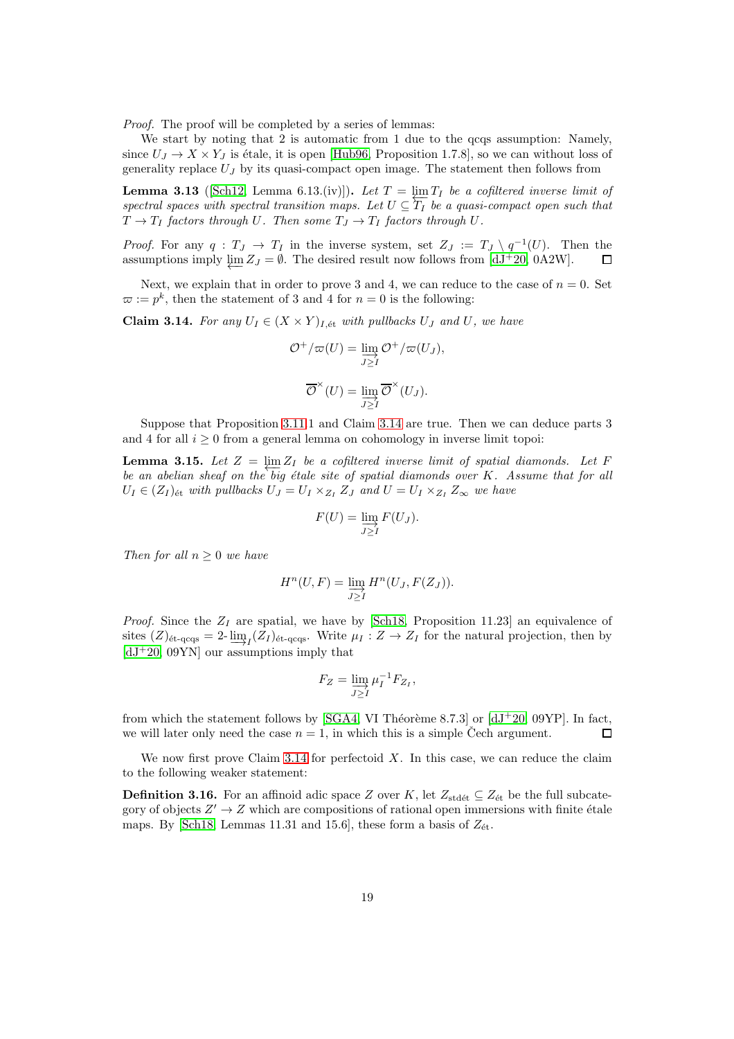*Proof.* The proof will be completed by a series of lemmas:

We start by noting that 2 is automatic from 1 due to the qcqs assumption: Namely, since $U_J \to X \times Y_J$ is étale, it is open [Hub96, Proposition 1.7.8], so we can without loss of generality replace $U_J$ by its quasi-compact open image. The statement then follows from

**Lemma 3.13** ([Sch12, Lemma 6.13.(iv)])**.** *Let $T = \varprojlim T_I$ be a cofiltered inverse limit of spectral spaces with spectral transition maps. Let $U \subseteq T_I$ be a quasi-compact open such that $T \to T_I$ factors through $U$. Then some $T_J \to T_I$ factors through $U$.*

*Proof.* For any $q : T_J \to T_I$ in the inverse system, set $Z_J := T_J \setminus q^{-1}(U)$. Then the assumptions imply $\varprojlim Z_J = \emptyset$. The desired result now follows from [dJ+20, 0A2W]. □

Next, we explain that in order to prove 3 and 4, we can reduce to the case of $n = 0$. Set $\varpi := p^k$, then the statement of 3 and 4 for $n = 0$ is the following:

**Claim 3.14.** *For any $U_I \in (X \times Y)_{I,\text{ét}}$ with pullbacks $U_J$ and $U$, we have*

$$\mathcal{O}^+/\varpi(U) = \varinjlim_{J \geq I} \mathcal{O}^+/\varpi(U_J),$$

$$\overline{\mathcal{O}}^\times(U) = \varinjlim_{J \geq I} \overline{\mathcal{O}}^\times(U_J).$$

Suppose that Proposition 3.11.1 and Claim 3.14 are true. Then we can deduce parts 3 and 4 for all $i \geq 0$ from a general lemma on cohomology in inverse limit topoi:

**Lemma 3.15.** *Let $Z = \varprojlim Z_I$ be a cofiltered inverse limit of spatial diamonds. Let $F$ be an abelian sheaf on the big étale site of spatial diamonds over $K$. Assume that for all $U_I \in (Z_I)_{\text{ét}}$ with pullbacks $U_J = U_I \times_{Z_I} Z_J$ and $U = U_I \times_{Z_I} Z_\infty$ we have*

$$F(U) = \varinjlim_{J \geq I} F(U_J).$$

*Then for all $n \geq 0$ we have*

$$H^n(U, F) = \varinjlim_{J \geq I} H^n(U_J, F(Z_J)).$$

*Proof.* Since the $Z_I$ are spatial, we have by [Sch18, Proposition 11.23] an equivalence of sites $(Z)_{\text{ét-qcqs}} = 2\text{-}\varinjlim_I (Z_I)_{\text{ét-qcqs}}$. Write $\mu_I : Z \to Z_I$ for the natural projection, then by [dJ+20, 09YN] our assumptions imply that

$$F_Z = \varinjlim_{J \geq I} \mu_I^{-1} F_{Z_I},$$

from which the statement follows by [SGA4, VI Théorème 8.7.3] or [dJ+20, 09YP]. In fact, we will later only need the case $n = 1$, in which this is a simple Čech argument. □

We now first prove Claim 3.14 for perfectoid $X$. In this case, we can reduce the claim to the following weaker statement:

**Definition 3.16.** For an affinoid adic space $Z$ over $K$, let $Z_{\text{stdét}} \subseteq Z_{\text{ét}}$ be the full subcategory of objects $Z' \to Z$ which are compositions of rational open immersions with finite étale maps. By [Sch18, Lemmas 11.31 and 15.6], these form a basis of $Z_{\text{ét}}$.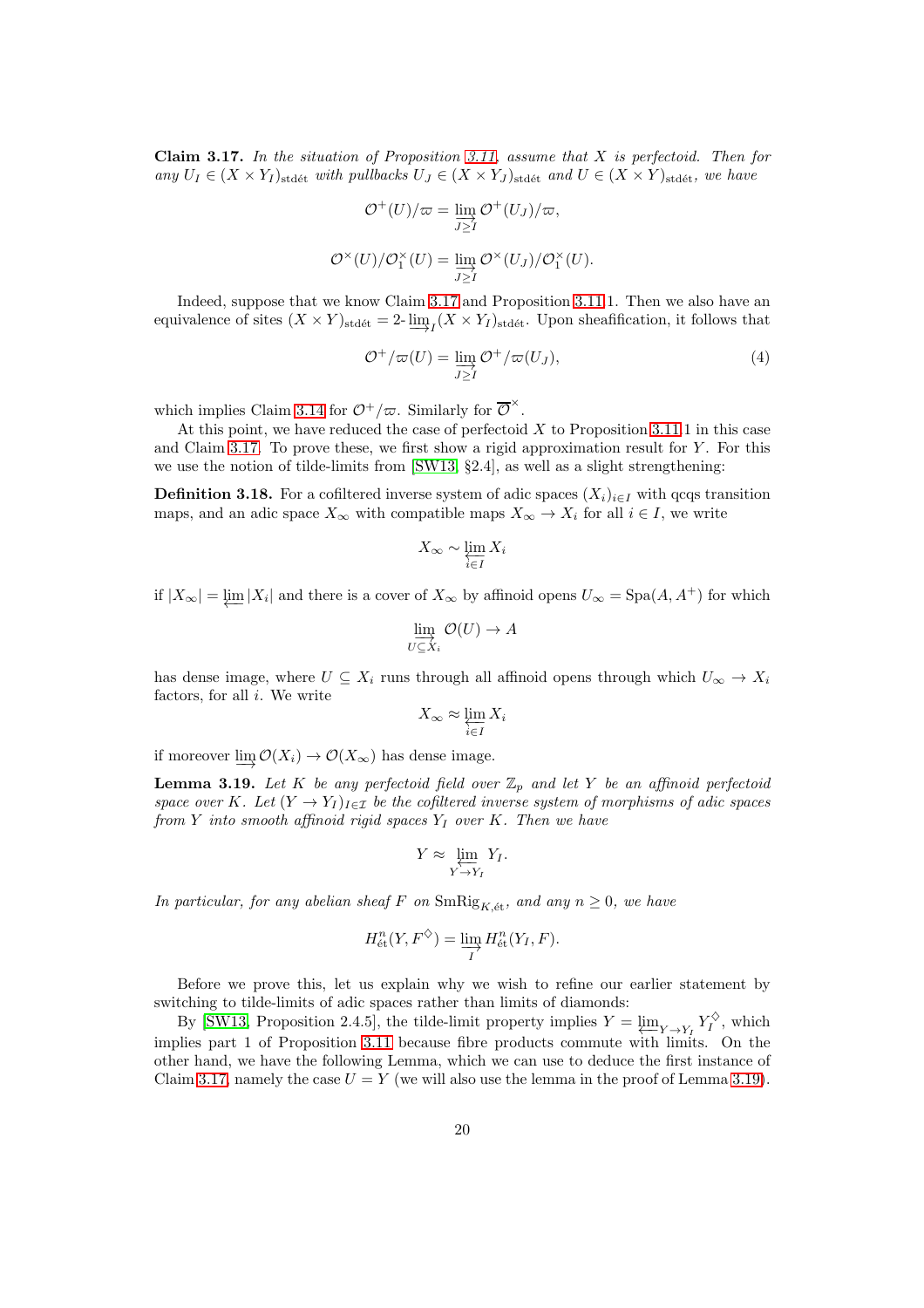**Claim 3.17.** *In the situation of Proposition 3.11, assume that $X$ is perfectoid. Then for any $U_I \in (X \times Y_I)_{\mathrm{stdét}}$ with pullbacks $U_J \in (X \times Y_J)_{\mathrm{stdét}}$ and $U \in (X \times Y)_{\mathrm{stdét}}$, we have*

$$\mathcal{O}^+(U)/\varpi = \varinjlim_{J \geq I} \mathcal{O}^+(U_J)/\varpi,$$

$$\mathcal{O}^\times(U)/\mathcal{O}_1^\times(U) = \varinjlim_{J \geq I} \mathcal{O}^\times(U_J)/\mathcal{O}_1^\times(U).$$

Indeed, suppose that we know Claim 3.17 and Proposition 3.11.1. Then we also have an equivalence of sites $(X \times Y)_{\mathrm{stdét}} = 2\text{-}\varinjlim_I (X \times Y_I)_{\mathrm{stdét}}$. Upon sheafification, it follows that

$$\mathcal{O}^+/\varpi(U) = \varinjlim_{J \geq I} \mathcal{O}^+/\varpi(U_J), \tag{4}$$

which implies Claim 3.14 for $\mathcal{O}^+/\varpi$. Similarly for $\overline{\mathcal{O}}^\times$.

At this point, we have reduced the case of perfectoid $X$ to Proposition 3.11.1 in this case and Claim 3.17. To prove these, we first show a rigid approximation result for $Y$. For this we use the notion of tilde-limits from [SW13, §2.4], as well as a slight strengthening:

**Definition 3.18.** For a cofiltered inverse system of adic spaces $(X_i)_{i \in I}$ with qcqs transition maps, and an adic space $X_\infty$ with compatible maps $X_\infty \to X_i$ for all $i \in I$, we write

$$X_\infty \sim \varprojlim_{i \in I} X_i$$

if $|X_\infty| = \varprojlim |X_i|$ and there is a cover of $X_\infty$ by affinoid opens $U_\infty = \mathrm{Spa}(A, A^+)$ for which

$$\varinjlim_{U \subseteq X_i} \mathcal{O}(U) \to A$$

has dense image, where $U \subseteq X_i$ runs through all affinoid opens through which $U_\infty \to X_i$ factors, for all $i$. We write

$$X_\infty \approx \varprojlim_{i \in I} X_i$$

if moreover $\varinjlim \mathcal{O}(X_i) \to \mathcal{O}(X_\infty)$ has dense image.

**Lemma 3.19.** *Let $K$ be any perfectoid field over $\mathbb{Z}_p$ and let $Y$ be an affinoid perfectoid space over $K$. Let $(Y \to Y_I)_{I \in \mathcal{I}}$ be the cofiltered inverse system of morphisms of adic spaces from $Y$ into smooth affinoid rigid spaces $Y_I$ over $K$. Then we have*

$$Y \approx \varprojlim_{Y \to Y_I} Y_I.$$

*In particular, for any abelian sheaf $F$ on $\mathrm{SmRig}_{K,\mathrm{ét}}$, and any $n \geq 0$, we have*

$$H^n_{\mathrm{ét}}(Y, F^\diamondsuit) = \varinjlim_I H^n_{\mathrm{ét}}(Y_I, F).$$

Before we prove this, let us explain why we wish to refine our earlier statement by switching to tilde-limits of adic spaces rather than limits of diamonds:

By [SW13, Proposition 2.4.5], the tilde-limit property implies $Y = \varprojlim_{Y \to Y_I} Y_I^\diamondsuit$, which implies part 1 of Proposition 3.11 because fibre products commute with limits. On the other hand, we have the following Lemma, which we can use to deduce the first instance of Claim 3.17, namely the case $U = Y$ (we will also use the lemma in the proof of Lemma 3.19).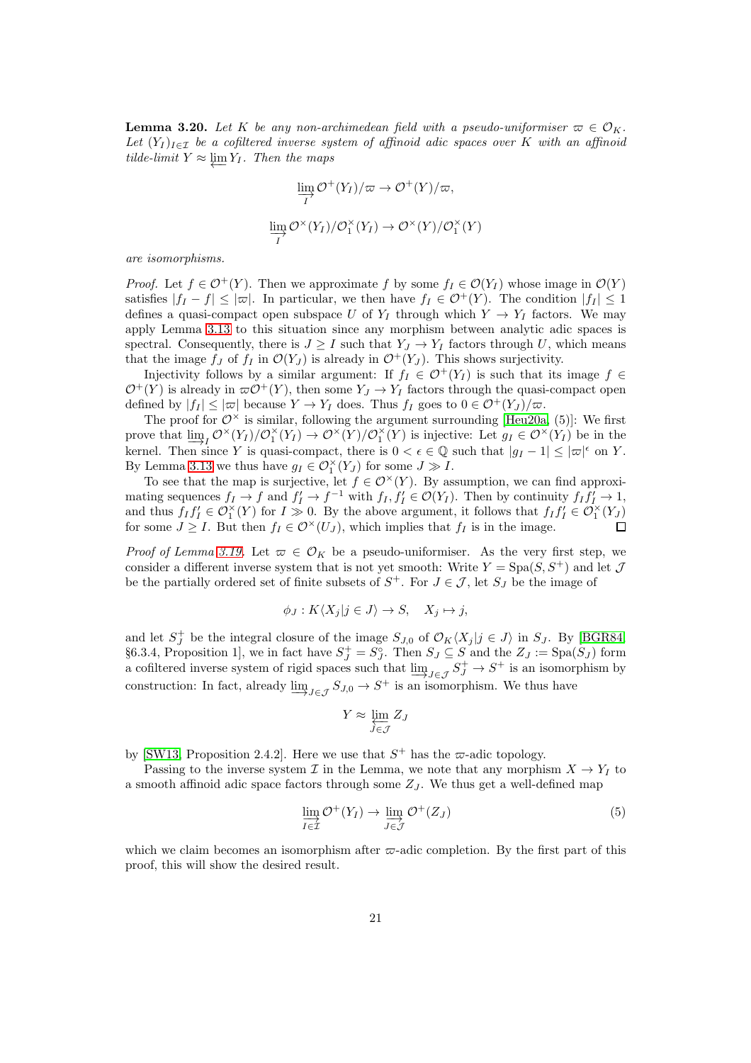**Lemma 3.20.** *Let $K$ be any non-archimedean field with a pseudo-uniformiser $\varpi \in \mathcal{O}_K$. Let $(Y_I)_{I\in\mathcal{I}}$ be a cofiltered inverse system of affinoid adic spaces over $K$ with an affinoid tilde-limit $Y \approx \varprojlim Y_I$. Then the maps*

$$\varinjlim_{I} \mathcal{O}^+(Y_I)/\varpi \to \mathcal{O}^+(Y)/\varpi,$$

$$\varinjlim_{I} \mathcal{O}^\times(Y_I)/\mathcal{O}_1^\times(Y_I) \to \mathcal{O}^\times(Y)/\mathcal{O}_1^\times(Y)$$

*are isomorphisms.*

*Proof.* Let $f \in \mathcal{O}^+(Y)$. Then we approximate $f$ by some $f_I \in \mathcal{O}(Y_I)$ whose image in $\mathcal{O}(Y)$ satisfies $|f_I - f| \leq |\varpi|$. In particular, we then have $f_I \in \mathcal{O}^+(Y)$. The condition $|f_I| \leq 1$ defines a quasi-compact open subspace $U$ of $Y_I$ through which $Y \to Y_I$ factors. We may apply Lemma 3.13 to this situation since any morphism between analytic adic spaces is spectral. Consequently, there is $J \geq I$ such that $Y_J \to Y_I$ factors through $U$, which means that the image $f_J$ of $f_I$ in $\mathcal{O}(Y_J)$ is already in $\mathcal{O}^+(Y_J)$. This shows surjectivity.

Injectivity follows by a similar argument: If $f_I \in \mathcal{O}^+(Y_I)$ is such that its image $f \in \mathcal{O}^+(Y)$ is already in $\varpi\mathcal{O}^+(Y)$, then some $Y_J \to Y_I$ factors through the quasi-compact open defined by $|f_I| \leq |\varpi|$ because $Y \to Y_I$ does. Thus $f_I$ goes to $0 \in \mathcal{O}^+(Y_J)/\varpi$.

The proof for $\mathcal{O}^\times$ is similar, following the argument surrounding [Heu20a, (5)]: We first prove that $\varinjlim_I \mathcal{O}^\times(Y_I)/\mathcal{O}_1^\times(Y_I) \to \mathcal{O}^\times(Y)/\mathcal{O}_1^\times(Y)$ is injective: Let $g_I \in \mathcal{O}^\times(Y_I)$ be in the kernel. Then since $Y$ is quasi-compact, there is $0 < \epsilon \in \mathbb{Q}$ such that $|g_I - 1| \leq |\varpi|^\epsilon$ on $Y$. By Lemma 3.13 we thus have $g_I \in \mathcal{O}_1^\times(Y_J)$ for some $J \gg I$.

To see that the map is surjective, let $f \in \mathcal{O}^\times(Y)$. By assumption, we can find approximating sequences $f_I \to f$ and $f'_I \to f^{-1}$ with $f_I, f'_I \in \mathcal{O}(Y_I)$. Then by continuity $f_I f'_I \to 1$, and thus $f_I f'_I \in \mathcal{O}_1^\times(Y)$ for $I \gg 0$. By the above argument, it follows that $f_I f'_I \in \mathcal{O}_1^\times(Y_J)$ for some $J \geq I$. But then $f_I \in \mathcal{O}^\times(U_J)$, which implies that $f_I$ is in the image. $\square$

*Proof of Lemma 3.19.* Let $\varpi \in \mathcal{O}_K$ be a pseudo-uniformiser. As the very first step, we consider a different inverse system that is not yet smooth: Write $Y = \mathrm{Spa}(S, S^+)$ and let $\mathcal{J}$ be the partially ordered set of finite subsets of $S^+$. For $J \in \mathcal{J}$, let $S_J$ be the image of

$$\phi_J : K\langle X_j | j \in J\rangle \to S, \quad X_j \mapsto j,$$

and let $S_J^+$ be the integral closure of the image $S_{J,0}$ of $\mathcal{O}_K\langle X_j | j \in J\rangle$ in $S_J$. By [BGR84, §6.3.4, Proposition 1], we in fact have $S_J^+ = S_J^\circ$. Then $S_J \subseteq S$ and the $Z_J := \mathrm{Spa}(S_J)$ form a cofiltered inverse system of rigid spaces such that $\varinjlim_{J\in\mathcal{J}} S_J^+ \to S^+$ is an isomorphism by construction: In fact, already $\varinjlim_{J\in\mathcal{J}} S_{J,0} \to S^+$ is an isomorphism. We thus have

$$Y \approx \varprojlim_{J\in\mathcal{J}} Z_J$$

by [SW13, Proposition 2.4.2]. Here we use that $S^+$ has the $\varpi$-adic topology.

Passing to the inverse system $\mathcal{I}$ in the Lemma, we note that any morphism $X \to Y_I$ to a smooth affinoid adic space factors through some $Z_J$. We thus get a well-defined map

$$\varinjlim_{I\in\mathcal{I}} \mathcal{O}^+(Y_I) \to \varinjlim_{J\in\mathcal{J}} \mathcal{O}^+(Z_J) \tag{5}$$

which we claim becomes an isomorphism after $\varpi$-adic completion. By the first part of this proof, this will show the desired result.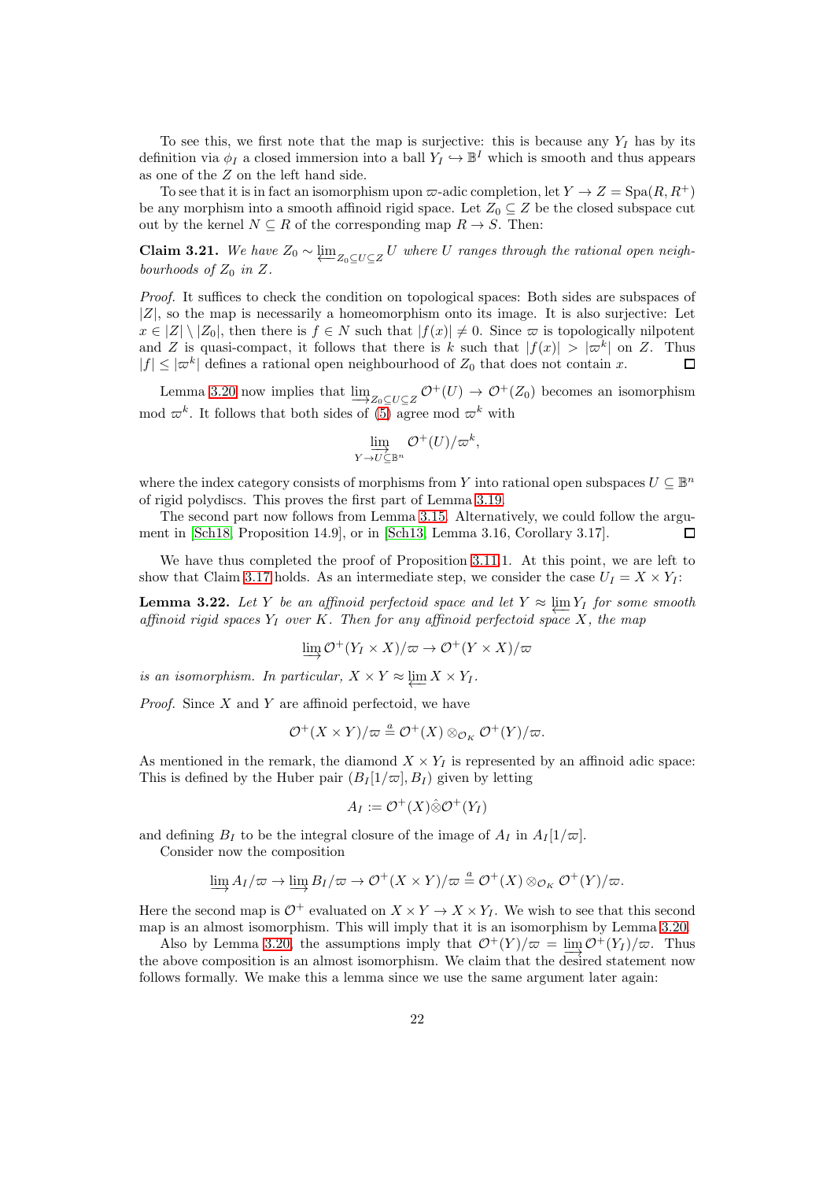To see this, we first note that the map is surjective: this is because any $Y_I$ has by its definition via $\phi_I$ a closed immersion into a ball $Y_I \hookrightarrow \mathbb{B}^I$ which is smooth and thus appears as one of the $Z$ on the left hand side.

To see that it is in fact an isomorphism upon $\varpi$-adic completion, let $Y \to Z = \mathrm{Spa}(R, R^+)$ be any morphism into a smooth affinoid rigid space. Let $Z_0 \subseteq Z$ be the closed subspace cut out by the kernel $N \subseteq R$ of the corresponding map $R \to S$. Then:

**Claim 3.21.** *We have $Z_0 \sim \varprojlim_{Z_0 \subseteq U \subseteq Z} U$ where $U$ ranges through the rational open neighbourhoods of $Z_0$ in $Z$.*

*Proof.* It suffices to check the condition on topological spaces: Both sides are subspaces of $|Z|$, so the map is necessarily a homeomorphism onto its image. It is also surjective: Let $x \in |Z| \setminus |Z_0|$, then there is $f \in N$ such that $|f(x)| \neq 0$. Since $\varpi$ is topologically nilpotent and $Z$ is quasi-compact, it follows that there is $k$ such that $|f(x)| > |\varpi^k|$ on $Z$. Thus $|f| \leq |\varpi^k|$ defines a rational open neighbourhood of $Z_0$ that does not contain $x$. □

Lemma 3.20 now implies that $\varinjlim_{Z_0 \subseteq U \subseteq Z} \mathcal{O}^+(U) \to \mathcal{O}^+(Z_0)$ becomes an isomorphism mod $\varpi^k$. It follows that both sides of (5) agree mod $\varpi^k$ with

$$\varinjlim_{Y \to U \subseteq \mathbb{B}^n} \mathcal{O}^+(U)/\varpi^k,$$

where the index category consists of morphisms from $Y$ into rational open subspaces $U \subseteq \mathbb{B}^n$ of rigid polydiscs. This proves the first part of Lemma 3.19.

The second part now follows from Lemma 3.15. Alternatively, we could follow the argument in [Sch18, Proposition 14.9], or in [Sch13, Lemma 3.16, Corollary 3.17]. □

We have thus completed the proof of Proposition 3.11.1. At this point, we are left to show that Claim 3.17 holds. As an intermediate step, we consider the case $U_I = X \times Y_I$:

**Lemma 3.22.** *Let $Y$ be an affinoid perfectoid space and let $Y \approx \varprojlim Y_I$ for some smooth affinoid rigid spaces $Y_I$ over $K$. Then for any affinoid perfectoid space $X$, the map*

$$\varinjlim \mathcal{O}^+(Y_I \times X)/\varpi \to \mathcal{O}^+(Y \times X)/\varpi$$

*is an isomorphism. In particular, $X \times Y \approx \varprojlim X \times Y_I$.*

*Proof.* Since $X$ and $Y$ are affinoid perfectoid, we have

$$\mathcal{O}^+(X \times Y)/\varpi \overset{a}{=} \mathcal{O}^+(X) \otimes_{\mathcal{O}_K} \mathcal{O}^+(Y)/\varpi.$$

As mentioned in the remark, the diamond $X \times Y_I$ is represented by an affinoid adic space: This is defined by the Huber pair $(B_I[1/\varpi], B_I)$ given by letting

$$A_I := \mathcal{O}^+(X) \hat{\otimes} \mathcal{O}^+(Y_I)$$

and defining $B_I$ to be the integral closure of the image of $A_I$ in $A_I[1/\varpi]$.

Consider now the composition

$$\varinjlim A_I/\varpi \to \varinjlim B_I/\varpi \to \mathcal{O}^+(X \times Y)/\varpi \overset{a}{=} \mathcal{O}^+(X) \otimes_{\mathcal{O}_K} \mathcal{O}^+(Y)/\varpi.$$

Here the second map is $\mathcal{O}^+$ evaluated on $X \times Y \to X \times Y_I$. We wish to see that this second map is an almost isomorphism. This will imply that it is an isomorphism by Lemma 3.20.

Also by Lemma 3.20, the assumptions imply that $\mathcal{O}^+(Y)/\varpi = \varinjlim \mathcal{O}^+(Y_I)/\varpi$. Thus the above composition is an almost isomorphism. We claim that the desired statement now follows formally. We make this a lemma since we use the same argument later again: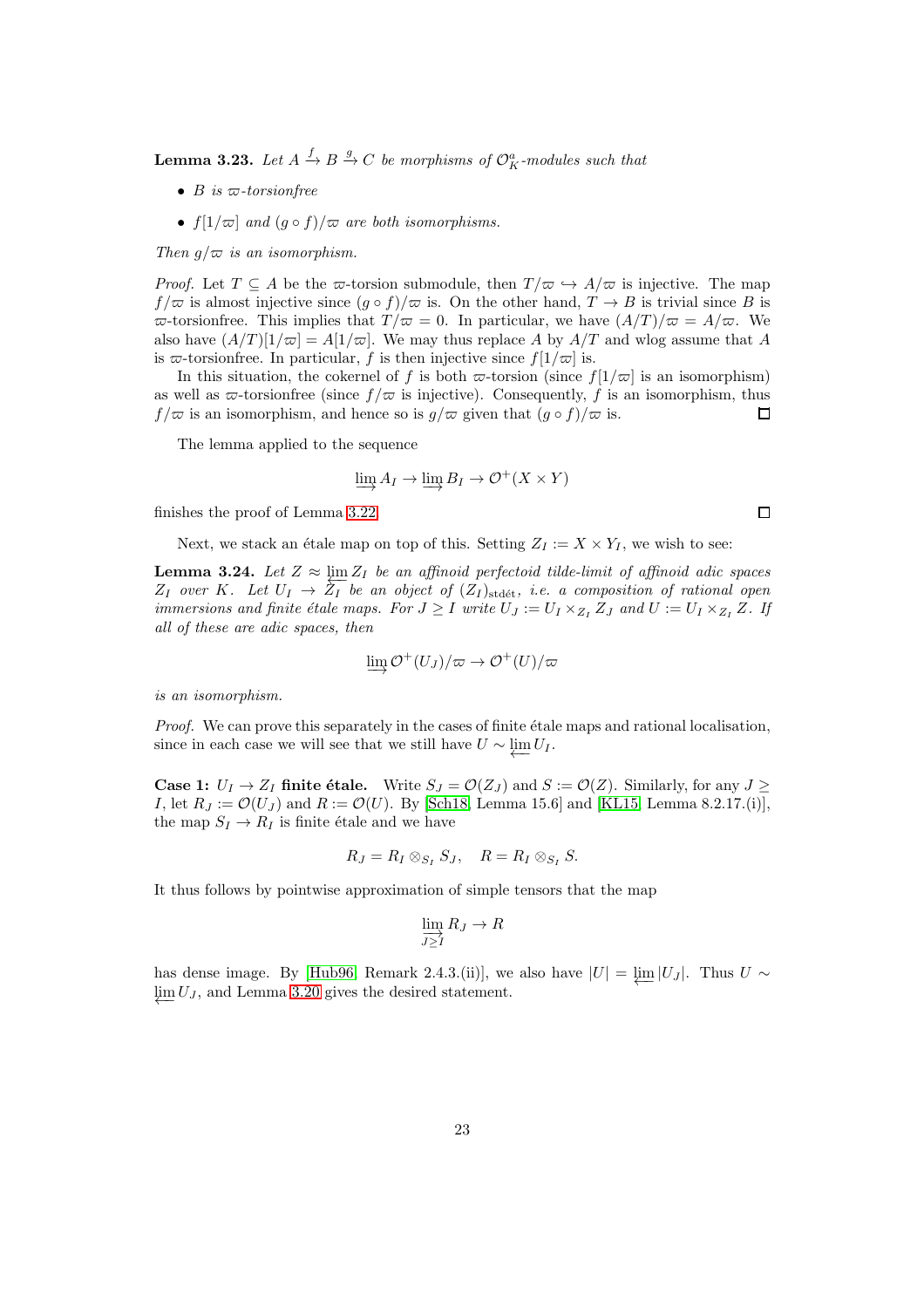**Lemma 3.23.** *Let $A \xrightarrow{f} B \xrightarrow{g} C$ be morphisms of $\mathcal{O}_K^a$-modules such that*

- *$B$ is $\varpi$-torsionfree*
- *$f[1/\varpi]$ and $(g \circ f)/\varpi$ are both isomorphisms.*

*Then $g/\varpi$ is an isomorphism.*

*Proof.* Let $T \subseteq A$ be the $\varpi$-torsion submodule, then $T/\varpi \hookrightarrow A/\varpi$ is injective. The map $f/\varpi$ is almost injective since $(g \circ f)/\varpi$ is. On the other hand, $T \to B$ is trivial since $B$ is $\varpi$-torsionfree. This implies that $T/\varpi = 0$. In particular, we have $(A/T)/\varpi = A/\varpi$. We also have $(A/T)[1/\varpi] = A[1/\varpi]$. We may thus replace $A$ by $A/T$ and wlog assume that $A$ is $\varpi$-torsionfree. In particular, $f$ is then injective since $f[1/\varpi]$ is.

In this situation, the cokernel of $f$ is both $\varpi$-torsion (since $f[1/\varpi]$ is an isomorphism) as well as $\varpi$-torsionfree (since $f/\varpi$ is injective). Consequently, $f$ is an isomorphism, thus $f/\varpi$ is an isomorphism, and hence so is $g/\varpi$ given that $(g \circ f)/\varpi$ is. $\square$

The lemma applied to the sequence

$$\varinjlim A_I \to \varinjlim B_I \to \mathcal{O}^+(X \times Y)$$

finishes the proof of Lemma 3.22. $\square$

Next, we stack an étale map on top of this. Setting $Z_I := X \times Y_I$, we wish to see:

**Lemma 3.24.** *Let $Z \approx \varprojlim Z_I$ be an affinoid perfectoid tilde-limit of affinoid adic spaces $Z_I$ over $K$. Let $U_I \to Z_I$ be an object of $(Z_I)_{\mathrm{stdét}}$, i.e. a composition of rational open immersions and finite étale maps. For $J \geq I$ write $U_J := U_I \times_{Z_I} Z_J$ and $U := U_I \times_{Z_I} Z$. If all of these are adic spaces, then*

$$\varinjlim \mathcal{O}^+(U_J)/\varpi \to \mathcal{O}^+(U)/\varpi$$

*is an isomorphism.*

*Proof.* We can prove this separately in the cases of finite étale maps and rational localisation, since in each case we will see that we still have $U \sim \varprojlim U_I$.

**Case 1: $U_I \to Z_I$ finite étale.** Write $S_J = \mathcal{O}(Z_J)$ and $S := \mathcal{O}(Z)$. Similarly, for any $J \geq I$, let $R_J := \mathcal{O}(U_J)$ and $R := \mathcal{O}(U)$. By [Sch18, Lemma 15.6] and [KL15, Lemma 8.2.17.(i)], the map $S_I \to R_I$ is finite étale and we have

$$R_J = R_I \otimes_{S_I} S_J, \quad R = R_I \otimes_{S_I} S.$$

It thus follows by pointwise approximation of simple tensors that the map

$$\varinjlim_{J \geq I} R_J \to R$$

has dense image. By [Hub96, Remark 2.4.3.(ii)], we also have $|U| = \varprojlim |U_J|$. Thus $U \sim \varprojlim U_J$, and Lemma 3.20 gives the desired statement.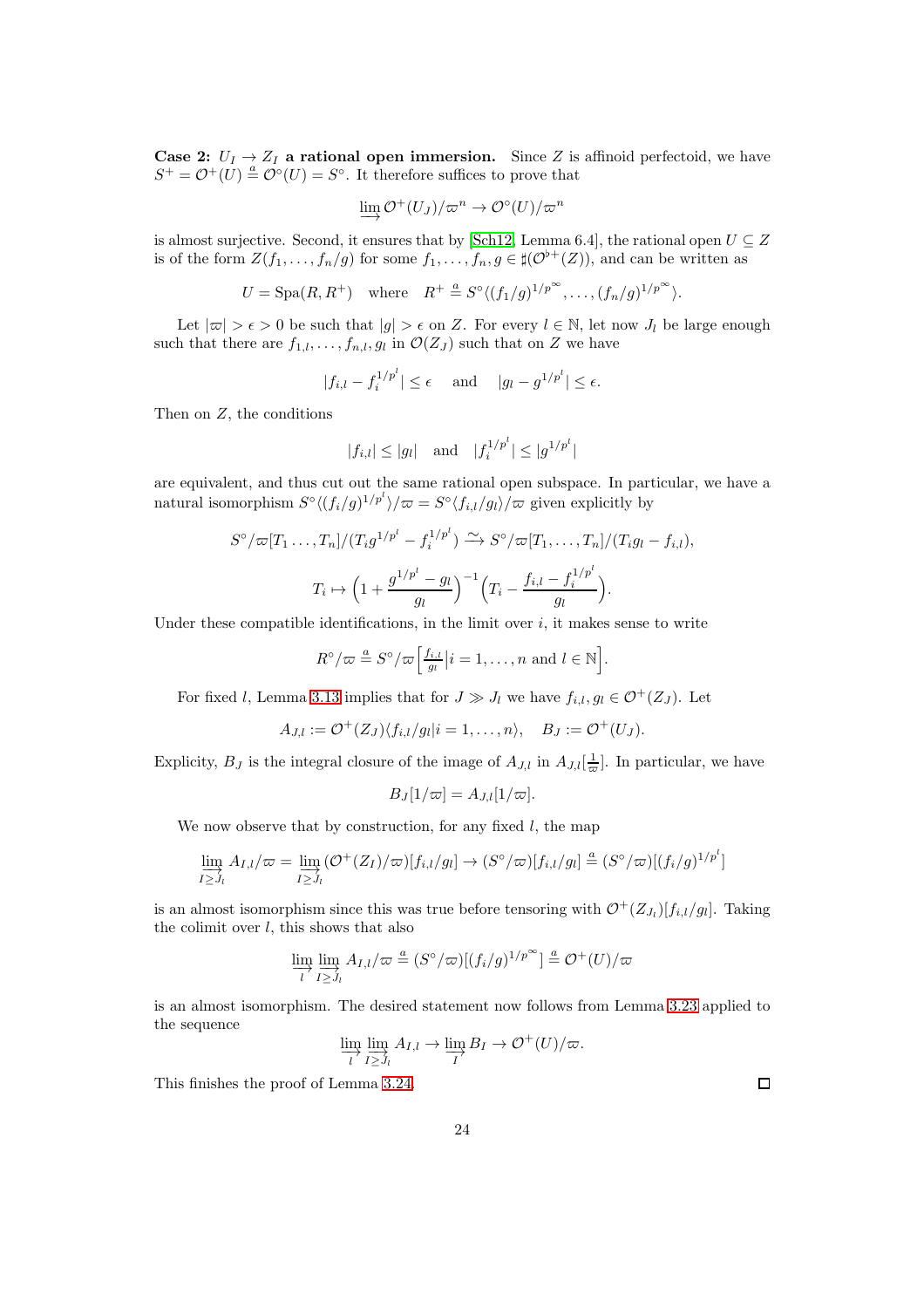**Case 2: $U_I \to Z_I$ a rational open immersion.** Since $Z$ is affinoid perfectoid, we have $S^+ = \mathcal{O}^+(U) \overset{a}{=} \mathcal{O}^\circ(U) = S^\circ$. It therefore suffices to prove that

$$\varinjlim \mathcal{O}^+(U_J)/\varpi^n \to \mathcal{O}^\circ(U)/\varpi^n$$

is almost surjective. Second, it ensures that by [Sch12, Lemma 6.4], the rational open $U \subseteq Z$ is of the form $Z(f_1, \dots, f_n/g)$ for some $f_1, \dots, f_n, g \in \sharp(\mathcal{O}^{\flat+}(Z))$, and can be written as

$$U = \operatorname{Spa}(R, R^+) \quad \text{where} \quad R^+ \overset{a}{=} S^\circ\langle (f_1/g)^{1/p^\infty}, \dots, (f_n/g)^{1/p^\infty}\rangle.$$

Let $|\varpi| > \epsilon > 0$ be such that $|g| > \epsilon$ on $Z$. For every $l \in \mathbb{N}$, let now $J_l$ be large enough such that there are $f_{1,l}, \dots, f_{n,l}, g_l$ in $\mathcal{O}(Z_J)$ such that on $Z$ we have

$$|f_{i,l} - f_i^{1/p^l}| \le \epsilon \quad \text{and} \quad |g_l - g^{1/p^l}| \le \epsilon.$$

Then on $Z$, the conditions

$$|f_{i,l}| \le |g_l| \quad \text{and} \quad |f_i^{1/p^l}| \le |g^{1/p^l}|$$

are equivalent, and thus cut out the same rational open subspace. In particular, we have a natural isomorphism $S^\circ\langle (f_i/g)^{1/p^l}\rangle/\varpi = S^\circ\langle f_{i,l}/g_l\rangle/\varpi$ given explicitly by

$$S^\circ/\varpi[T_1 \dots, T_n]/(T_i g^{1/p^l} - f_i^{1/p^l}) \xrightarrow{\sim} S^\circ/\varpi[T_1, \dots, T_n]/(T_i g_l - f_{i,l}),$$

$$T_i \mapsto \Big(1 + \frac{g^{1/p^l} - g_l}{g_l}\Big)^{-1}\Big(T_i - \frac{f_{i,l} - f_i^{1/p^l}}{g_l}\Big).$$

Under these compatible identifications, in the limit over $i$, it makes sense to write

$$R^\circ/\varpi \overset{a}{=} S^\circ/\varpi\Big[\tfrac{f_{i,l}}{g_l}\Big| i = 1, \dots, n \text{ and } l \in \mathbb{N}\Big].$$

For fixed $l$, Lemma 3.13 implies that for $J \gg J_l$ we have $f_{i,l}, g_l \in \mathcal{O}^+(Z_J)$. Let

$$A_{J,l} := \mathcal{O}^+(Z_J)\langle f_{i,l}/g_l | i = 1, \dots, n\rangle, \quad B_J := \mathcal{O}^+(U_J).$$

Explicity, $B_J$ is the integral closure of the image of $A_{J,l}$ in $A_{J,l}[\frac{1}{\varpi}]$. In particular, we have

$$B_J[1/\varpi] = A_{J,l}[1/\varpi].$$

We now observe that by construction, for any fixed $l$, the map

$$\varinjlim_{I \ge J_l} A_{I,l}/\varpi = \varinjlim_{I \ge J_l} (\mathcal{O}^+(Z_I)/\varpi)[f_{i,l}/g_l] \to (S^\circ/\varpi)[f_{i,l}/g_l] \overset{a}{=} (S^\circ/\varpi)[(f_i/g)^{1/p^l}]$$

is an almost isomorphism since this was true before tensoring with $\mathcal{O}^+(Z_{J_l})[f_{i,l}/g_l]$. Taking the colimit over $l$, this shows that also

$$\varinjlim_{l} \varinjlim_{I \ge J_l} A_{I,l}/\varpi \overset{a}{=} (S^\circ/\varpi)[(f_i/g)^{1/p^\infty}] \overset{a}{=} \mathcal{O}^+(U)/\varpi$$

is an almost isomorphism. The desired statement now follows from Lemma 3.23 applied to the sequence

$$\varinjlim_{l} \varinjlim_{I \ge J_l} A_{I,l} \to \varinjlim_{I} B_I \to \mathcal{O}^+(U)/\varpi.$$

This finishes the proof of Lemma 3.24. $\square$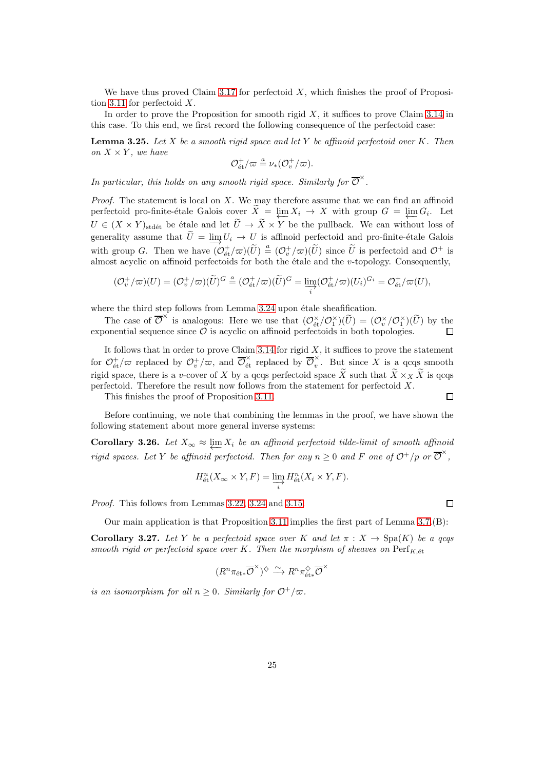We have thus proved Claim 3.17 for perfectoid $X$, which finishes the proof of Proposition 3.11 for perfectoid $X$.

In order to prove the Proposition for smooth rigid $X$, it suffices to prove Claim 3.14 in this case. To this end, we first record the following consequence of the perfectoid case:

**Lemma 3.25.** *Let $X$ be a smooth rigid space and let $Y$ be affinoid perfectoid over $K$. Then on $X \times Y$, we have*

$$\mathcal{O}^+_{\text{ét}}/\varpi \overset{a}{=} \nu_*(\mathcal{O}^+_v/\varpi).$$

*In particular, this holds on any smooth rigid space. Similarly for $\overline{\mathcal{O}}^\times$.*

*Proof.* The statement is local on $X$. We may therefore assume that we can find an affinoid perfectoid pro-finite-étale Galois cover $\widetilde{X} = \varprojlim X_i \to X$ with group $G = \varprojlim G_i$. Let $U \in (X \times Y)_{\text{stdét}}$ be étale and let $\widetilde{U} \to \widetilde{X} \times Y$ be the pullback. We can without loss of generality assume that $\widetilde{U} = \varinjlim U_i \to U$ is affinoid perfectoid and pro-finite-étale Galois with group $G$. Then we have $(\mathcal{O}^+_{\text{ét}}/\varpi)(\widetilde{U}) \overset{a}{=} (\mathcal{O}^+_v/\varpi)(\widetilde{U})$ since $\widetilde{U}$ is perfectoid and $\mathcal{O}^+$ is almost acyclic on affinoid perfectoids for both the étale and the $v$-topology. Consequently,

$$(\mathcal{O}^+_v/\varpi)(U) = (\mathcal{O}^+_v/\varpi)(\widetilde{U})^G \overset{a}{=} (\mathcal{O}^+_{\text{ét}}/\varpi)(\widetilde{U})^G = \varinjlim_i (\mathcal{O}^+_{\text{ét}}/\varpi)(U_i)^{G_i} = \mathcal{O}^+_{\text{ét}}/\varpi(U),$$

where the third step follows from Lemma 3.24 upon étale sheafification.

The case of $\overline{\mathcal{O}}^\times$ is analogous: Here we use that $(\mathcal{O}^\times_{\text{ét}}/\mathcal{O}^\times_1)(\widetilde{U}) = (\mathcal{O}^\times_v/\mathcal{O}^\times_1)(\widetilde{U})$ by the exponential sequence since $\mathcal{O}$ is acyclic on affinoid perfectoids in both topologies. $\square$

It follows that in order to prove Claim 3.14 for rigid $X$, it suffices to prove the statement for $\mathcal{O}^+_{\text{ét}}/\varpi$ replaced by $\mathcal{O}^+_v/\varpi$, and $\overline{\mathcal{O}}^\times_{\text{ét}}$ replaced by $\overline{\mathcal{O}}^\times_v$. But since $X$ is a qcqs smooth rigid space, there is a $v$-cover of $X$ by a qcqs perfectoid space $\widetilde{X}$ such that $\widetilde{X} \times_X \widetilde{X}$ is qcqs perfectoid. Therefore the result now follows from the statement for perfectoid $X$.

This finishes the proof of Proposition 3.11. $\square$

Before continuing, we note that combining the lemmas in the proof, we have shown the following statement about more general inverse systems:

**Corollary 3.26.** *Let $X_\infty \approx \varprojlim X_i$ be an affinoid perfectoid tilde-limit of smooth affinoid rigid spaces. Let $Y$ be affinoid perfectoid. Then for any $n \geq 0$ and $F$ one of $\mathcal{O}^+/p$ or $\overline{\mathcal{O}}^\times$,*

$$H^n_{\text{ét}}(X_\infty \times Y, F) = \varinjlim_i H^n_{\text{ét}}(X_i \times Y, F).$$

*Proof.* This follows from Lemmas 3.22, 3.24 and 3.15. $\square$

Our main application is that Proposition 3.11 implies the first part of Lemma 3.7.(B):

**Corollary 3.27.** *Let $Y$ be a perfectoid space over $K$ and let $\pi : X \to \operatorname{Spa}(K)$ be a qcqs smooth rigid or perfectoid space over $K$. Then the morphism of sheaves on $\operatorname{Perf}_{K,\text{ét}}$*

$$(R^n\pi_{\text{ét}*}\overline{\mathcal{O}}^\times)^\diamond \xrightarrow{\sim} R^n\pi^\diamond_{\text{ét}*}\overline{\mathcal{O}}^\times$$

*is an isomorphism for all $n \geq 0$. Similarly for $\mathcal{O}^+/\varpi$.*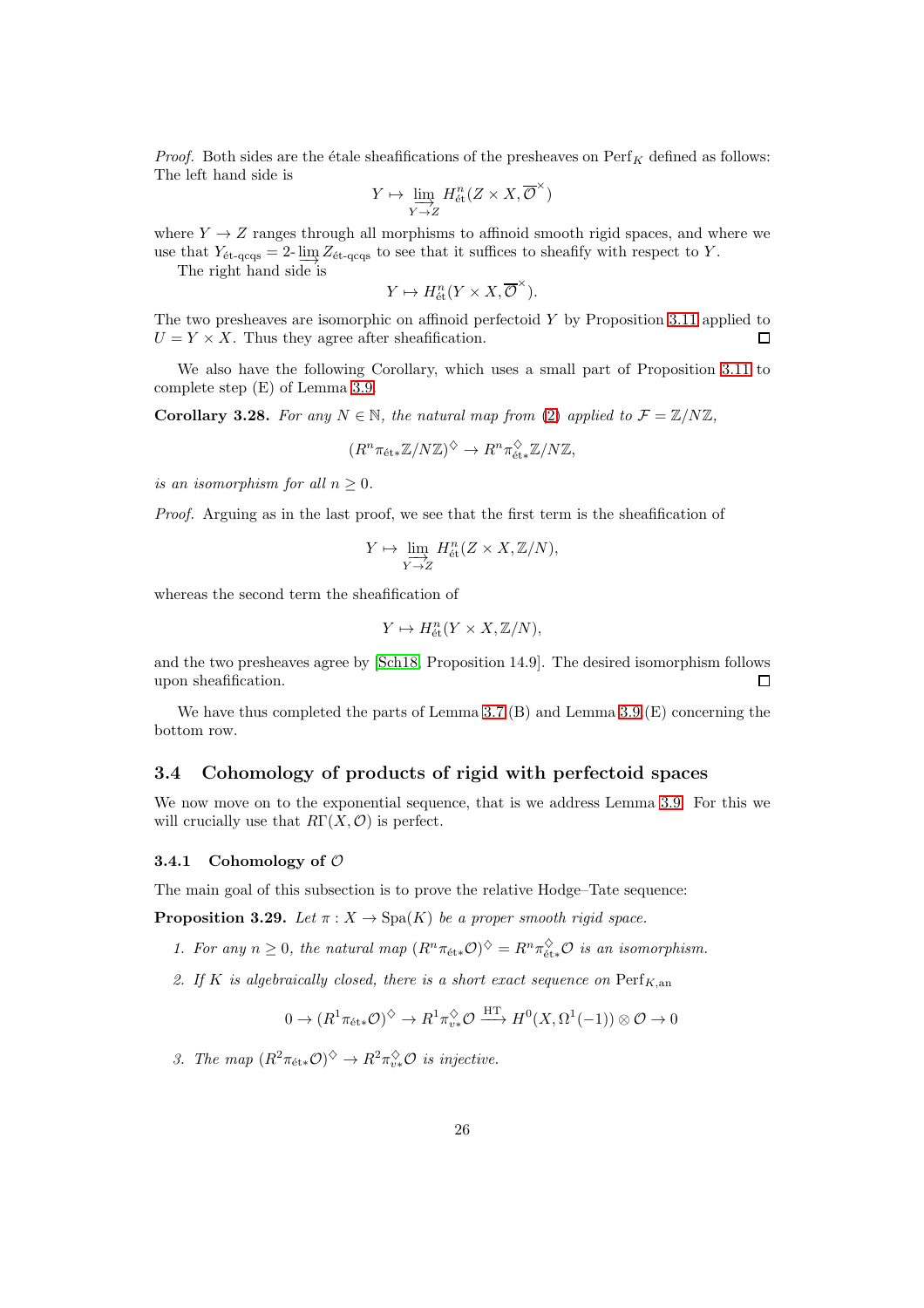*Proof.* Both sides are the étale sheafifications of the presheaves on $\mathrm{Perf}_K$ defined as follows: The left hand side is

$$Y \mapsto \varinjlim_{Y \to Z} H^n_{\text{ét}}(Z \times X, \overline{\mathcal{O}}^\times)$$

where $Y \to Z$ ranges through all morphisms to affinoid smooth rigid spaces, and where we use that $Y_{\text{ét-qcqs}} = 2\text{-}\varinjlim Z_{\text{ét-qcqs}}$ to see that it suffices to sheafify with respect to $Y$.

The right hand side is

$$Y \mapsto H^n_{\text{ét}}(Y \times X, \overline{\mathcal{O}}^\times).$$

The two presheaves are isomorphic on affinoid perfectoid $Y$ by Proposition 3.11 applied to $U = Y \times X$. Thus they agree after sheafification. $\square$

We also have the following Corollary, which uses a small part of Proposition 3.11 to complete step (E) of Lemma 3.9.

**Corollary 3.28.** *For any $N \in \mathbb{N}$, the natural map from (2) applied to $\mathcal{F} = \mathbb{Z}/N\mathbb{Z}$,*

$$(R^n\pi_{\text{ét}*}\mathbb{Z}/N\mathbb{Z})^\diamond \to R^n\pi^\diamond_{\text{ét}*}\mathbb{Z}/N\mathbb{Z},$$

*is an isomorphism for all $n \geq 0$.*

*Proof.* Arguing as in the last proof, we see that the first term is the sheafification of

$$Y \mapsto \varinjlim_{Y \to Z} H^n_{\text{ét}}(Z \times X, \mathbb{Z}/N),$$

whereas the second term the sheafification of

$$Y \mapsto H^n_{\text{ét}}(Y \times X, \mathbb{Z}/N),$$

and the two presheaves agree by [Sch18, Proposition 14.9]. The desired isomorphism follows upon sheafification. $\square$

We have thus completed the parts of Lemma 3.7.(B) and Lemma 3.9.(E) concerning the bottom row.

## 3.4 Cohomology of products of rigid with perfectoid spaces

We now move on to the exponential sequence, that is we address Lemma 3.9. For this we will crucially use that $R\Gamma(X, \mathcal{O})$ is perfect.

### 3.4.1 Cohomology of $\mathcal{O}$

The main goal of this subsection is to prove the relative Hodge–Tate sequence:

**Proposition 3.29.** *Let $\pi : X \to \mathrm{Spa}(K)$ be a proper smooth rigid space.*

1. *For any $n \geq 0$, the natural map $(R^n\pi_{\text{ét}*}\mathcal{O})^\diamond = R^n\pi^\diamond_{\text{ét}*}\mathcal{O}$ is an isomorphism.*
2. *If $K$ is algebraically closed, there is a short exact sequence on $\mathrm{Perf}_{K,\mathrm{an}}$*

$$0 \to (R^1\pi_{\text{ét}*}\mathcal{O})^\diamond \to R^1\pi^\diamond_{v*}\mathcal{O} \xrightarrow{\mathrm{HT}} H^0(X, \Omega^1(-1)) \otimes \mathcal{O} \to 0$$

3. *The map $(R^2\pi_{\text{ét}*}\mathcal{O})^\diamond \to R^2\pi^\diamond_{v*}\mathcal{O}$ is injective.*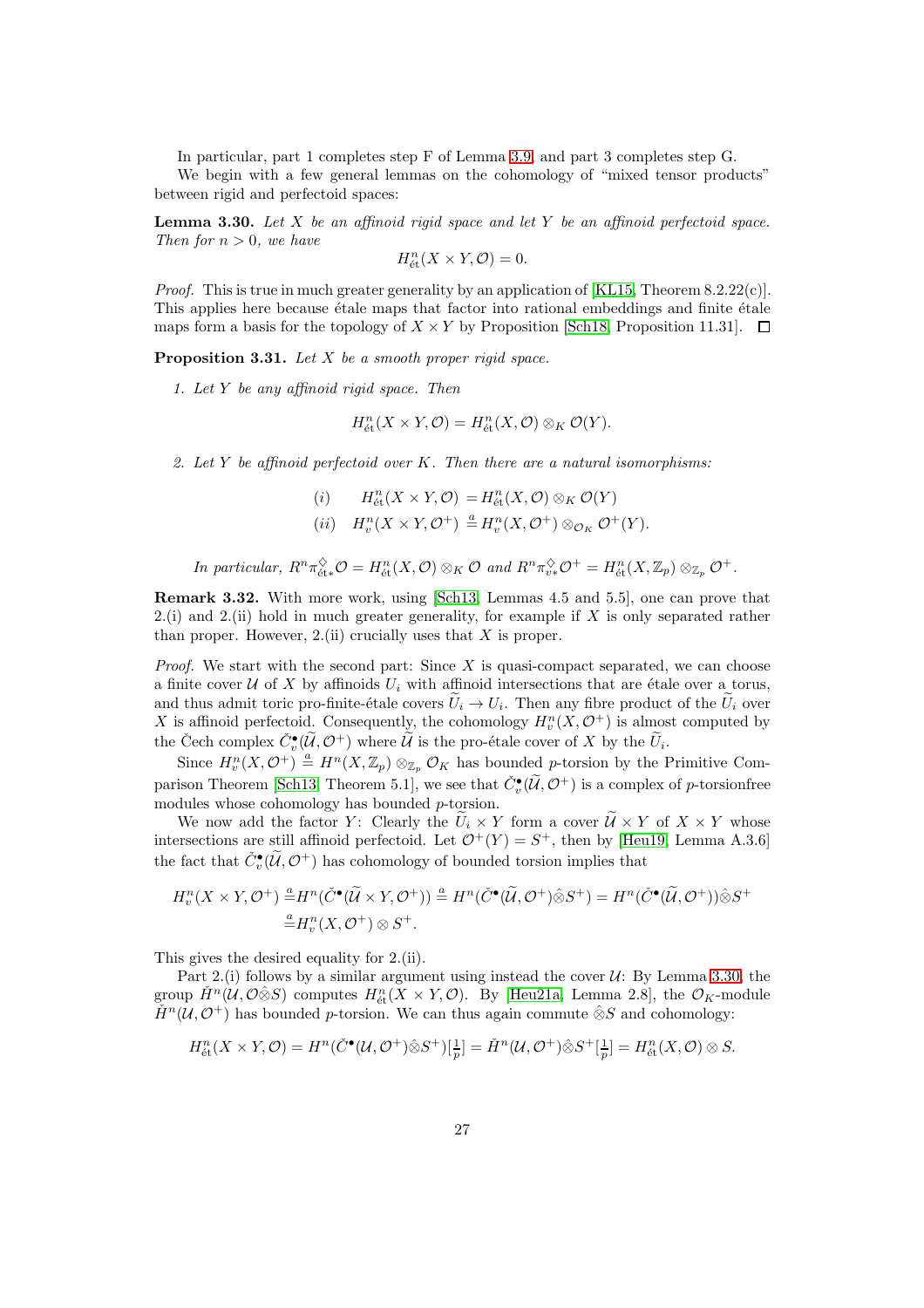In particular, part 1 completes step F of Lemma 3.9, and part 3 completes step G.

We begin with a few general lemmas on the cohomology of "mixed tensor products" between rigid and perfectoid spaces:

**Lemma 3.30.** *Let $X$ be an affinoid rigid space and let $Y$ be an affinoid perfectoid space. Then for $n > 0$, we have*

$$H^n_{\text{ét}}(X \times Y, \mathcal{O}) = 0.$$

*Proof.* This is true in much greater generality by an application of [KL15, Theorem 8.2.22(c)]. This applies here because étale maps that factor into rational embeddings and finite étale maps form a basis for the topology of $X \times Y$ by Proposition [Sch18, Proposition 11.31]. □

**Proposition 3.31.** *Let $X$ be a smooth proper rigid space.*

1. *Let $Y$ be any affinoid rigid space. Then*

$$H^n_{\text{ét}}(X \times Y, \mathcal{O}) = H^n_{\text{ét}}(X, \mathcal{O}) \otimes_K \mathcal{O}(Y).$$

2. *Let $Y$ be affinoid perfectoid over $K$. Then there are a natural isomorphisms:*

$$\begin{aligned} &(i) \qquad H^n_{\text{ét}}(X \times Y, \mathcal{O}) = H^n_{\text{ét}}(X, \mathcal{O}) \otimes_K \mathcal{O}(Y) \\ &(ii) \quad H^n_v(X \times Y, \mathcal{O}^+) \overset{a}{=} H^n_v(X, \mathcal{O}^+) \otimes_{\mathcal{O}_K} \mathcal{O}^+(Y). \end{aligned}$$

*In particular, $R^n\pi^\diamondsuit_{\text{ét}*}\mathcal{O} = H^n_{\text{ét}}(X, \mathcal{O}) \otimes_K \mathcal{O}$ and $R^n\pi^\diamondsuit_{v*}\mathcal{O}^+ = H^n_{\text{ét}}(X, \mathbb{Z}_p) \otimes_{\mathbb{Z}_p} \mathcal{O}^+$.*

**Remark 3.32.** With more work, using [Sch13, Lemmas 4.5 and 5.5], one can prove that 2.(i) and 2.(ii) hold in much greater generality, for example if $X$ is only separated rather than proper. However, 2.(ii) crucially uses that $X$ is proper.

*Proof.* We start with the second part: Since $X$ is quasi-compact separated, we can choose a finite cover $\mathcal{U}$ of $X$ by affinoids $U_i$ with affinoid intersections that are étale over a torus, and thus admit toric pro-finite-étale covers $\widetilde{U}_i \to U_i$. Then any fibre product of the $\widetilde{U}_i$ over $X$ is affinoid perfectoid. Consequently, the cohomology $H^n_v(X, \mathcal{O}^+)$ is almost computed by the Čech complex $\check{C}^\bullet_v(\widetilde{\mathcal{U}}, \mathcal{O}^+)$ where $\widetilde{\mathcal{U}}$ is the pro-étale cover of $X$ by the $\widetilde{U}_i$.

Since $H^n_v(X, \mathcal{O}^+) \overset{a}{=} H^n(X, \mathbb{Z}_p) \otimes_{\mathbb{Z}_p} \mathcal{O}_K$ has bounded $p$-torsion by the Primitive Comparison Theorem [Sch13, Theorem 5.1], we see that $\check{C}^\bullet_v(\widetilde{\mathcal{U}}, \mathcal{O}^+)$ is a complex of $p$-torsionfree modules whose cohomology has bounded $p$-torsion.

We now add the factor $Y$: Clearly the $\widetilde{U}_i \times Y$ form a cover $\widetilde{\mathcal{U}} \times Y$ of $X \times Y$ whose intersections are still affinoid perfectoid. Let $\mathcal{O}^+(Y) = S^+$, then by [Heu19, Lemma A.3.6] the fact that $\check{C}^\bullet_v(\widetilde{\mathcal{U}}, \mathcal{O}^+)$ has cohomology of bounded torsion implies that

$$\begin{aligned} H^n_v(X \times Y, \mathcal{O}^+) &\overset{a}{=} H^n(\check{C}^\bullet(\widetilde{\mathcal{U}} \times Y, \mathcal{O}^+)) \overset{a}{=} H^n(\check{C}^\bullet(\widetilde{\mathcal{U}}, \mathcal{O}^+)\hat{\otimes} S^+) = H^n(\check{C}^\bullet(\widetilde{\mathcal{U}}, \mathcal{O}^+))\hat{\otimes} S^+ \\ &\overset{a}{=} H^n_v(X, \mathcal{O}^+) \otimes S^+. \end{aligned}$$

This gives the desired equality for 2.(ii).

Part 2.(i) follows by a similar argument using instead the cover $\mathcal{U}$: By Lemma 3.30, the group $\check{H}^n(\mathcal{U}, \mathcal{O}\hat{\otimes} S)$ computes $H^n_{\text{ét}}(X \times Y, \mathcal{O})$. By [Heu21a, Lemma 2.8], the $\mathcal{O}_K$-module $\check{H}^n(\mathcal{U}, \mathcal{O}^+)$ has bounded $p$-torsion. We can thus again commute $\hat{\otimes} S$ and cohomology:

$$H^n_{\text{ét}}(X \times Y, \mathcal{O}) = H^n(\check{C}^\bullet(\mathcal{U}, \mathcal{O}^+)\hat{\otimes} S^+)[\tfrac{1}{p}] = \check{H}^n(\mathcal{U}, \mathcal{O}^+)\hat{\otimes} S^+[\tfrac{1}{p}] = H^n_{\text{ét}}(X, \mathcal{O}) \otimes S.$$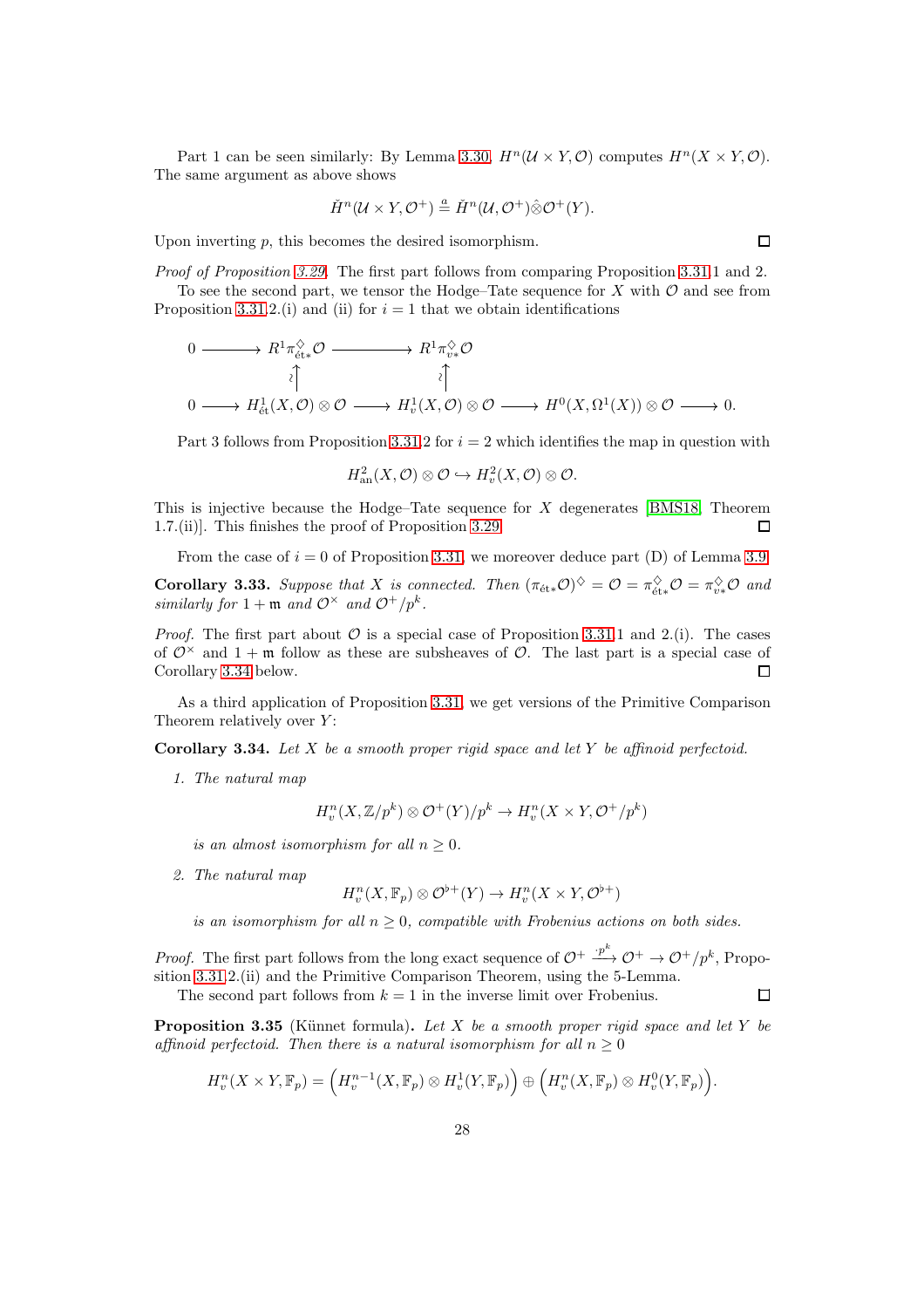Part 1 can be seen similarly: By Lemma 3.30, $H^n(\mathcal{U}\times Y,\mathcal{O})$ computes $H^n(X\times Y,\mathcal{O})$. The same argument as above shows

$$\check{H}^n(\mathcal{U}\times Y,\mathcal{O}^+)\overset{a}{=}\check{H}^n(\mathcal{U},\mathcal{O}^+)\hat{\otimes}\mathcal{O}^+(Y).$$

Upon inverting $p$, this becomes the desired isomorphism. $\square$

*Proof of Proposition 3.29.* The first part follows from comparing Proposition 3.31.1 and 2.

To see the second part, we tensor the Hodge–Tate sequence for $X$ with $\mathcal{O}$ and see from Proposition 3.31.2.(i) and (ii) for $i=1$ that we obtain identifications

$$\begin{array}{ccccccccc}
0 & \longrightarrow & R^1\pi^\diamondsuit_{\mathrm{\acute{e}t}*}\mathcal{O} & \longrightarrow & R^1\pi^\diamondsuit_{v*}\mathcal{O} & & & & \\
 & & \wr\uparrow & & \wr\uparrow & & & & \\
0 & \longrightarrow & H^1_{\mathrm{\acute{e}t}}(X,\mathcal{O})\otimes\mathcal{O} & \longrightarrow & H^1_v(X,\mathcal{O})\otimes\mathcal{O} & \longrightarrow & H^0(X,\Omega^1(X))\otimes\mathcal{O} & \longrightarrow & 0.
\end{array}$$

Part 3 follows from Proposition 3.31.2 for $i=2$ which identifies the map in question with

$$H^2_{\mathrm{an}}(X,\mathcal{O})\otimes\mathcal{O}\hookrightarrow H^2_v(X,\mathcal{O})\otimes\mathcal{O}.$$

This is injective because the Hodge–Tate sequence for $X$ degenerates [BMS18, Theorem 1.7.(ii)]. This finishes the proof of Proposition 3.29. $\square$

From the case of $i=0$ of Proposition 3.31, we moreover deduce part (D) of Lemma 3.9.

**Corollary 3.33.** *Suppose that $X$ is connected. Then $(\pi_{\mathrm{\acute{e}t}*}\mathcal{O})^\diamondsuit=\mathcal{O}=\pi^\diamondsuit_{\mathrm{\acute{e}t}*}\mathcal{O}=\pi^\diamondsuit_{v*}\mathcal{O}$ and similarly for $1+\mathfrak{m}$ and $\mathcal{O}^\times$ and $\mathcal{O}^+/p^k$.*

*Proof.* The first part about $\mathcal{O}$ is a special case of Proposition 3.31.1 and 2.(i). The cases of $\mathcal{O}^\times$ and $1+\mathfrak{m}$ follow as these are subsheaves of $\mathcal{O}$. The last part is a special case of Corollary 3.34 below. $\square$

As a third application of Proposition 3.31, we get versions of the Primitive Comparison Theorem relatively over $Y$:

**Corollary 3.34.** *Let $X$ be a smooth proper rigid space and let $Y$ be affinoid perfectoid.*

1. *The natural map*
$$H^n_v(X,\mathbb{Z}/p^k)\otimes\mathcal{O}^+(Y)/p^k\to H^n_v(X\times Y,\mathcal{O}^+/p^k)$$
*is an almost isomorphism for all $n\geq 0$.*

2. *The natural map*
$$H^n_v(X,\mathbb{F}_p)\otimes\mathcal{O}^{\flat+}(Y)\to H^n_v(X\times Y,\mathcal{O}^{\flat+})$$
*is an isomorphism for all $n\geq 0$, compatible with Frobenius actions on both sides.*

*Proof.* The first part follows from the long exact sequence of $\mathcal{O}^+\xrightarrow{\cdot p^k}\mathcal{O}^+\to\mathcal{O}^+/p^k$, Proposition 3.31.2.(ii) and the Primitive Comparison Theorem, using the 5-Lemma.

The second part follows from $k=1$ in the inverse limit over Frobenius. $\square$

**Proposition 3.35** (Künnet formula)**.** *Let $X$ be a smooth proper rigid space and let $Y$ be affinoid perfectoid. Then there is a natural isomorphism for all $n\geq 0$*

$$H^n_v(X\times Y,\mathbb{F}_p)=\Big(H^{n-1}_v(X,\mathbb{F}_p)\otimes H^1_v(Y,\mathbb{F}_p)\Big)\oplus\Big(H^n_v(X,\mathbb{F}_p)\otimes H^0_v(Y,\mathbb{F}_p)\Big).$$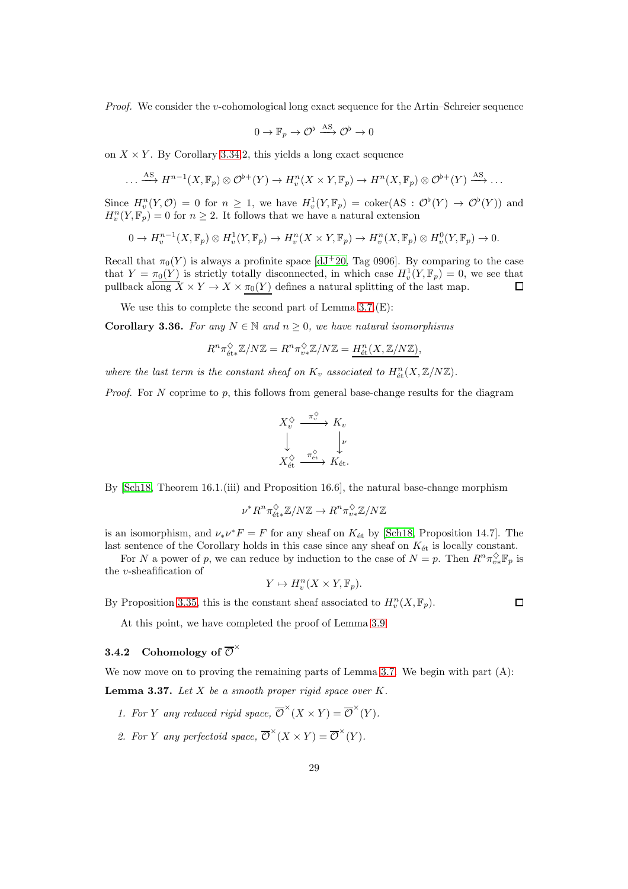*Proof.* We consider the $v$-cohomological long exact sequence for the Artin–Schreier sequence

$$0 \to \mathbb{F}_p \to \mathcal{O}^\flat \xrightarrow{\mathrm{AS}} \mathcal{O}^\flat \to 0$$

on $X \times Y$. By Corollary 3.34.2, this yields a long exact sequence

$$\dots \xrightarrow{\mathrm{AS}} H^{n-1}(X, \mathbb{F}_p) \otimes \mathcal{O}^{\flat+}(Y) \to H^n_v(X \times Y, \mathbb{F}_p) \to H^n(X, \mathbb{F}_p) \otimes \mathcal{O}^{\flat+}(Y) \xrightarrow{\mathrm{AS}} \dots$$

Since $H^n_v(Y, \mathcal{O}) = 0$ for $n \geq 1$, we have $H^1_v(Y, \mathbb{F}_p) = \mathrm{coker}(\mathrm{AS} : \mathcal{O}^\flat(Y) \to \mathcal{O}^\flat(Y))$ and $H^n_v(Y, \mathbb{F}_p) = 0$ for $n \geq 2$. It follows that we have a natural extension

$$0 \to H^{n-1}_v(X, \mathbb{F}_p) \otimes H^1_v(Y, \mathbb{F}_p) \to H^n_v(X \times Y, \mathbb{F}_p) \to H^n_v(X, \mathbb{F}_p) \otimes H^0_v(Y, \mathbb{F}_p) \to 0.$$

Recall that $\pi_0(Y)$ is always a profinite space [dJ+20, Tag 0906]. By comparing to the case that $Y = \underline{\pi_0(Y)}$ is strictly totally disconnected, in which case $H^1_v(Y, \mathbb{F}_p) = 0$, we see that pullback along $X \times Y \to X \times \underline{\pi_0(Y)}$ defines a natural splitting of the last map. ◻

We use this to complete the second part of Lemma 3.7.(E):

**Corollary 3.36.** *For any $N \in \mathbb{N}$ and $n \geq 0$, we have natural isomorphisms*

$$R^n\pi^\diamondsuit_{\text{ét}*}\mathbb{Z}/N\mathbb{Z} = R^n\pi^\diamondsuit_{v*}\mathbb{Z}/N\mathbb{Z} = \underline{H^n_{\text{ét}}(X, \mathbb{Z}/N\mathbb{Z})},$$

*where the last term is the constant sheaf on $K_v$ associated to $H^n_{\text{ét}}(X, \mathbb{Z}/N\mathbb{Z})$.*

*Proof.* For $N$ coprime to $p$, this follows from general base-change results for the diagram

$$\begin{array}{ccc} X^\diamondsuit_v & \xrightarrow{\pi^\diamondsuit_v} & K_v \\ \downarrow & & \downarrow \nu \\ X^\diamondsuit_{\text{ét}} & \xrightarrow{\pi^\diamondsuit_{\text{ét}}} & K_{\text{ét}}. \end{array}$$

By [Sch18, Theorem 16.1.(iii) and Proposition 16.6], the natural base-change morphism

$$\nu^* R^n\pi^\diamondsuit_{\text{ét}*}\mathbb{Z}/N\mathbb{Z} \to R^n\pi^\diamondsuit_{v*}\mathbb{Z}/N\mathbb{Z}$$

is an isomorphism, and $\nu_*\nu^*F = F$ for any sheaf on $K_{\text{ét}}$ by [Sch18, Proposition 14.7]. The last sentence of the Corollary holds in this case since any sheaf on $K_{\text{ét}}$ is locally constant.

For $N$ a power of $p$, we can reduce by induction to the case of $N = p$. Then $R^n\pi^\diamondsuit_{v*}\mathbb{F}_p$ is the $v$-sheafification of

$$Y \mapsto H^n_v(X \times Y, \mathbb{F}_p).$$

By Proposition 3.35, this is the constant sheaf associated to $H^n_v(X, \mathbb{F}_p)$. ◻

At this point, we have completed the proof of Lemma 3.9.

### 3.4.2 Cohomology of $\overline{\mathcal{O}}^\times$

We now move on to proving the remaining parts of Lemma 3.7. We begin with part (A):

**Lemma 3.37.** *Let $X$ be a smooth proper rigid space over $K$.*

1. *For $Y$ any reduced rigid space, $\overline{\mathcal{O}}^\times(X \times Y) = \overline{\mathcal{O}}^\times(Y)$.*
2. *For $Y$ any perfectoid space, $\overline{\mathcal{O}}^\times(X \times Y) = \overline{\mathcal{O}}^\times(Y)$.*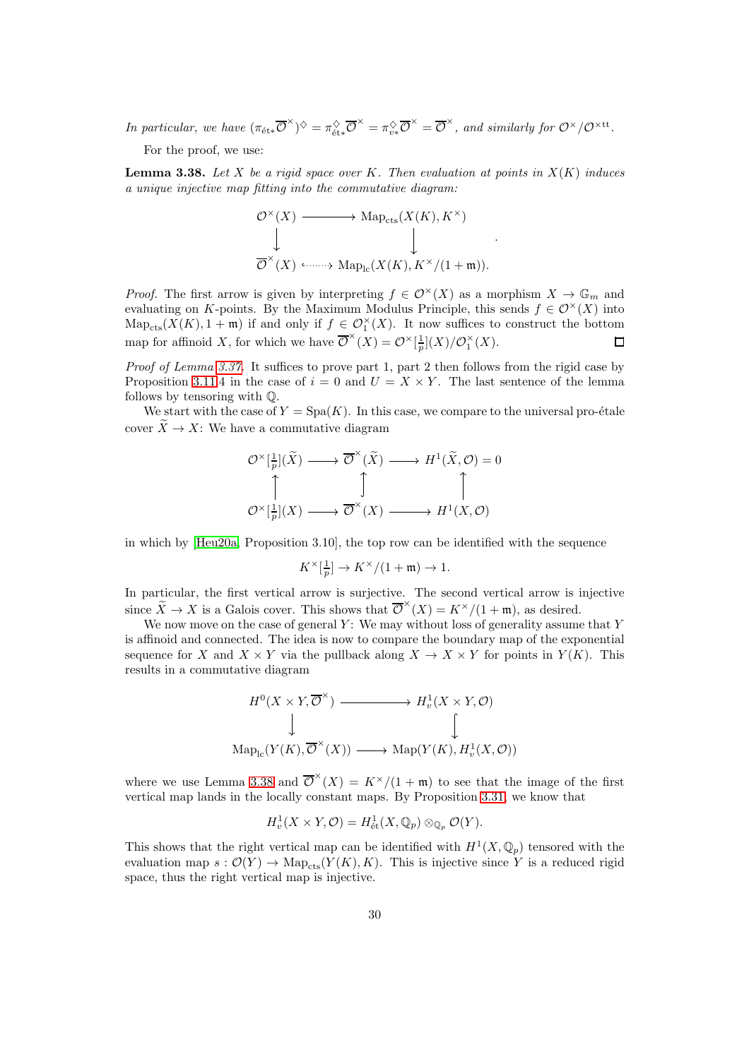*In particular, we have* $(\pi_{\text{ét}*}\overline{\mathcal{O}}^{\times})^{\diamondsuit} = \pi^{\diamondsuit}_{\text{ét}*}\overline{\mathcal{O}}^{\times} = \pi^{\diamondsuit}_{v*}\overline{\mathcal{O}}^{\times} = \overline{\mathcal{O}}^{\times}$*, and similarly for* $\mathcal{O}^{\times}/\mathcal{O}^{\times \text{tt}}$.

For the proof, we use:

**Lemma 3.38.** *Let $X$ be a rigid space over $K$. Then evaluation at points in $X(K)$ induces a unique injective map fitting into the commutative diagram:*

$$\begin{array}{ccc}
\mathcal{O}^{\times}(X) & \longrightarrow & \mathrm{Map}_{\mathrm{cts}}(X(K), K^{\times}) \\
\downarrow & & \downarrow \\
\overline{\mathcal{O}}^{\times}(X) & \hookrightarrow & \mathrm{Map}_{\mathrm{lc}}(X(K), K^{\times}/(1+\mathfrak{m})).
\end{array}$$

*Proof.* The first arrow is given by interpreting $f \in \mathcal{O}^{\times}(X)$ as a morphism $X \to \mathbb{G}_m$ and evaluating on $K$-points. By the Maximum Modulus Principle, this sends $f \in \mathcal{O}^{\times}(X)$ into $\mathrm{Map}_{\mathrm{cts}}(X(K), 1+\mathfrak{m})$ if and only if $f \in \mathcal{O}^{\times}_1(X)$. It now suffices to construct the bottom map for affinoid $X$, for which we have $\overline{\mathcal{O}}^{\times}(X) = \mathcal{O}^{\times}[\frac{1}{p}](X)/\mathcal{O}^{\times}_1(X)$. $\square$

*Proof of Lemma 3.37.* It suffices to prove part 1, part 2 then follows from the rigid case by Proposition 3.11.4 in the case of $i = 0$ and $U = X \times Y$. The last sentence of the lemma follows by tensoring with $\mathbb{Q}$.

We start with the case of $Y = \mathrm{Spa}(K)$. In this case, we compare to the universal pro-étale cover $\widetilde{X} \to X$: We have a commutative diagram

$$\begin{array}{ccccc}
\mathcal{O}^{\times}[\frac{1}{p}](\widetilde{X}) & \longrightarrow & \overline{\mathcal{O}}^{\times}(\widetilde{X}) & \longrightarrow & H^1(\widetilde{X}, \mathcal{O}) = 0 \\
\uparrow & & \uparrow & & \uparrow \\
\mathcal{O}^{\times}[\frac{1}{p}](X) & \longrightarrow & \overline{\mathcal{O}}^{\times}(X) & \longrightarrow & H^1(X, \mathcal{O})
\end{array}$$

in which by [Heu20a, Proposition 3.10], the top row can be identified with the sequence

$$K^{\times}[\tfrac{1}{p}] \to K^{\times}/(1+\mathfrak{m}) \to 1.$$

In particular, the first vertical arrow is surjective. The second vertical arrow is injective since $\widetilde{X} \to X$ is a Galois cover. This shows that $\overline{\mathcal{O}}^{\times}(X) = K^{\times}/(1+\mathfrak{m})$, as desired.

We now move on the case of general $Y$: We may without loss of generality assume that $Y$ is affinoid and connected. The idea is now to compare the boundary map of the exponential sequence for $X$ and $X \times Y$ via the pullback along $X \to X \times Y$ for points in $Y(K)$. This results in a commutative diagram

$$\begin{array}{ccc}
H^0(X \times Y, \overline{\mathcal{O}}^{\times}) & \longrightarrow & H^1_v(X \times Y, \mathcal{O}) \\
\downarrow & & \downarrow \\
\mathrm{Map}_{\mathrm{lc}}(Y(K), \overline{\mathcal{O}}^{\times}(X)) & \longrightarrow & \mathrm{Map}(Y(K), H^1_v(X, \mathcal{O}))
\end{array}$$

where we use Lemma 3.38 and $\overline{\mathcal{O}}^{\times}(X) = K^{\times}/(1+\mathfrak{m})$ to see that the image of the first vertical map lands in the locally constant maps. By Proposition 3.31, we know that

$$H^1_v(X \times Y, \mathcal{O}) = H^1_{\text{ét}}(X, \mathbb{Q}_p) \otimes_{\mathbb{Q}_p} \mathcal{O}(Y).$$

This shows that the right vertical map can be identified with $H^1(X, \mathbb{Q}_p)$ tensored with the evaluation map $s : \mathcal{O}(Y) \to \mathrm{Map}_{\mathrm{cts}}(Y(K), K)$. This is injective since $Y$ is a reduced rigid space, thus the right vertical map is injective.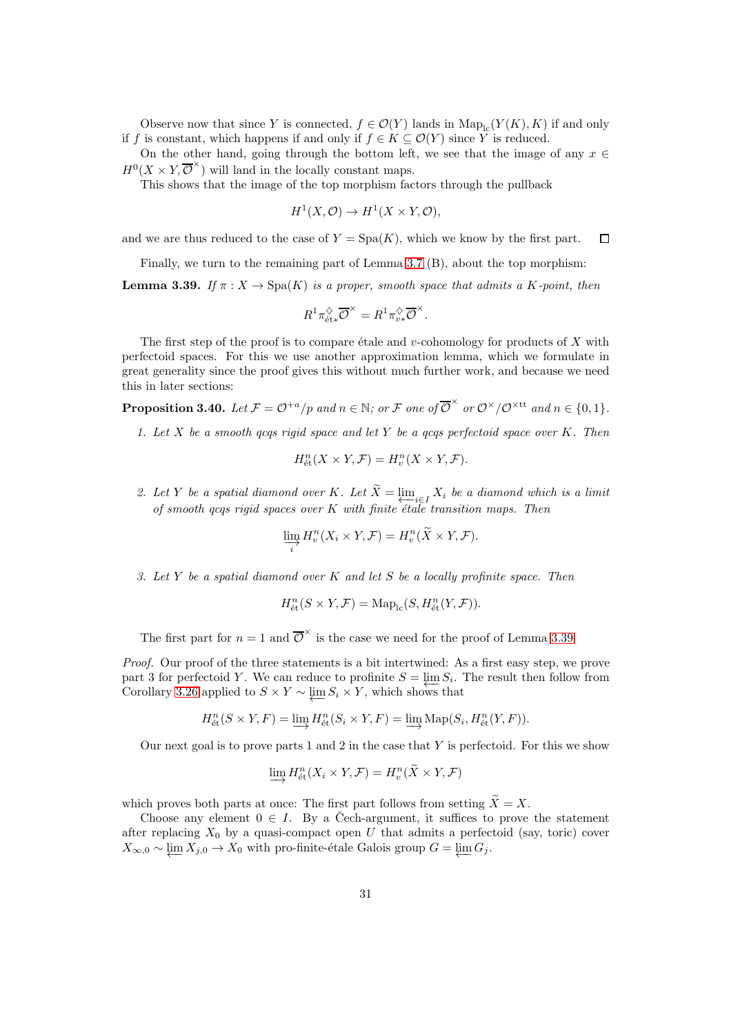Observe now that since $Y$ is connected, $f \in \mathcal{O}(Y)$ lands in $\mathrm{Map}_{\mathrm{lc}}(Y(K), K)$ if and only if $f$ is constant, which happens if and only if $f \in K \subseteq \mathcal{O}(Y)$ since $Y$ is reduced.

On the other hand, going through the bottom left, we see that the image of any $x \in H^0(X \times Y, \overline{\mathcal{O}}^{\times})$ will land in the locally constant maps.

This shows that the image of the top morphism factors through the pullback

$$H^1(X, \mathcal{O}) \to H^1(X \times Y, \mathcal{O}),$$

and we are thus reduced to the case of $Y = \mathrm{Spa}(K)$, which we know by the first part. $\square$

Finally, we turn to the remaining part of Lemma 3.7 (B), about the top morphism:

**Lemma 3.39.** *If $\pi : X \to \mathrm{Spa}(K)$ is a proper, smooth space that admits a $K$-point, then*

$$R^1\pi^{\diamondsuit}_{\text{ét}*}\overline{\mathcal{O}}^{\times} = R^1\pi^{\diamondsuit}_{v*}\overline{\mathcal{O}}^{\times}.$$

The first step of the proof is to compare étale and $v$-cohomology for products of $X$ with perfectoid spaces. For this we use another approximation lemma, which we formulate in great generality since the proof gives this without much further work, and because we need this in later sections:

**Proposition 3.40.** *Let $\mathcal{F} = \mathcal{O}^{+a}/p$ and $n \in \mathbb{N}$; or $\mathcal{F}$ one of $\overline{\mathcal{O}}^{\times}$ or $\mathcal{O}^{\times}/\mathcal{O}^{\times\mathrm{tt}}$ and $n \in \{0, 1\}$.*

1. *Let $X$ be a smooth qcqs rigid space and let $Y$ be a qcqs perfectoid space over $K$. Then*

$$H^n_{\text{ét}}(X \times Y, \mathcal{F}) = H^n_v(X \times Y, \mathcal{F}).$$

2. *Let $Y$ be a spatial diamond over $K$. Let $\widetilde{X} = \varprojlim_{i \in I} X_i$ be a diamond which is a limit of smooth qcqs rigid spaces over $K$ with finite étale transition maps. Then*

$$\varinjlim_i H^n_v(X_i \times Y, \mathcal{F}) = H^n_v(\widetilde{X} \times Y, \mathcal{F}).$$

3. *Let $Y$ be a spatial diamond over $K$ and let $S$ be a locally profinite space. Then*

$$H^n_{\text{ét}}(S \times Y, \mathcal{F}) = \mathrm{Map}_{\mathrm{lc}}(S, H^n_{\text{ét}}(Y, \mathcal{F})).$$

The first part for $n = 1$ and $\overline{\mathcal{O}}^{\times}$ is the case we need for the proof of Lemma 3.39.

*Proof.* Our proof of the three statements is a bit intertwined: As a first easy step, we prove part 3 for perfectoid $Y$. We can reduce to profinite $S = \varprojlim S_i$. The result then follow from Corollary 3.26 applied to $S \times Y \sim \varprojlim S_i \times Y$, which shows that

$$H^n_{\text{ét}}(S \times Y, F) = \varinjlim H^n_{\text{ét}}(S_i \times Y, F) = \varinjlim \mathrm{Map}(S_i, H^n_{\text{ét}}(Y, F)).$$

Our next goal is to prove parts 1 and 2 in the case that $Y$ is perfectoid. For this we show

$$\varinjlim H^n_{\text{ét}}(X_i \times Y, \mathcal{F}) = H^n_v(\widetilde{X} \times Y, \mathcal{F})$$

which proves both parts at once: The first part follows from setting $\widetilde{X} = X$.

Choose any element $0 \in I$. By a Čech-argument, it suffices to prove the statement after replacing $X_0$ by a quasi-compact open $U$ that admits a perfectoid (say, toric) cover $X_{\infty,0} \sim \varprojlim X_{j,0} \to X_0$ with pro-finite-étale Galois group $G = \varprojlim G_j$.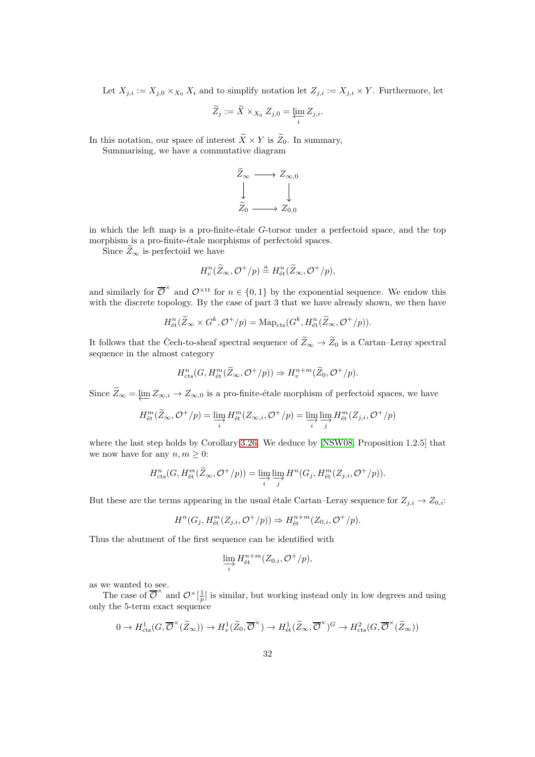Let $X_{j,i} := X_{j,0} \times_{X_0} X_i$ and to simplify notation let $Z_{j,i} := X_{j,i} \times Y$. Furthermore, let

$$\widetilde{Z}_j := \widetilde{X} \times_{X_0} Z_{j,0} = \varprojlim_i Z_{j,i}.$$

In this notation, our space of interest $\widetilde{X} \times Y$ is $\widetilde{Z}_0$. In summary,

Summarising, we have a commutative diagram

$$\begin{array}{ccc} \widetilde{Z}_\infty & \longrightarrow & Z_{\infty,0} \\ \big\downarrow & & \big\downarrow \\ \widetilde{Z}_0 & \longrightarrow & Z_{0,0} \end{array}$$

in which the left map is a pro-finite-étale $G$-torsor under a perfectoid space, and the top morphism is a pro-finite-étale morphisms of perfectoid spaces.

Since $\widetilde{Z}_\infty$ is perfectoid we have

$$H^n_v(\widetilde{Z}_\infty, \mathcal{O}^+/p) \overset{a}{=} H^n_{\text{ét}}(\widetilde{Z}_\infty, \mathcal{O}^+/p),$$

and similarly for $\overline{\mathcal{O}}^\times$ and $\mathcal{O}^{\times \text{tt}}$ for $n \in \{0, 1\}$ by the exponential sequence. We endow this with the discrete topology. By the case of part 3 that we have already shown, we then have

$$H^n_{\text{ét}}(\widetilde{Z}_\infty \times G^k, \mathcal{O}^+/p) = \operatorname{Map}_{\text{cts}}(G^k, H^n_{\text{ét}}(\widetilde{Z}_\infty, \mathcal{O}^+/p)).$$

It follows that the Čech-to-sheaf spectral sequence of $\widetilde{Z}_\infty \to \widetilde{Z}_0$ is a Cartan–Leray spectral sequence in the almost category

$$H^n_{\text{cts}}(G, H^m_{\text{ét}}(\widetilde{Z}_\infty, \mathcal{O}^+/p)) \Rightarrow H^{n+m}_v(\widetilde{Z}_0, \mathcal{O}^+/p).$$

Since $\widetilde{Z}_\infty = \varprojlim Z_{\infty,i} \to Z_{\infty,0}$ is a pro-finite-étale morphism of perfectoid spaces, we have

$$H^m_{\text{ét}}(\widetilde{Z}_\infty, \mathcal{O}^+/p) = \varinjlim_i H^m_{\text{ét}}(Z_{\infty,i}, \mathcal{O}^+/p) = \varinjlim_i \varinjlim_j H^m_{\text{ét}}(Z_{j,i}, \mathcal{O}^+/p)$$

where the last step holds by Corollary 3.26. We deduce by [NSW08, Proposition 1.2.5] that we now have for any $n, m \geq 0$:

$$H^n_{\text{cts}}(G, H^m_{\text{ét}}(\widetilde{Z}_\infty, \mathcal{O}^+/p)) = \varinjlim_i \varinjlim_j H^n(G_j, H^m_{\text{ét}}(Z_{j,i}, \mathcal{O}^+/p)).$$

But these are the terms appearing in the usual étale Cartan–Leray sequence for $Z_{j,i} \to Z_{0,i}$:

$$H^n(G_j, H^m_{\text{ét}}(Z_{j,i}, \mathcal{O}^+/p)) \Rightarrow H^{n+m}_{\text{ét}}(Z_{0,i}, \mathcal{O}^+/p).$$

Thus the abutment of the first sequence can be identified with

$$\varinjlim_i H^{n+m}_{\text{ét}}(Z_{0,i}, \mathcal{O}^+/p),$$

as we wanted to see.

The case of $\overline{\mathcal{O}}^\times$ and $\mathcal{O}^\times[\frac{1}{p}]$ is similar, but working instead only in low degrees and using only the 5-term exact sequence

$$0 \to H^1_{\text{cts}}(G, \overline{\mathcal{O}}^\times(\widetilde{Z}_\infty)) \to H^1_v(\widetilde{Z}_0, \overline{\mathcal{O}}^\times) \to H^1_{\text{ét}}(\widetilde{Z}_\infty, \overline{\mathcal{O}}^\times)^G \to H^2_{\text{cts}}(G, \overline{\mathcal{O}}^\times(\widetilde{Z}_\infty))$$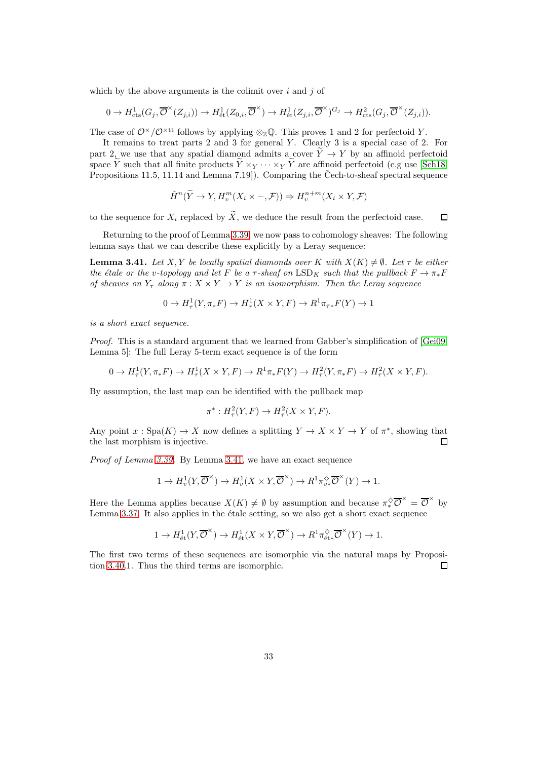which by the above arguments is the colimit over $i$ and $j$ of

$$0 \to H^1_{\mathrm{cts}}(G_j, \overline{\mathcal{O}}^\times(Z_{j,i})) \to H^1_{\mathrm{\acute{e}t}}(Z_{0,i}, \overline{\mathcal{O}}^\times) \to H^1_{\mathrm{\acute{e}t}}(Z_{j,i}, \overline{\mathcal{O}}^\times)^{G_j} \to H^2_{\mathrm{cts}}(G_j, \overline{\mathcal{O}}^\times(Z_{j,i})).$$

The case of $\mathcal{O}^\times/\mathcal{O}^{\times\mathrm{tt}}$ follows by applying $\otimes_{\mathbb{Z}}\mathbb{Q}$. This proves 1 and 2 for perfectoid $Y$.

It remains to treat parts 2 and 3 for general $Y$. Clearly 3 is a special case of 2. For part 2, we use that any spatial diamond admits a cover $\widetilde{Y} \to Y$ by an affinoid perfectoid space $\widetilde{Y}$ such that all finite products $\widetilde{Y} \times_Y \cdots \times_Y \widetilde{Y}$ are affinoid perfectoid (e.g use [Sch18, Propositions 11.5, 11.14 and Lemma 7.19]). Comparing the Čech-to-sheaf spectral sequence

$$\check{H}^n(\widetilde{Y} \to Y, H^m_v(X_i \times -, \mathcal{F})) \Rightarrow H^{n+m}_v(X_i \times Y, \mathcal{F})$$

to the sequence for $X_i$ replaced by $\widetilde{X}$, we deduce the result from the perfectoid case. $\square$

Returning to the proof of Lemma 3.39, we now pass to cohomology sheaves: The following lemma says that we can describe these explicitly by a Leray sequence:

**Lemma 3.41.** *Let $X, Y$ be locally spatial diamonds over $K$ with $X(K) \neq \emptyset$. Let $\tau$ be either the étale or the v-topology and let $F$ be a $\tau$-sheaf on $\mathrm{LSD}_K$ such that the pullback $F \to \pi_* F$ of sheaves on $Y_\tau$ along $\pi : X \times Y \to Y$ is an isomorphism. Then the Leray sequence*

$$0 \to H^1_\tau(Y, \pi_* F) \to H^1_\tau(X \times Y, F) \to R^1\pi_{\tau*}F(Y) \to 1$$

*is a short exact sequence.*

*Proof.* This is a standard argument that we learned from Gabber's simplification of [Gei09, Lemma 5]: The full Leray 5-term exact sequence is of the form

$$0 \to H^1_\tau(Y, \pi_* F) \to H^1_\tau(X \times Y, F) \to R^1\pi_* F(Y) \to H^2_\tau(Y, \pi_* F) \to H^2_\tau(X \times Y, F).$$

By assumption, the last map can be identified with the pullback map

$$\pi^* : H^2_\tau(Y, F) \to H^2_\tau(X \times Y, F).$$

Any point $x : \mathrm{Spa}(K) \to X$ now defines a splitting $Y \to X \times Y \to Y$ of $\pi^*$, showing that the last morphism is injective. $\square$

*Proof of Lemma 3.39.* By Lemma 3.41, we have an exact sequence

$$1 \to H^1_v(Y, \overline{\mathcal{O}}^\times) \to H^1_v(X \times Y, \overline{\mathcal{O}}^\times) \to R^1\pi^\diamondsuit_{v*}\overline{\mathcal{O}}^\times(Y) \to 1.$$

Here the Lemma applies because $X(K) \neq \emptyset$ by assumption and because $\pi^\diamondsuit_*\overline{\mathcal{O}}^\times = \overline{\mathcal{O}}^\times$ by Lemma 3.37. It also applies in the étale setting, so we also get a short exact sequence

$$1 \to H^1_{\mathrm{\acute{e}t}}(Y, \overline{\mathcal{O}}^\times) \to H^1_{\mathrm{\acute{e}t}}(X \times Y, \overline{\mathcal{O}}^\times) \to R^1\pi^\diamondsuit_{\mathrm{\acute{e}t}*}\overline{\mathcal{O}}^\times(Y) \to 1.$$

The first two terms of these sequences are isomorphic via the natural maps by Proposition 3.40.1. Thus the third terms are isomorphic. $\square$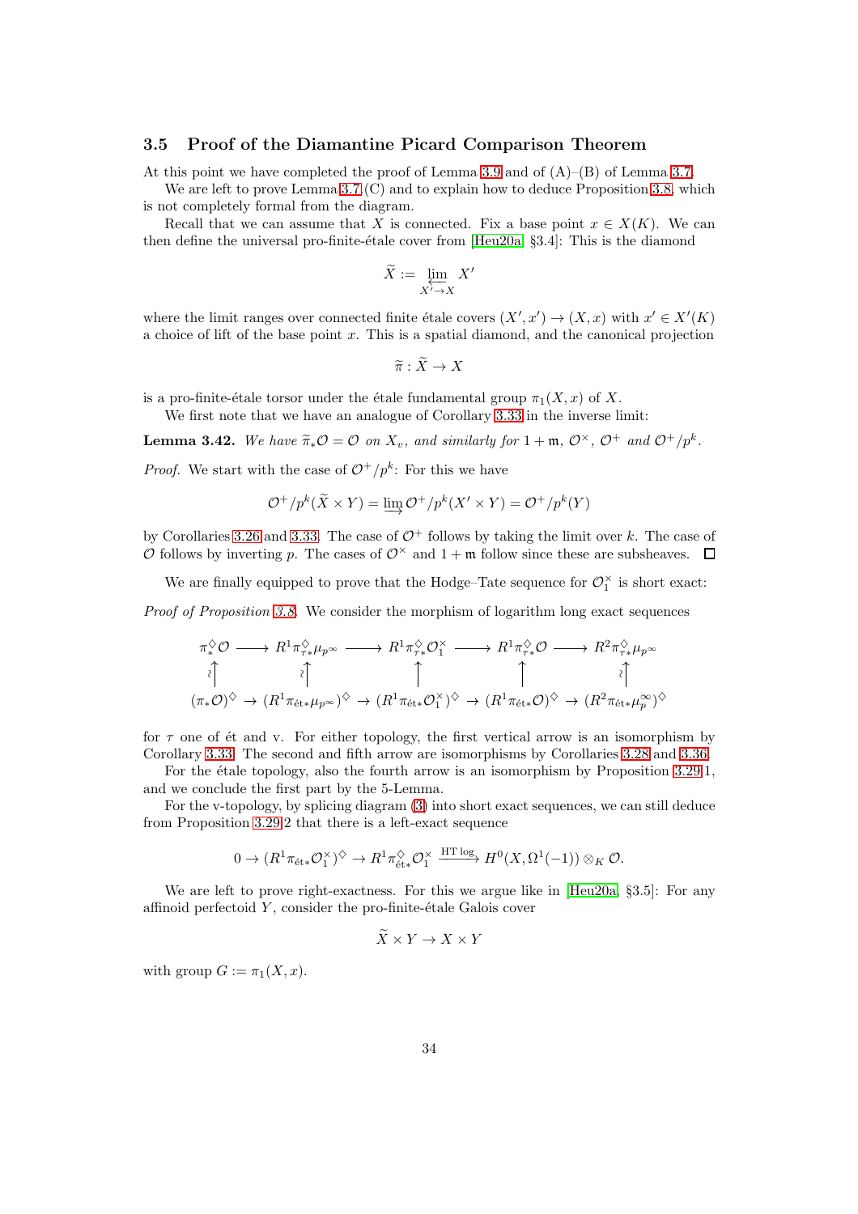### 3.5 Proof of the Diamantine Picard Comparison Theorem

At this point we have completed the proof of Lemma 3.9 and of (A)–(B) of Lemma 3.7.

We are left to prove Lemma 3.7.(C) and to explain how to deduce Proposition 3.8, which is not completely formal from the diagram.

Recall that we can assume that $X$ is connected. Fix a base point $x \in X(K)$. We can then define the universal pro-finite-étale cover from [Heu20a, §3.4]: This is the diamond

$$\widetilde{X} := \varprojlim_{X' \to X} X'$$

where the limit ranges over connected finite étale covers $(X', x') \to (X, x)$ with $x' \in X'(K)$ a choice of lift of the base point $x$. This is a spatial diamond, and the canonical projection

$$\widetilde{\pi} : \widetilde{X} \to X$$

is a pro-finite-étale torsor under the étale fundamental group $\pi_1(X, x)$ of $X$.

We first note that we have an analogue of Corollary 3.33 in the inverse limit:

**Lemma 3.42.** *We have $\widetilde{\pi}_* \mathcal{O} = \mathcal{O}$ on $X_v$, and similarly for $1 + \mathfrak{m}$, $\mathcal{O}^\times$, $\mathcal{O}^+$ and $\mathcal{O}^+/p^k$.*

*Proof.* We start with the case of $\mathcal{O}^+/p^k$: For this we have

$$\mathcal{O}^+/p^k(\widetilde{X} \times Y) = \varinjlim \mathcal{O}^+/p^k(X' \times Y) = \mathcal{O}^+/p^k(Y)$$

by Corollaries 3.26 and 3.33. The case of $\mathcal{O}^+$ follows by taking the limit over $k$. The case of $\mathcal{O}$ follows by inverting $p$. The cases of $\mathcal{O}^\times$ and $1 + \mathfrak{m}$ follow since these are subsheaves. $\square$

We are finally equipped to prove that the Hodge–Tate sequence for $\mathcal{O}_1^\times$ is short exact:

*Proof of Proposition 3.8.* We consider the morphism of logarithm long exact sequences

$$\begin{array}{ccccccccc}
\pi_*^\diamondsuit \mathcal{O} & \longrightarrow & R^1\pi_{\tau*}^\diamondsuit \mu_{p^\infty} & \longrightarrow & R^1\pi_{\tau*}^\diamondsuit \mathcal{O}_1^\times & \longrightarrow & R^1\pi_{\tau*}^\diamondsuit \mathcal{O} & \longrightarrow & R^2\pi_{\tau*}^\diamondsuit \mu_{p^\infty} \\
\wr\uparrow & & \wr\uparrow & & \uparrow & & \uparrow & & \wr\uparrow \\
(\pi_*\mathcal{O})^\diamondsuit & \to & (R^1\pi_{\text{ét}*}\mu_{p^\infty})^\diamondsuit & \to & (R^1\pi_{\text{ét}*}\mathcal{O}_1^\times)^\diamondsuit & \to & (R^1\pi_{\text{ét}*}\mathcal{O})^\diamondsuit & \to & (R^2\pi_{\text{ét}*}\mu_p^\infty)^\diamondsuit
\end{array}$$

for $\tau$ one of ét and v. For either topology, the first vertical arrow is an isomorphism by Corollary 3.33. The second and fifth arrow are isomorphisms by Corollaries 3.28 and 3.36.

For the étale topology, also the fourth arrow is an isomorphism by Proposition 3.29.1, and we conclude the first part by the 5-Lemma.

For the v-topology, by splicing diagram (3) into short exact sequences, we can still deduce from Proposition 3.29.2 that there is a left-exact sequence

$$0 \to (R^1\pi_{\text{ét}*}\mathcal{O}_1^\times)^\diamondsuit \to R^1\pi_{\text{ét}*}^\diamondsuit \mathcal{O}_1^\times \xrightarrow{\text{HT log}} H^0(X, \Omega^1(-1)) \otimes_K \mathcal{O}.$$

We are left to prove right-exactness. For this we argue like in [Heu20a, §3.5]: For any affinoid perfectoid $Y$, consider the pro-finite-étale Galois cover

$$\widetilde{X} \times Y \to X \times Y$$

with group $G := \pi_1(X, x)$.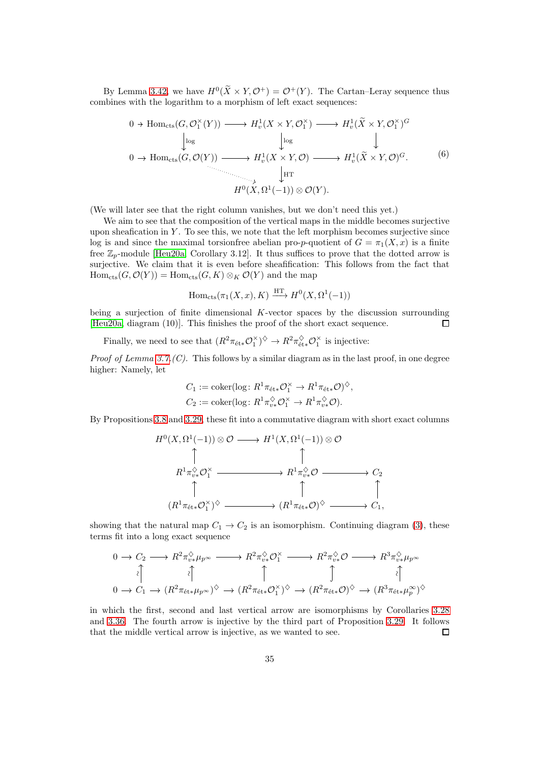By Lemma 3.42, we have $H^0(\widetilde{X}\times Y,\mathcal{O}^+)=\mathcal{O}^+(Y)$. The Cartan–Leray sequence thus combines with the logarithm to a morphism of left exact sequences:

$$
\begin{array}{ccccc}
0 \to \operatorname{Hom}_{\mathrm{cts}}(G,\mathcal{O}_1^\times(Y)) & \longrightarrow & H^1_v(X\times Y,\mathcal{O}_1^\times) & \longrightarrow & H^1_v(\widetilde{X}\times Y,\mathcal{O}_1^\times)^G \\
\downarrow{\scriptstyle \log} & & \downarrow{\scriptstyle \log} & & \downarrow \\
0 \to \operatorname{Hom}_{\mathrm{cts}}(G,\mathcal{O}(Y)) & \longrightarrow & H^1_v(X\times Y,\mathcal{O}) & \longrightarrow & H^1_v(\widetilde{X}\times Y,\mathcal{O})^G. \\
& \searrow & \downarrow{\scriptstyle \mathrm{HT}} & & \\
& & H^0(X,\Omega^1(-1))\otimes\mathcal{O}(Y). & &
\end{array}
\tag{6}
$$

(We will later see that the right column vanishes, but we don't need this yet.)

We aim to see that the composition of the vertical maps in the middle becomes surjective upon sheafication in $Y$. To see this, we note that the left morphism becomes surjective since log is and since the maximal torsionfree abelian pro-$p$-quotient of $G=\pi_1(X,x)$ is a finite free $\mathbb{Z}_p$-module [Heu20a, Corollary 3.12]. It thus suffices to prove that the dotted arrow is surjective. We claim that it is even before sheafification: This follows from the fact that $\operatorname{Hom}_{\mathrm{cts}}(G,\mathcal{O}(Y))=\operatorname{Hom}_{\mathrm{cts}}(G,K)\otimes_K\mathcal{O}(Y)$ and the map

$$\operatorname{Hom}_{\mathrm{cts}}(\pi_1(X,x),K)\xrightarrow{\mathrm{HT}}H^0(X,\Omega^1(-1))$$

being a surjection of finite dimensional $K$-vector spaces by the discussion surrounding [Heu20a, diagram (10)]. This finishes the proof of the short exact sequence. $\square$

Finally, we need to see that $(R^2\pi_{\text{ét}*}\mathcal{O}_1^\times)^\diamondsuit\to R^2\pi^\diamondsuit_{\text{ét}*}\mathcal{O}_1^\times$ is injective:

*Proof of Lemma 3.7.(C).* This follows by a similar diagram as in the last proof, in one degree higher: Namely, let

$$
\begin{aligned}
C_1 &:= \operatorname{coker}(\log\colon R^1\pi_{\text{ét}*}\mathcal{O}_1^\times\to R^1\pi_{\text{ét}*}\mathcal{O})^\diamondsuit,\\
C_2 &:= \operatorname{coker}(\log\colon R^1\pi^\diamondsuit_{v*}\mathcal{O}_1^\times\to R^1\pi^\diamondsuit_{v*}\mathcal{O}).
\end{aligned}
$$

By Propositions 3.8 and 3.29, these fit into a commutative diagram with short exact columns

$$
\begin{array}{ccccc}
H^0(X,\Omega^1(-1))\otimes\mathcal{O} & \longrightarrow & H^1(X,\Omega^1(-1))\otimes\mathcal{O} & & \\
\uparrow & & \uparrow & & \\
R^1\pi^\diamondsuit_{v*}\mathcal{O}_1^\times & \longrightarrow & R^1\pi^\diamondsuit_{v*}\mathcal{O} & \longrightarrow & C_2 \\
\uparrow & & \uparrow & & \uparrow \\
(R^1\pi_{\text{ét}*}\mathcal{O}_1^\times)^\diamondsuit & \longrightarrow & (R^1\pi_{\text{ét}*}\mathcal{O})^\diamondsuit & \longrightarrow & C_1,
\end{array}
$$

showing that the natural map $C_1\to C_2$ is an isomorphism. Continuing diagram (3), these terms fit into a long exact sequence

$$
\begin{array}{ccccccccc}
0\to C_2 & \longrightarrow & R^2\pi^\diamondsuit_{v*}\mu_{p^\infty} & \longrightarrow & R^2\pi^\diamondsuit_{v*}\mathcal{O}_1^\times & \longrightarrow & R^2\pi^\diamondsuit_{v*}\mathcal{O} & \longrightarrow & R^3\pi^\diamondsuit_{v*}\mu_{p^\infty} \\
\uparrow{\scriptstyle\wr} & & \uparrow{\scriptstyle\wr} & & \uparrow & & \uparrow & & \uparrow{\scriptstyle\wr} \\
0\to C_1 & \longrightarrow & (R^2\pi_{\text{ét}*}\mu_{p^\infty})^\diamondsuit & \longrightarrow & (R^2\pi_{\text{ét}*}\mathcal{O}_1^\times)^\diamondsuit & \longrightarrow & (R^2\pi_{\text{ét}*}\mathcal{O})^\diamondsuit & \longrightarrow & (R^3\pi_{\text{ét}*}\mu_p^\infty)^\diamondsuit
\end{array}
$$

in which the first, second and last vertical arrow are isomorphisms by Corollaries 3.28 and 3.36. The fourth arrow is injective by the third part of Proposition 3.29. It follows that the middle vertical arrow is injective, as we wanted to see. $\square$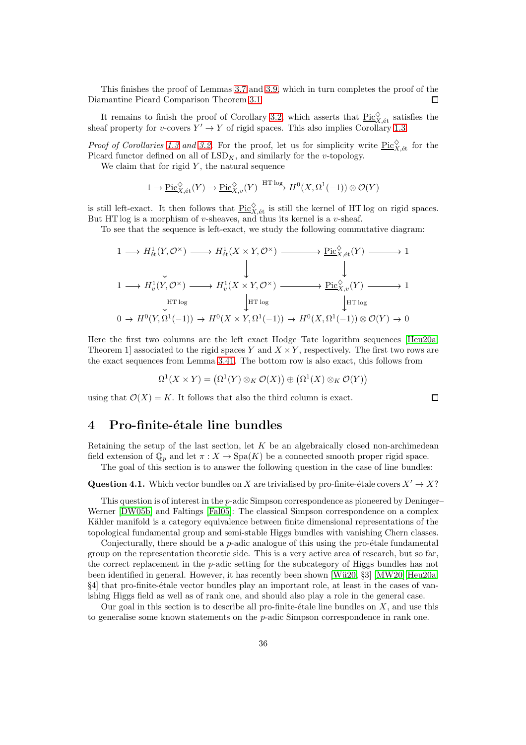This finishes the proof of Lemmas 3.7 and 3.9, which in turn completes the proof of the Diamantine Picard Comparison Theorem 3.1. □

It remains to finish the proof of Corollary 3.2, which asserts that $\underline{\mathrm{Pic}}^{\diamondsuit}_{X,\text{ét}}$ satisfies the sheaf property for $v$-covers $Y' \to Y$ of rigid spaces. This also implies Corollary 1.3.

*Proof of Corollaries 1.3 and 3.2.* For the proof, let us for simplicity write $\underline{\mathrm{Pic}}^{\diamondsuit}_{X,\text{ét}}$ for the Picard functor defined on all of $\mathrm{LSD}_K$, and similarly for the $v$-topology.

We claim that for rigid $Y$, the natural sequence

$$1 \to \underline{\mathrm{Pic}}^{\diamondsuit}_{X,\text{ét}}(Y) \to \underline{\mathrm{Pic}}^{\diamondsuit}_{X,v}(Y) \xrightarrow{\mathrm{HT}\log} H^0(X,\Omega^1(-1)) \otimes \mathcal{O}(Y)$$

is still left-exact. It then follows that $\underline{\mathrm{Pic}}^{\diamondsuit}_{X,\text{ét}}$ is still the kernel of $\mathrm{HT}\log$ on rigid spaces. But $\mathrm{HT}\log$ is a morphism of $v$-sheaves, and thus its kernel is a $v$-sheaf.

To see that the sequence is left-exact, we study the following commutative diagram:

$$\begin{array}{ccccccccc}
1 & \longrightarrow & H^1_{\text{ét}}(Y,\mathcal{O}^\times) & \longrightarrow & H^1_{\text{ét}}(X\times Y,\mathcal{O}^\times) & \longrightarrow & \underline{\mathrm{Pic}}^{\diamondsuit}_{X,\text{ét}}(Y) & \longrightarrow & 1 \\
 & & \downarrow & & \downarrow & & \downarrow & & \\
1 & \longrightarrow & H^1_{v}(Y,\mathcal{O}^\times) & \longrightarrow & H^1_{v}(X\times Y,\mathcal{O}^\times) & \longrightarrow & \underline{\mathrm{Pic}}^{\diamondsuit}_{X,v}(Y) & \longrightarrow & 1 \\
 & & \downarrow{\scriptstyle \mathrm{HT}\log} & & \downarrow{\scriptstyle \mathrm{HT}\log} & & \downarrow{\scriptstyle \mathrm{HT}\log} & & \\
0 & \to & H^0(Y,\Omega^1(-1)) & \to & H^0(X\times Y,\Omega^1(-1)) & \to & H^0(X,\Omega^1(-1))\otimes\mathcal{O}(Y) & \to & 0
\end{array}$$

Here the first two columns are the left exact Hodge–Tate logarithm sequences [Heu20a, Theorem 1] associated to the rigid spaces $Y$ and $X \times Y$, respectively. The first two rows are the exact sequences from Lemma 3.41. The bottom row is also exact, this follows from

$$\Omega^1(X\times Y) = \big(\Omega^1(Y)\otimes_K \mathcal{O}(X)\big) \oplus \big(\Omega^1(X)\otimes_K \mathcal{O}(Y)\big)$$

using that $\mathcal{O}(X) = K$. It follows that also the third column is exact. □

# 4 Pro-finite-étale line bundles

Retaining the setup of the last section, let $K$ be an algebraically closed non-archimedean field extension of $\mathbb{Q}_p$ and let $\pi : X \to \mathrm{Spa}(K)$ be a connected smooth proper rigid space.

The goal of this section is to answer the following question in the case of line bundles:

**Question 4.1.** Which vector bundles on $X$ are trivialised by pro-finite-étale covers $X' \to X$?

This question is of interest in the $p$-adic Simpson correspondence as pioneered by Deninger–Werner [DW05b] and Faltings [Fal05]: The classical Simpson correspondence on a complex Kähler manifold is a category equivalence between finite dimensional representations of the topological fundamental group and semi-stable Higgs bundles with vanishing Chern classes.

Conjecturally, there should be a $p$-adic analogue of this using the pro-étale fundamental group on the representation theoretic side. This is a very active area of research, but so far, the correct replacement in the $p$-adic setting for the subcategory of Higgs bundles has not been identified in general. However, it has recently been shown [Wü20, §3] [MW20] [Heu20a, §4] that pro-finite-étale vector bundles play an important role, at least in the cases of vanishing Higgs field as well as of rank one, and should also play a role in the general case.

Our goal in this section is to describe all pro-finite-étale line bundles on $X$, and use this to generalise some known statements on the $p$-adic Simpson correspondence in rank one.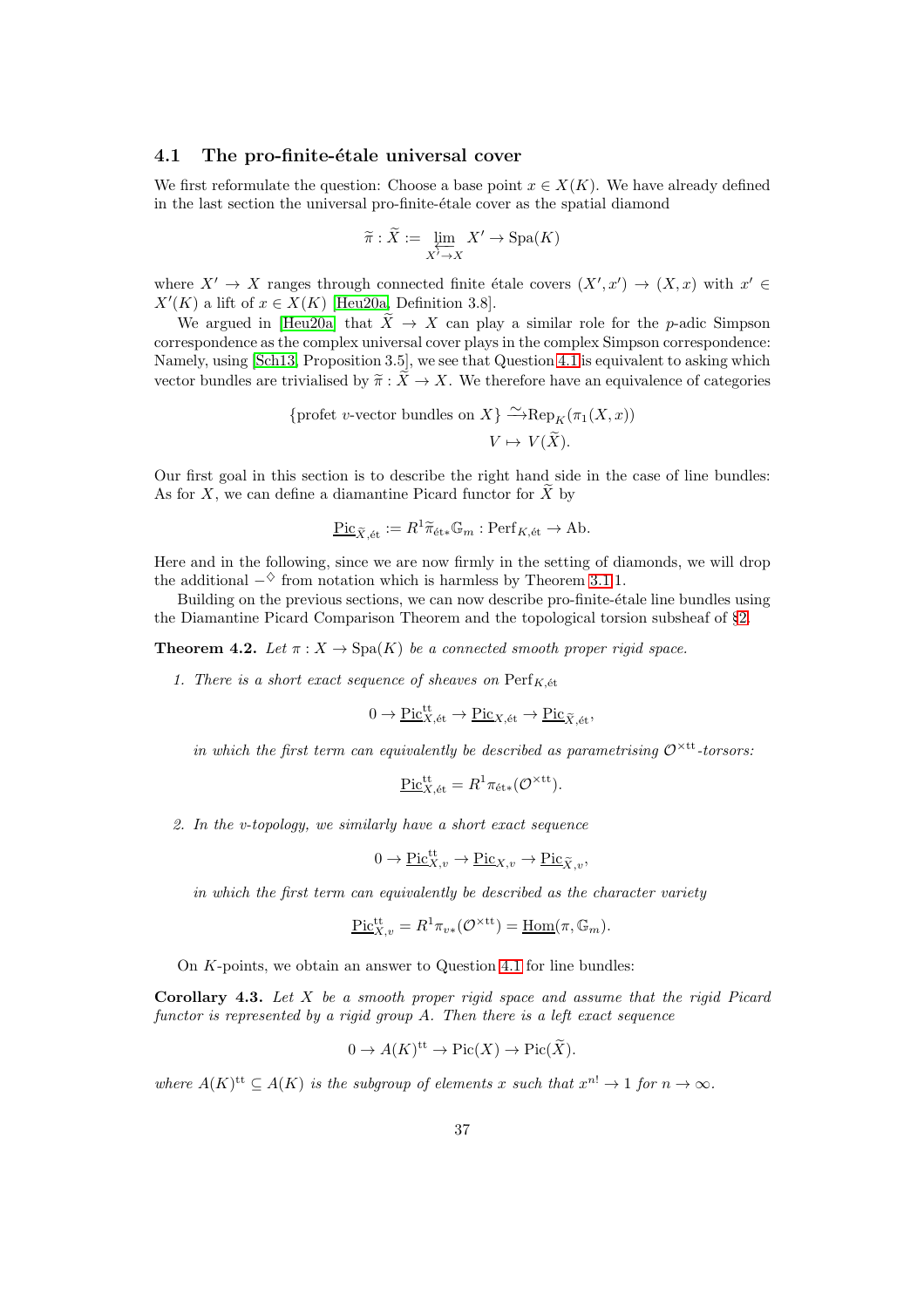### 4.1 The pro-finite-étale universal cover

We first reformulate the question: Choose a base point $x \in X(K)$. We have already defined in the last section the universal pro-finite-étale cover as the spatial diamond

$$\widetilde{\pi} : \widetilde{X} := \varprojlim_{X' \to X} X' \to \mathrm{Spa}(K)$$

where $X' \to X$ ranges through connected finite étale covers $(X', x') \to (X, x)$ with $x' \in X'(K)$ a lift of $x \in X(K)$ [Heu20a, Definition 3.8].

We argued in [Heu20a] that $\widetilde{X} \to X$ can play a similar role for the $p$-adic Simpson correspondence as the complex universal cover plays in the complex Simpson correspondence: Namely, using [Sch13, Proposition 3.5], we see that Question 4.1 is equivalent to asking which vector bundles are trivialised by $\widetilde{\pi} : \widetilde{X} \to X$. We therefore have an equivalence of categories

$$\begin{aligned} \{\text{profet } v\text{-vector bundles on } X\} &\xrightarrow{\sim} \mathrm{Rep}_K(\pi_1(X, x)) \\ V &\mapsto V(\widetilde{X}). \end{aligned}$$

Our first goal in this section is to describe the right hand side in the case of line bundles: As for $X$, we can define a diamantine Picard functor for $\widetilde{X}$ by

$$\underline{\mathrm{Pic}}_{\widetilde{X},\text{ét}} := R^1\widetilde{\pi}_{\text{ét}*}\mathbb{G}_m : \mathrm{Perf}_{K,\text{ét}} \to \mathrm{Ab}.$$

Here and in the following, since we are now firmly in the setting of diamonds, we will drop the additional $-^\diamondsuit$ from notation which is harmless by Theorem 3.1.1.

Building on the previous sections, we can now describe pro-finite-étale line bundles using the Diamantine Picard Comparison Theorem and the topological torsion subsheaf of §2.

**Theorem 4.2.** *Let $\pi : X \to \mathrm{Spa}(K)$ be a connected smooth proper rigid space.*

1. *There is a short exact sequence of sheaves on $\mathrm{Perf}_{K,\text{ét}}$*

$$0 \to \underline{\mathrm{Pic}}^{\mathrm{tt}}_{X,\text{ét}} \to \underline{\mathrm{Pic}}_{X,\text{ét}} \to \underline{\mathrm{Pic}}_{\widetilde{X},\text{ét}},$$

*in which the first term can equivalently be described as parametrising $\mathcal{O}^{\times\mathrm{tt}}$-torsors:*

$$\underline{\mathrm{Pic}}^{\mathrm{tt}}_{X,\text{ét}} = R^1\pi_{\text{ét}*}(\mathcal{O}^{\times\mathrm{tt}}).$$

2. *In the $v$-topology, we similarly have a short exact sequence*

$$0 \to \underline{\mathrm{Pic}}^{\mathrm{tt}}_{X,v} \to \underline{\mathrm{Pic}}_{X,v} \to \underline{\mathrm{Pic}}_{\widetilde{X},v},$$

*in which the first term can equivalently be described as the character variety*

$$\underline{\mathrm{Pic}}^{\mathrm{tt}}_{X,v} = R^1\pi_{v*}(\mathcal{O}^{\times\mathrm{tt}}) = \underline{\mathrm{Hom}}(\pi, \mathbb{G}_m).$$

On $K$-points, we obtain an answer to Question 4.1 for line bundles:

**Corollary 4.3.** *Let $X$ be a smooth proper rigid space and assume that the rigid Picard functor is represented by a rigid group $A$. Then there is a left exact sequence*

$$0 \to A(K)^{\mathrm{tt}} \to \mathrm{Pic}(X) \to \mathrm{Pic}(\widetilde{X}).$$

*where $A(K)^{\mathrm{tt}} \subseteq A(K)$ is the subgroup of elements $x$ such that $x^{n!} \to 1$ for $n \to \infty$.*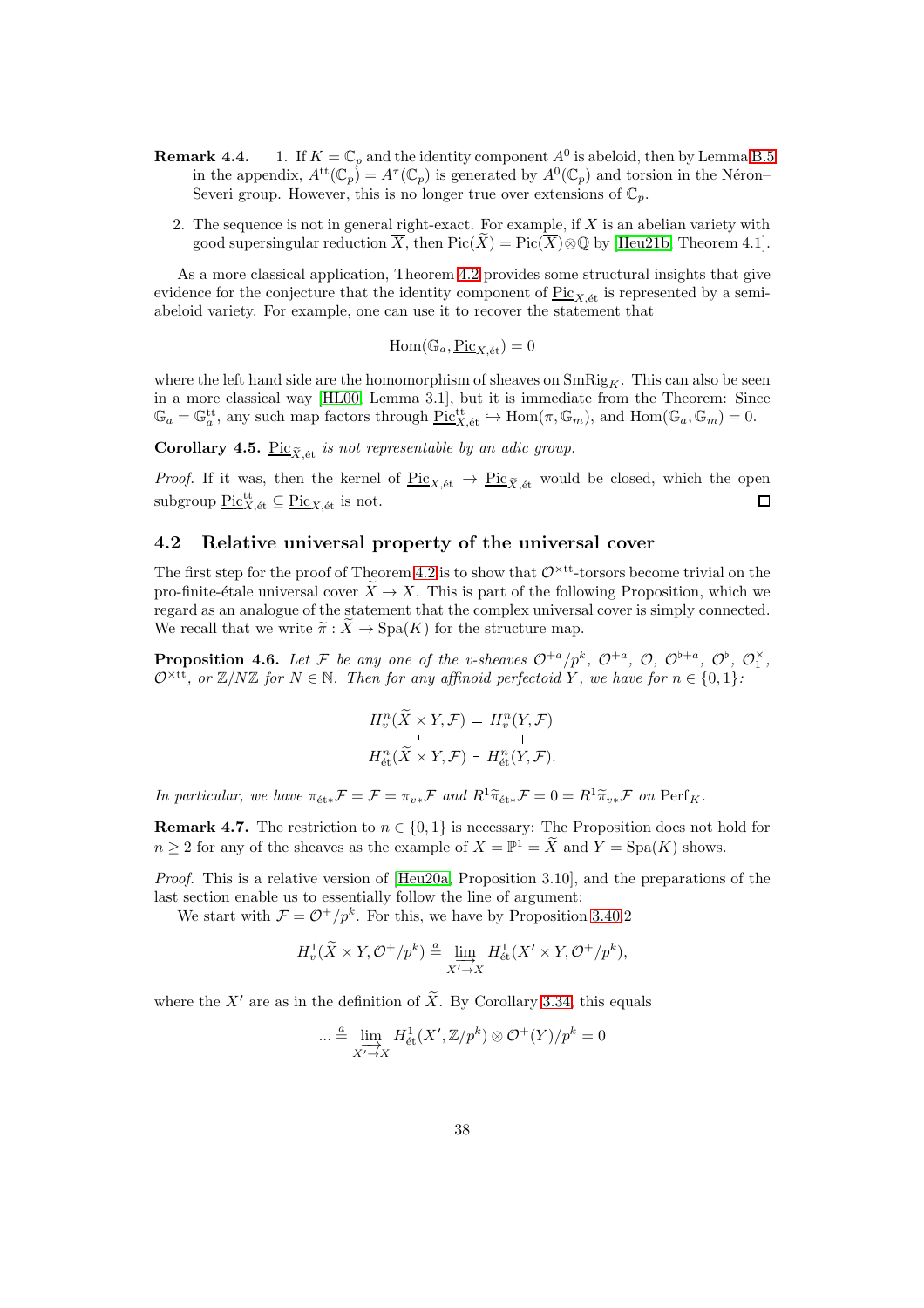**Remark 4.4.** 1. If $K = \mathbb{C}_p$ and the identity component $A^0$ is abeloid, then by Lemma B.5 in the appendix, $A^{\mathrm{tt}}(\mathbb{C}_p) = A^{\tau}(\mathbb{C}_p)$ is generated by $A^0(\mathbb{C}_p)$ and torsion in the Néron–Severi group. However, this is no longer true over extensions of $\mathbb{C}_p$.

2. The sequence is not in general right-exact. For example, if $X$ is an abelian variety with good supersingular reduction $\overline{X}$, then $\mathrm{Pic}(\widetilde{X}) = \mathrm{Pic}(\overline{X}) \otimes \mathbb{Q}$ by [Heu21b, Theorem 4.1].

As a more classical application, Theorem 4.2 provides some structural insights that give evidence for the conjecture that the identity component of $\underline{\mathrm{Pic}}_{X,\text{ét}}$ is represented by a semi-abeloid variety. For example, one can use it to recover the statement that

$$\mathrm{Hom}(\mathbb{G}_a, \underline{\mathrm{Pic}}_{X,\text{ét}}) = 0$$

where the left hand side are the homomorphism of sheaves on $\mathrm{SmRig}_K$. This can also be seen in a more classical way [HL00, Lemma 3.1], but it is immediate from the Theorem: Since $\mathbb{G}_a = \mathbb{G}_a^{\mathrm{tt}}$, any such map factors through $\underline{\mathrm{Pic}}^{\mathrm{tt}}_{X,\text{ét}} \hookrightarrow \mathrm{Hom}(\pi, \mathbb{G}_m)$, and $\mathrm{Hom}(\mathbb{G}_a, \mathbb{G}_m) = 0$.

**Corollary 4.5.** *$\underline{\mathrm{Pic}}_{\widetilde{X},\text{ét}}$ is not representable by an adic group.*

*Proof.* If it was, then the kernel of $\underline{\mathrm{Pic}}_{X,\text{ét}} \to \underline{\mathrm{Pic}}_{\widetilde{X},\text{ét}}$ would be closed, which the open subgroup $\underline{\mathrm{Pic}}^{\mathrm{tt}}_{X,\text{ét}} \subseteq \underline{\mathrm{Pic}}_{X,\text{ét}}$ is not. □

## 4.2 Relative universal property of the universal cover

The first step for the proof of Theorem 4.2 is to show that $\mathcal{O}^{\times\mathrm{tt}}$-torsors become trivial on the pro-finite-étale universal cover $\widetilde{X} \to X$. This is part of the following Proposition, which we regard as an analogue of the statement that the complex universal cover is simply connected. We recall that we write $\widetilde{\pi} : \widetilde{X} \to \mathrm{Spa}(K)$ for the structure map.

**Proposition 4.6.** *Let $\mathcal{F}$ be any one of the v-sheaves $\mathcal{O}^{+a}/p^k$, $\mathcal{O}^{+a}$, $\mathcal{O}$, $\mathcal{O}^{\flat+a}$, $\mathcal{O}^{\flat}$, $\mathcal{O}_1^{\times}$, $\mathcal{O}^{\times\mathrm{tt}}$, or $\mathbb{Z}/N\mathbb{Z}$ for $N \in \mathbb{N}$. Then for any affinoid perfectoid $Y$, we have for $n \in \{0, 1\}$:*

$$\begin{array}{ccc} H^n_v(\widetilde{X} \times Y, \mathcal{F}) & = & H^n_v(Y, \mathcal{F}) \\ \| & & \| \\ H^n_{\text{ét}}(\widetilde{X} \times Y, \mathcal{F}) & = & H^n_{\text{ét}}(Y, \mathcal{F}). \end{array}$$

*In particular, we have $\pi_{\text{ét}*}\mathcal{F} = \mathcal{F} = \pi_{v*}\mathcal{F}$ and $R^1\widetilde{\pi}_{\text{ét}*}\mathcal{F} = 0 = R^1\widetilde{\pi}_{v*}\mathcal{F}$ on $\mathrm{Perf}_K$.*

**Remark 4.7.** The restriction to $n \in \{0, 1\}$ is necessary: The Proposition does not hold for $n \geq 2$ for any of the sheaves as the example of $X = \mathbb{P}^1 = \widetilde{X}$ and $Y = \mathrm{Spa}(K)$ shows.

*Proof.* This is a relative version of [Heu20a, Proposition 3.10], and the preparations of the last section enable us to essentially follow the line of argument:

We start with $\mathcal{F} = \mathcal{O}^+/p^k$. For this, we have by Proposition 3.40.2

$$H^1_v(\widetilde{X} \times Y, \mathcal{O}^+/p^k) \overset{a}{=} \varinjlim_{X' \to X} H^1_{\text{ét}}(X' \times Y, \mathcal{O}^+/p^k),$$

where the $X'$ are as in the definition of $\widetilde{X}$. By Corollary 3.34, this equals

$$\dots \overset{a}{=} \varinjlim_{X' \to X} H^1_{\text{ét}}(X', \mathbb{Z}/p^k) \otimes \mathcal{O}^+(Y)/p^k = 0$$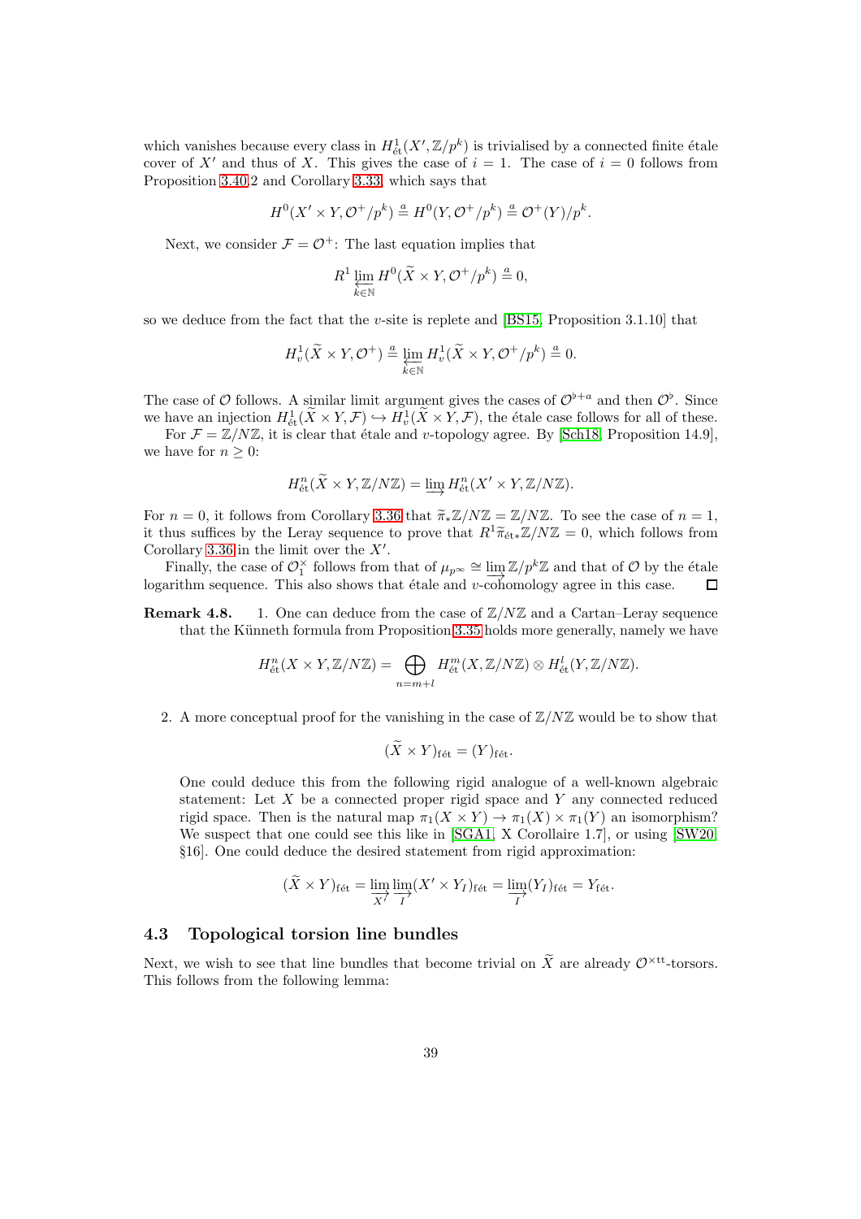which vanishes because every class in $H^1_{\text{ét}}(X', \mathbb{Z}/p^k)$ is trivialised by a connected finite étale cover of $X'$ and thus of $X$. This gives the case of $i = 1$. The case of $i = 0$ follows from Proposition 3.40.2 and Corollary 3.33, which says that

$$H^0(X' \times Y, \mathcal{O}^+/p^k) \overset{a}{=} H^0(Y, \mathcal{O}^+/p^k) \overset{a}{=} \mathcal{O}^+(Y)/p^k.$$

Next, we consider $\mathcal{F} = \mathcal{O}^+$: The last equation implies that

$$R^1 \varprojlim_{k \in \mathbb{N}} H^0(\widetilde{X} \times Y, \mathcal{O}^+/p^k) \overset{a}{=} 0,$$

so we deduce from the fact that the $v$-site is replete and [BS15, Proposition 3.1.10] that

$$H^1_v(\widetilde{X} \times Y, \mathcal{O}^+) \overset{a}{=} \varprojlim_{k \in \mathbb{N}} H^1_v(\widetilde{X} \times Y, \mathcal{O}^+/p^k) \overset{a}{=} 0.$$

The case of $\mathcal{O}$ follows. A similar limit argument gives the cases of $\mathcal{O}^{\flat + a}$ and then $\mathcal{O}^\flat$. Since we have an injection $H^1_{\text{ét}}(\widetilde{X} \times Y, \mathcal{F}) \hookrightarrow H^1_v(\widetilde{X} \times Y, \mathcal{F})$, the étale case follows for all of these.

For $\mathcal{F} = \mathbb{Z}/N\mathbb{Z}$, it is clear that étale and $v$-topology agree. By [Sch18, Proposition 14.9], we have for $n \geq 0$:

$$H^n_{\text{ét}}(\widetilde{X} \times Y, \mathbb{Z}/N\mathbb{Z}) = \varinjlim H^n_{\text{ét}}(X' \times Y, \mathbb{Z}/N\mathbb{Z}).$$

For $n = 0$, it follows from Corollary 3.36 that $\widetilde{\pi}_* \mathbb{Z}/N\mathbb{Z} = \mathbb{Z}/N\mathbb{Z}$. To see the case of $n = 1$, it thus suffices by the Leray sequence to prove that $R^1 \widetilde{\pi}_{\text{ét}*} \mathbb{Z}/N\mathbb{Z} = 0$, which follows from Corollary 3.36 in the limit over the $X'$.

Finally, the case of $\mathcal{O}_1^\times$ follows from that of $\mu_{p^\infty} \cong \varinjlim \mathbb{Z}/p^k\mathbb{Z}$ and that of $\mathcal{O}$ by the étale logarithm sequence. This also shows that étale and $v$-cohomology agree in this case. □

**Remark 4.8.**

1. One can deduce from the case of $\mathbb{Z}/N\mathbb{Z}$ and a Cartan–Leray sequence that the Künneth formula from Proposition 3.35 holds more generally, namely we have

$$H^n_{\text{ét}}(X \times Y, \mathbb{Z}/N\mathbb{Z}) = \bigoplus_{n = m + l} H^m_{\text{ét}}(X, \mathbb{Z}/N\mathbb{Z}) \otimes H^l_{\text{ét}}(Y, \mathbb{Z}/N\mathbb{Z}).$$

2. A more conceptual proof for the vanishing in the case of $\mathbb{Z}/N\mathbb{Z}$ would be to show that

$$(\widetilde{X} \times Y)_{\text{fét}} = (Y)_{\text{fét}}.$$

One could deduce this from the following rigid analogue of a well-known algebraic statement: Let $X$ be a connected proper rigid space and $Y$ any connected reduced rigid space. Then is the natural map $\pi_1(X \times Y) \to \pi_1(X) \times \pi_1(Y)$ an isomorphism? We suspect that one could see this like in [SGA1, X Corollaire 1.7], or using [SW20, §16]. One could deduce the desired statement from rigid approximation:

$$(\widetilde{X} \times Y)_{\text{fét}} = \varinjlim_{X'} \varinjlim_{I} (X' \times Y_I)_{\text{fét}} = \varinjlim_{I} (Y_I)_{\text{fét}} = Y_{\text{fét}}.$$

## 4.3 Topological torsion line bundles

Next, we wish to see that line bundles that become trivial on $\widetilde{X}$ are already $\mathcal{O}^{\times \text{tt}}$-torsors. This follows from the following lemma: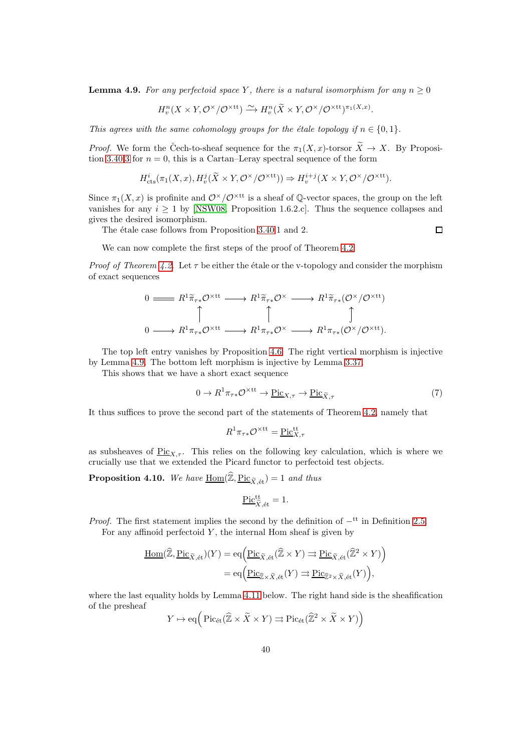**Lemma 4.9.** *For any perfectoid space $Y$, there is a natural isomorphism for any $n \geq 0$*

$$H^n_v(X \times Y, \mathcal{O}^\times/\mathcal{O}^{\times \mathrm{tt}}) \xrightarrow{\sim} H^n_v(\widetilde{X} \times Y, \mathcal{O}^\times/\mathcal{O}^{\times \mathrm{tt}})^{\pi_1(X,x)}.$$

*This agrees with the same cohomology groups for the étale topology if $n \in \{0, 1\}$.*

*Proof.* We form the Čech-to-sheaf sequence for the $\pi_1(X,x)$-torsor $\widetilde{X} \to X$. By Proposition 3.40.3 for $n = 0$, this is a Cartan–Leray spectral sequence of the form

$$H^i_{\mathrm{cts}}(\pi_1(X,x), H^j_v(\widetilde{X} \times Y, \mathcal{O}^\times/\mathcal{O}^{\times \mathrm{tt}})) \Rightarrow H^{i+j}_v(X \times Y, \mathcal{O}^\times/\mathcal{O}^{\times \mathrm{tt}}).$$

Since $\pi_1(X,x)$ is profinite and $\mathcal{O}^\times/\mathcal{O}^{\times \mathrm{tt}}$ is a sheaf of $\mathbb{Q}$-vector spaces, the group on the left vanishes for any $i \geq 1$ by [NSW08, Proposition 1.6.2.c]. Thus the sequence collapses and gives the desired isomorphism.

The étale case follows from Proposition 3.40.1 and 2. $\square$

We can now complete the first steps of the proof of Theorem 4.2.

*Proof of Theorem 4.2.* Let $\tau$ be either the étale or the v-topology and consider the morphism of exact sequences

$$\begin{array}{ccccccc}
0 & = & R^1\widetilde{\pi}_{\tau*}\mathcal{O}^{\times \mathrm{tt}} & \longrightarrow & R^1\widetilde{\pi}_{\tau*}\mathcal{O}^\times & \longrightarrow & R^1\widetilde{\pi}_{\tau*}(\mathcal{O}^\times/\mathcal{O}^{\times \mathrm{tt}}) \\
 & & \uparrow & & \uparrow & & \uparrow \\
0 & \longrightarrow & R^1\pi_{\tau*}\mathcal{O}^{\times \mathrm{tt}} & \longrightarrow & R^1\pi_{\tau*}\mathcal{O}^\times & \longrightarrow & R^1\pi_{\tau*}(\mathcal{O}^\times/\mathcal{O}^{\times \mathrm{tt}}).
\end{array}$$

The top left entry vanishes by Proposition 4.6. The right vertical morphism is injective by Lemma 4.9. The bottom left morphism is injective by Lemma 3.37.

This shows that we have a short exact sequence

$$0 \to R^1\pi_{\tau*}\mathcal{O}^{\times \mathrm{tt}} \to \underline{\mathrm{Pic}}_{X,\tau} \to \underline{\mathrm{Pic}}_{\widetilde{X},\tau} \tag{7}$$

It thus suffices to prove the second part of the statements of Theorem 4.2, namely that

$$R^1\pi_{\tau*}\mathcal{O}^{\times \mathrm{tt}} = \underline{\mathrm{Pic}}^{\mathrm{tt}}_{X,\tau}$$

as subsheaves of $\underline{\mathrm{Pic}}_{X,\tau}$. This relies on the following key calculation, which is where we crucially use that we extended the Picard functor to perfectoid test objects.

**Proposition 4.10.** *We have $\underline{\mathrm{Hom}}(\widehat{\mathbb{Z}}, \underline{\mathrm{Pic}}_{\widetilde{X},\mathrm{\acute{e}t}}) = 1$ and thus*

$$\underline{\mathrm{Pic}}^{\mathrm{tt}}_{\widetilde{X},\mathrm{\acute{e}t}} = 1.$$

*Proof.* The first statement implies the second by the definition of $-^{\mathrm{tt}}$ in Definition 2.5.

For any affinoid perfectoid $Y$, the internal Hom sheaf is given by

$$\begin{aligned}
\underline{\mathrm{Hom}}(\widehat{\mathbb{Z}}, \underline{\mathrm{Pic}}_{\widetilde{X},\mathrm{\acute{e}t}})(Y) &= \mathrm{eq}\Big(\underline{\mathrm{Pic}}_{\widetilde{X},\mathrm{\acute{e}t}}(\widehat{\mathbb{Z}} \times Y) \rightrightarrows \underline{\mathrm{Pic}}_{\widetilde{X},\mathrm{\acute{e}t}}(\widehat{\mathbb{Z}}^2 \times Y)\Big) \\
&= \mathrm{eq}\Big(\underline{\mathrm{Pic}}_{\widehat{\mathbb{Z}} \times \widetilde{X},\mathrm{\acute{e}t}}(Y) \rightrightarrows \underline{\mathrm{Pic}}_{\widehat{\mathbb{Z}}^2 \times \widetilde{X},\mathrm{\acute{e}t}}(Y)\Big),
\end{aligned}$$

where the last equality holds by Lemma 4.11 below. The right hand side is the sheafification of the presheaf

$$Y \mapsto \mathrm{eq}\Big(\mathrm{Pic}_{\mathrm{\acute{e}t}}(\widehat{\mathbb{Z}} \times \widetilde{X} \times Y) \rightrightarrows \mathrm{Pic}_{\mathrm{\acute{e}t}}(\widehat{\mathbb{Z}}^2 \times \widetilde{X} \times Y)\Big)$$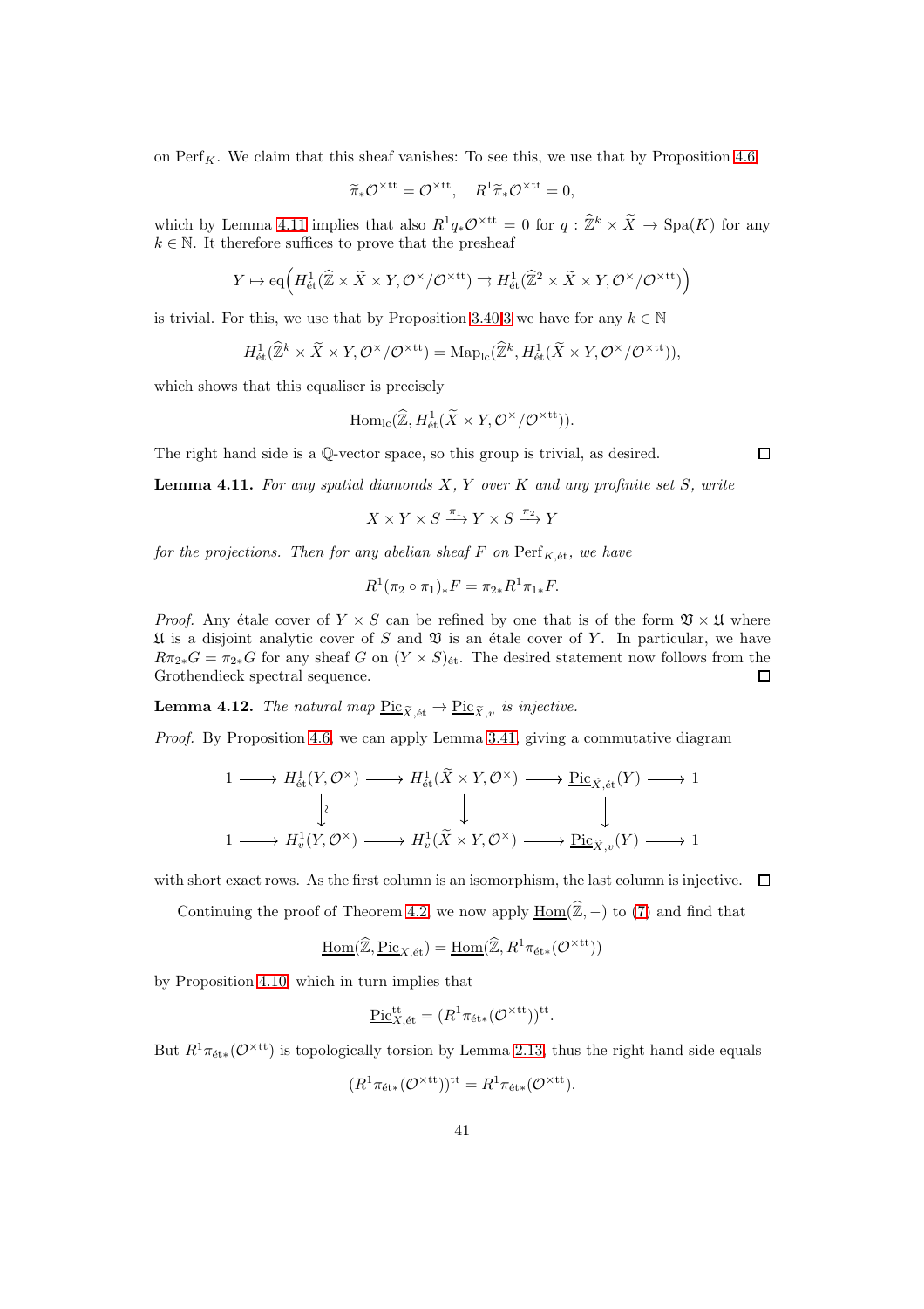on $\mathrm{Perf}_K$. We claim that this sheaf vanishes: To see this, we use that by Proposition 4.6,

$$\widetilde{\pi}_*\mathcal{O}^{\times\mathrm{tt}} = \mathcal{O}^{\times\mathrm{tt}}, \quad R^1\widetilde{\pi}_*\mathcal{O}^{\times\mathrm{tt}} = 0,$$

which by Lemma 4.11 implies that also $R^1 q_*\mathcal{O}^{\times\mathrm{tt}} = 0$ for $q : \widehat{\mathbb{Z}}^k \times \widetilde{X} \to \mathrm{Spa}(K)$ for any $k \in \mathbb{N}$. It therefore suffices to prove that the presheaf

$$Y \mapsto \mathrm{eq}\Big(H^1_{\mathrm{\acute{e}t}}(\widehat{\mathbb{Z}} \times \widetilde{X} \times Y, \mathcal{O}^\times/\mathcal{O}^{\times\mathrm{tt}}) \rightrightarrows H^1_{\mathrm{\acute{e}t}}(\widehat{\mathbb{Z}}^2 \times \widetilde{X} \times Y, \mathcal{O}^\times/\mathcal{O}^{\times\mathrm{tt}})\Big)$$

is trivial. For this, we use that by Proposition 3.40.3 we have for any $k \in \mathbb{N}$

$$H^1_{\mathrm{\acute{e}t}}(\widehat{\mathbb{Z}}^k \times \widetilde{X} \times Y, \mathcal{O}^\times/\mathcal{O}^{\times\mathrm{tt}}) = \mathrm{Map}_{\mathrm{lc}}(\widehat{\mathbb{Z}}^k, H^1_{\mathrm{\acute{e}t}}(\widetilde{X} \times Y, \mathcal{O}^\times/\mathcal{O}^{\times\mathrm{tt}})),$$

which shows that this equaliser is precisely

$$\mathrm{Hom}_{\mathrm{lc}}(\widehat{\mathbb{Z}}, H^1_{\mathrm{\acute{e}t}}(\widetilde{X} \times Y, \mathcal{O}^\times/\mathcal{O}^{\times\mathrm{tt}})).$$

The right hand side is a $\mathbb{Q}$-vector space, so this group is trivial, as desired. $\square$

**Lemma 4.11.** *For any spatial diamonds $X$, $Y$ over $K$ and any profinite set $S$, write*

$$X \times Y \times S \xrightarrow{\pi_1} Y \times S \xrightarrow{\pi_2} Y$$

*for the projections. Then for any abelian sheaf $F$ on $\mathrm{Perf}_{K,\mathrm{\acute{e}t}}$, we have*

$$R^1(\pi_2 \circ \pi_1)_* F = \pi_{2*} R^1 \pi_{1*} F.$$

*Proof.* Any étale cover of $Y \times S$ can be refined by one that is of the form $\mathfrak{V} \times \mathfrak{U}$ where $\mathfrak{U}$ is a disjoint analytic cover of $S$ and $\mathfrak{V}$ is an étale cover of $Y$. In particular, we have $R\pi_{2*}G = \pi_{2*}G$ for any sheaf $G$ on $(Y \times S)_{\mathrm{\acute{e}t}}$. The desired statement now follows from the Grothendieck spectral sequence. $\square$

**Lemma 4.12.** *The natural map $\underline{\mathrm{Pic}}_{\widetilde{X},\mathrm{\acute{e}t}} \to \underline{\mathrm{Pic}}_{\widetilde{X},v}$ is injective.*

*Proof.* By Proposition 4.6, we can apply Lemma 3.41, giving a commutative diagram

$$\begin{array}{ccccccccc}
1 & \longrightarrow & H^1_{\mathrm{\acute{e}t}}(Y,\mathcal{O}^\times) & \longrightarrow & H^1_{\mathrm{\acute{e}t}}(\widetilde{X} \times Y,\mathcal{O}^\times) & \longrightarrow & \underline{\mathrm{Pic}}_{\widetilde{X},\mathrm{\acute{e}t}}(Y) & \longrightarrow & 1 \\
 & & \downarrow\wr & & \downarrow & & \downarrow & & \\
1 & \longrightarrow & H^1_{v}(Y,\mathcal{O}^\times) & \longrightarrow & H^1_{v}(\widetilde{X} \times Y,\mathcal{O}^\times) & \longrightarrow & \underline{\mathrm{Pic}}_{\widetilde{X},v}(Y) & \longrightarrow & 1
\end{array}$$

with short exact rows. As the first column is an isomorphism, the last column is injective. $\square$

Continuing the proof of Theorem 4.2, we now apply $\underline{\mathrm{Hom}}(\widehat{\mathbb{Z}}, -)$ to (7) and find that

$$\underline{\mathrm{Hom}}(\widehat{\mathbb{Z}}, \underline{\mathrm{Pic}}_{X,\mathrm{\acute{e}t}}) = \underline{\mathrm{Hom}}(\widehat{\mathbb{Z}}, R^1\pi_{\mathrm{\acute{e}t}*}(\mathcal{O}^{\times\mathrm{tt}}))$$

by Proposition 4.10, which in turn implies that

$$\underline{\mathrm{Pic}}^{\mathrm{tt}}_{X,\mathrm{\acute{e}t}} = (R^1\pi_{\mathrm{\acute{e}t}*}(\mathcal{O}^{\times\mathrm{tt}}))^{\mathrm{tt}}.$$

But $R^1\pi_{\mathrm{\acute{e}t}*}(\mathcal{O}^{\times\mathrm{tt}})$ is topologically torsion by Lemma 2.13, thus the right hand side equals

$$(R^1\pi_{\mathrm{\acute{e}t}*}(\mathcal{O}^{\times\mathrm{tt}}))^{\mathrm{tt}} = R^1\pi_{\mathrm{\acute{e}t}*}(\mathcal{O}^{\times\mathrm{tt}}).$$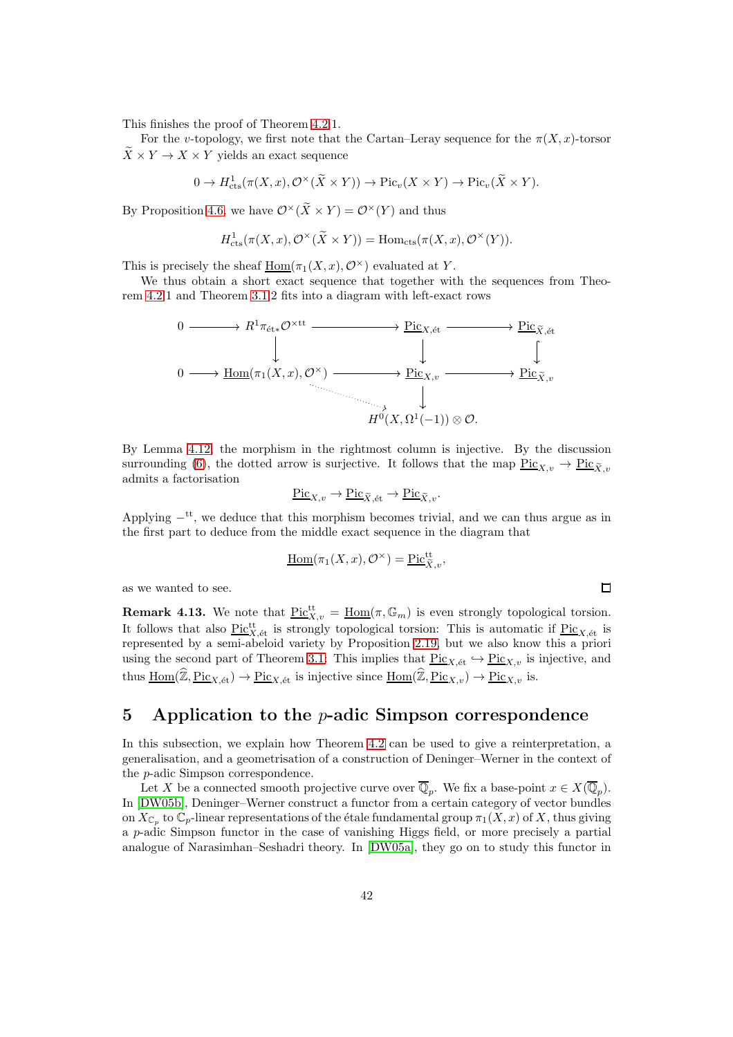This finishes the proof of Theorem 4.2.1.

For the $v$-topology, we first note that the Cartan–Leray sequence for the $\pi(X,x)$-torsor $\widetilde{X}\times Y\to X\times Y$ yields an exact sequence

$$0\to H^1_{\mathrm{cts}}(\pi(X,x),\mathcal{O}^\times(\widetilde{X}\times Y))\to \mathrm{Pic}_v(X\times Y)\to \mathrm{Pic}_v(\widetilde{X}\times Y).$$

By Proposition 4.6, we have $\mathcal{O}^\times(\widetilde{X}\times Y)=\mathcal{O}^\times(Y)$ and thus

$$H^1_{\mathrm{cts}}(\pi(X,x),\mathcal{O}^\times(\widetilde{X}\times Y))=\mathrm{Hom}_{\mathrm{cts}}(\pi(X,x),\mathcal{O}^\times(Y)).$$

This is precisely the sheaf $\underline{\mathrm{Hom}}(\pi_1(X,x),\mathcal{O}^\times)$ evaluated at $Y$.

We thus obtain a short exact sequence that together with the sequences from Theorem 4.2.1 and Theorem 3.1.2 fits into a diagram with left-exact rows

$$\begin{array}{ccccccc}
0 & \longrightarrow & R^1\pi_{\mathrm{\acute{e}t}*}\mathcal{O}^{\times\mathrm{tt}} & \longrightarrow & \underline{\mathrm{Pic}}_{X,\mathrm{\acute{e}t}} & \longrightarrow & \underline{\mathrm{Pic}}_{\widetilde{X},\mathrm{\acute{e}t}}\\
 & & \downarrow & & \downarrow & & \downarrow\\
0 & \longrightarrow & \underline{\mathrm{Hom}}(\pi_1(X,x),\mathcal{O}^\times) & \longrightarrow & \underline{\mathrm{Pic}}_{X,v} & \longrightarrow & \underline{\mathrm{Pic}}_{\widetilde{X},v}\\
 & & & \searrow & \downarrow & & \\
 & & & & H^0(X,\Omega^1(-1))\otimes\mathcal{O}. & &
\end{array}$$

By Lemma 4.12, the morphism in the rightmost column is injective. By the discussion surrounding (6), the dotted arrow is surjective. It follows that the map $\underline{\mathrm{Pic}}_{X,v}\to\underline{\mathrm{Pic}}_{\widetilde{X},v}$ admits a factorisation

$$\underline{\mathrm{Pic}}_{X,v}\to\underline{\mathrm{Pic}}_{\widetilde{X},\mathrm{\acute{e}t}}\to\underline{\mathrm{Pic}}_{\widetilde{X},v}.$$

Applying $-^{\mathrm{tt}}$, we deduce that this morphism becomes trivial, and we can thus argue as in the first part to deduce from the middle exact sequence in the diagram that

$$\underline{\mathrm{Hom}}(\pi_1(X,x),\mathcal{O}^\times)=\underline{\mathrm{Pic}}^{\mathrm{tt}}_{\widetilde{X},v},$$

as we wanted to see. □

**Remark 4.13.** We note that $\underline{\mathrm{Pic}}^{\mathrm{tt}}_{X,v}=\underline{\mathrm{Hom}}(\pi,\mathbb{G}_m)$ is even strongly topological torsion. It follows that also $\underline{\mathrm{Pic}}^{\mathrm{tt}}_{X,\mathrm{\acute{e}t}}$ is strongly topological torsion: This is automatic if $\underline{\mathrm{Pic}}_{X,\mathrm{\acute{e}t}}$ is represented by a semi-abeloid variety by Proposition 2.19, but we also know this a priori using the second part of Theorem 3.1: This implies that $\underline{\mathrm{Pic}}_{X,\mathrm{\acute{e}t}}\hookrightarrow\underline{\mathrm{Pic}}_{X,v}$ is injective, and thus $\underline{\mathrm{Hom}}(\widehat{\mathbb{Z}},\underline{\mathrm{Pic}}_{X,\mathrm{\acute{e}t}})\to\underline{\mathrm{Pic}}_{X,\mathrm{\acute{e}t}}$ is injective since $\underline{\mathrm{Hom}}(\widehat{\mathbb{Z}},\underline{\mathrm{Pic}}_{X,v})\to\underline{\mathrm{Pic}}_{X,v}$ is.

# 5 Application to the $p$-adic Simpson correspondence

In this subsection, we explain how Theorem 4.2 can be used to give a reinterpretation, a generalisation, and a geometrisation of a construction of Deninger–Werner in the context of the $p$-adic Simpson correspondence.

Let $X$ be a connected smooth projective curve over $\overline{\mathbb{Q}}_p$. We fix a base-point $x\in X(\overline{\mathbb{Q}}_p)$. In [DW05b], Deninger–Werner construct a functor from a certain category of vector bundles on $X_{\mathbb{C}_p}$ to $\mathbb{C}_p$-linear representations of the étale fundamental group $\pi_1(X,x)$ of $X$, thus giving a $p$-adic Simpson functor in the case of vanishing Higgs field, or more precisely a partial analogue of Narasimhan–Seshadri theory. In [DW05a], they go on to study this functor in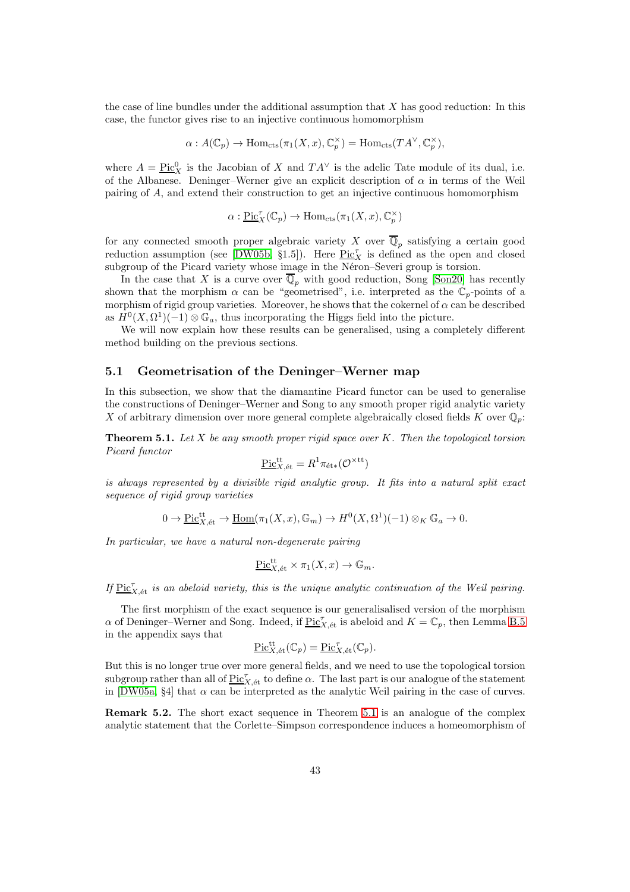the case of line bundles under the additional assumption that $X$ has good reduction: In this case, the functor gives rise to an injective continuous homomorphism

$$\alpha : A(\mathbb{C}_p) \to \mathrm{Hom}_{\mathrm{cts}}(\pi_1(X,x), \mathbb{C}_p^\times) = \mathrm{Hom}_{\mathrm{cts}}(TA^\vee, \mathbb{C}_p^\times),$$

where $A = \underline{\mathrm{Pic}}^0_X$ is the Jacobian of $X$ and $TA^\vee$ is the adelic Tate module of its dual, i.e. of the Albanese. Deninger–Werner give an explicit description of $\alpha$ in terms of the Weil pairing of $A$, and extend their construction to get an injective continuous homomorphism

$$\alpha : \underline{\mathrm{Pic}}^\tau_X(\mathbb{C}_p) \to \mathrm{Hom}_{\mathrm{cts}}(\pi_1(X,x), \mathbb{C}_p^\times)$$

for any connected smooth proper algebraic variety $X$ over $\overline{\mathbb{Q}}_p$ satisfying a certain good reduction assumption (see [DW05b, §1.5]). Here $\underline{\mathrm{Pic}}^\tau_X$ is defined as the open and closed subgroup of the Picard variety whose image in the Néron–Severi group is torsion.

In the case that $X$ is a curve over $\overline{\mathbb{Q}}_p$ with good reduction, Song [Son20] has recently shown that the morphism $\alpha$ can be "geometrised", i.e. interpreted as the $\mathbb{C}_p$-points of a morphism of rigid group varieties. Moreover, he shows that the cokernel of $\alpha$ can be described as $H^0(X, \Omega^1)(-1) \otimes \mathbb{G}_a$, thus incorporating the Higgs field into the picture.

We will now explain how these results can be generalised, using a completely different method building on the previous sections.

## 5.1 Geometrisation of the Deninger–Werner map

In this subsection, we show that the diamantine Picard functor can be used to generalise the constructions of Deninger–Werner and Song to any smooth proper rigid analytic variety $X$ of arbitrary dimension over more general complete algebraically closed fields $K$ over $\mathbb{Q}_p$:

**Theorem 5.1.** *Let $X$ be any smooth proper rigid space over $K$. Then the topological torsion Picard functor*

$$\underline{\mathrm{Pic}}^{\mathrm{tt}}_{X,\mathrm{\acute{e}t}} = R^1\pi_{\mathrm{\acute{e}t}*}(\mathcal{O}^{\times\mathrm{tt}})$$

*is always represented by a divisible rigid analytic group. It fits into a natural split exact sequence of rigid group varieties*

$$0 \to \underline{\mathrm{Pic}}^{\mathrm{tt}}_{X,\mathrm{\acute{e}t}} \to \underline{\mathrm{Hom}}(\pi_1(X,x), \mathbb{G}_m) \to H^0(X, \Omega^1)(-1) \otimes_K \mathbb{G}_a \to 0.$$

*In particular, we have a natural non-degenerate pairing*

$$\underline{\mathrm{Pic}}^{\mathrm{tt}}_{X,\mathrm{\acute{e}t}} \times \pi_1(X,x) \to \mathbb{G}_m.$$

*If $\underline{\mathrm{Pic}}^\tau_{X,\mathrm{\acute{e}t}}$ is an abeloid variety, this is the unique analytic continuation of the Weil pairing.*

The first morphism of the exact sequence is our generalisalised version of the morphism $\alpha$ of Deninger–Werner and Song. Indeed, if $\underline{\mathrm{Pic}}^\tau_{X,\mathrm{\acute{e}t}}$ is abeloid and $K = \mathbb{C}_p$, then Lemma B.5 in the appendix says that

$$\underline{\mathrm{Pic}}^{\mathrm{tt}}_{X,\mathrm{\acute{e}t}}(\mathbb{C}_p) = \underline{\mathrm{Pic}}^\tau_{X,\mathrm{\acute{e}t}}(\mathbb{C}_p).$$

But this is no longer true over more general fields, and we need to use the topological torsion subgroup rather than all of $\underline{\mathrm{Pic}}^\tau_{X,\mathrm{\acute{e}t}}$ to define $\alpha$. The last part is our analogue of the statement in [DW05a, §4] that $\alpha$ can be interpreted as the analytic Weil pairing in the case of curves.

**Remark 5.2.** The short exact sequence in Theorem 5.1 is an analogue of the complex analytic statement that the Corlette–Simpson correspondence induces a homeomorphism of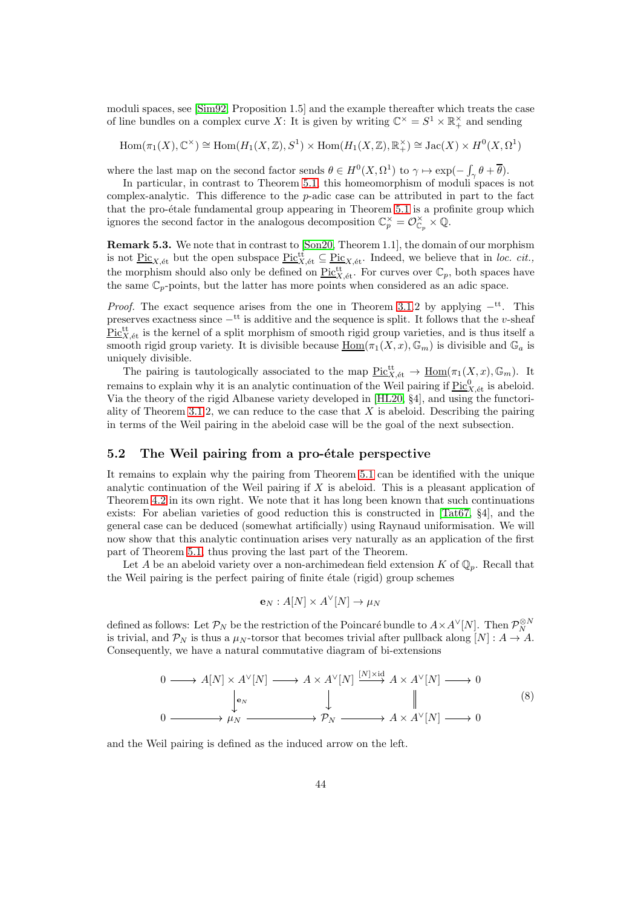moduli spaces, see [Sim92, Proposition 1.5] and the example thereafter which treats the case of line bundles on a complex curve $X$: It is given by writing $\mathbb{C}^\times = S^1 \times \mathbb{R}_+^\times$ and sending

$$\mathrm{Hom}(\pi_1(X), \mathbb{C}^\times) \cong \mathrm{Hom}(H_1(X,\mathbb{Z}), S^1) \times \mathrm{Hom}(H_1(X,\mathbb{Z}), \mathbb{R}_+^\times) \cong \mathrm{Jac}(X) \times H^0(X, \Omega^1)$$

where the last map on the second factor sends $\theta \in H^0(X,\Omega^1)$ to $\gamma \mapsto \exp(-\int_\gamma \theta + \overline{\theta})$.

In particular, in contrast to Theorem 5.1, this homeomorphism of moduli spaces is not complex-analytic. This difference to the $p$-adic case can be attributed in part to the fact that the pro-étale fundamental group appearing in Theorem 5.1 is a profinite group which ignores the second factor in the analogous decomposition $\mathbb{C}_p^\times = \mathcal{O}_{\mathbb{C}_p}^\times \times \mathbb{Q}$.

**Remark 5.3.** We note that in contrast to [Son20, Theorem 1.1], the domain of our morphism is not $\underline{\mathrm{Pic}}_{X,\text{ét}}$ but the open subspace $\underline{\mathrm{Pic}}^{\mathrm{tt}}_{X,\text{ét}} \subseteq \underline{\mathrm{Pic}}_{X,\text{ét}}$. Indeed, we believe that in *loc. cit.*, the morphism should also only be defined on $\underline{\mathrm{Pic}}^{\mathrm{tt}}_{X,\text{ét}}$. For curves over $\mathbb{C}_p$, both spaces have the same $\mathbb{C}_p$-points, but the latter has more points when considered as an adic space.

*Proof.* The exact sequence arises from the one in Theorem 3.1.2 by applying $-^{\mathrm{tt}}$. This preserves exactness since $-^{\mathrm{tt}}$ is additive and the sequence is split. It follows that the $v$-sheaf $\underline{\mathrm{Pic}}^{\mathrm{tt}}_{X,\text{ét}}$ is the kernel of a split morphism of smooth rigid group varieties, and is thus itself a smooth rigid group variety. It is divisible because $\underline{\mathrm{Hom}}(\pi_1(X,x), \mathbb{G}_m)$ is divisible and $\mathbb{G}_a$ is uniquely divisible.

The pairing is tautologically associated to the map $\underline{\mathrm{Pic}}^{\mathrm{tt}}_{X,\text{ét}} \to \underline{\mathrm{Hom}}(\pi_1(X,x), \mathbb{G}_m)$. It remains to explain why it is an analytic continuation of the Weil pairing if $\underline{\mathrm{Pic}}^0_{X,\text{ét}}$ is abeloid. Via the theory of the rigid Albanese variety developed in [HL20, §4], and using the functoriality of Theorem 3.1.2, we can reduce to the case that $X$ is abeloid. Describing the pairing in terms of the Weil pairing in the abeloid case will be the goal of the next subsection.

## 5.2 The Weil pairing from a pro-étale perspective

It remains to explain why the pairing from Theorem 5.1 can be identified with the unique analytic continuation of the Weil pairing if $X$ is abeloid. This is a pleasant application of Theorem 4.2 in its own right. We note that it has long been known that such continuations exists: For abelian varieties of good reduction this is constructed in [Tat67, §4], and the general case can be deduced (somewhat artificially) using Raynaud uniformisation. We will now show that this analytic continuation arises very naturally as an application of the first part of Theorem 5.1, thus proving the last part of the Theorem.

Let $A$ be an abeloid variety over a non-archimedean field extension $K$ of $\mathbb{Q}_p$. Recall that the Weil pairing is the perfect pairing of finite étale (rigid) group schemes

$$\mathbf{e}_N : A[N] \times A^\vee[N] \to \mu_N$$

defined as follows: Let $\mathcal{P}_N$ be the restriction of the Poincaré bundle to $A \times A^\vee[N]$. Then $\mathcal{P}_N^{\otimes N}$ is trivial, and $\mathcal{P}_N$ is thus a $\mu_N$-torsor that becomes trivial after pullback along $[N] : A \to A$. Consequently, we have a natural commutative diagram of bi-extensions

$$\begin{array}{ccccccccc}
0 & \longrightarrow & A[N] \times A^\vee[N] & \longrightarrow & A \times A^\vee[N] & \xrightarrow{[N]\times \mathrm{id}} & A \times A^\vee[N] & \longrightarrow & 0 \\
 & & \big\downarrow{\scriptstyle \mathbf{e}_N} & & \big\downarrow & & \big\| & & \\
0 & \longrightarrow & \mu_N & \longrightarrow & \mathcal{P}_N & \longrightarrow & A \times A^\vee[N] & \longrightarrow & 0
\end{array} \tag{8}$$

and the Weil pairing is defined as the induced arrow on the left.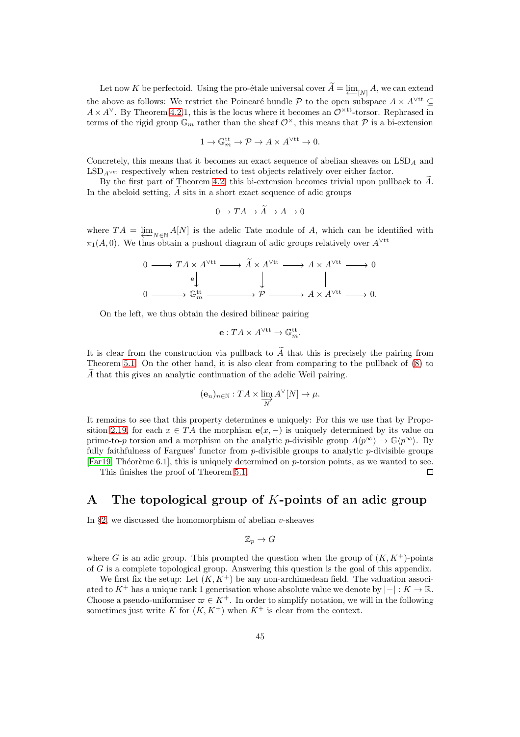Let now $K$ be perfectoid. Using the pro-étale universal cover $\widetilde{A} = \varprojlim_{[N]} A$, we can extend the above as follows: We restrict the Poincaré bundle $\mathcal{P}$ to the open subspace $A \times A^{\vee\mathrm{tt}} \subseteq A \times A^{\vee}$. By Theorem 4.2.1, this is the locus where it becomes an $\mathcal{O}^{\times\mathrm{tt}}$-torsor. Rephrased in terms of the rigid group $\mathbb{G}_m$ rather than the sheaf $\mathcal{O}^{\times}$, this means that $\mathcal{P}$ is a bi-extension

$$1 \to \mathbb{G}_m^{\mathrm{tt}} \to \mathcal{P} \to A \times A^{\vee\mathrm{tt}} \to 0.$$

Concretely, this means that it becomes an exact sequence of abelian sheaves on $\mathrm{LSD}_A$ and $\mathrm{LSD}_{A^{\vee\mathrm{tt}}}$ respectively when restricted to test objects relatively over either factor.

By the first part of Theorem 4.2, this bi-extension becomes trivial upon pullback to $\widetilde{A}$. In the abeloid setting, $\widetilde{A}$ sits in a short exact sequence of adic groups

$$0 \to TA \to \widetilde{A} \to A \to 0$$

where $TA = \varprojlim_{N \in \mathbb{N}} A[N]$ is the adelic Tate module of $A$, which can be identified with $\pi_1(A, 0)$. We thus obtain a pushout diagram of adic groups relatively over $A^{\vee\mathrm{tt}}$

$$\begin{array}{ccccccccc}
0 & \longrightarrow & TA \times A^{\vee\mathrm{tt}} & \longrightarrow & \widetilde{A} \times A^{\vee\mathrm{tt}} & \longrightarrow & A \times A^{\vee\mathrm{tt}} & \longrightarrow & 0 \\
 & & \downarrow{\scriptstyle \mathbf{e}} & & \downarrow & & \| & & \\
0 & \longrightarrow & \mathbb{G}_m^{\mathrm{tt}} & \longrightarrow & \mathcal{P} & \longrightarrow & A \times A^{\vee\mathrm{tt}} & \longrightarrow & 0.
\end{array}$$

On the left, we thus obtain the desired bilinear pairing

$$\mathbf{e} : TA \times A^{\vee\mathrm{tt}} \to \mathbb{G}_m^{\mathrm{tt}}.$$

It is clear from the construction via pullback to $\widetilde{A}$ that this is precisely the pairing from Theorem 5.1. On the other hand, it is also clear from comparing to the pullback of (8) to $\widetilde{A}$ that this gives an analytic continuation of the adelic Weil pairing.

$$(\mathbf{e}_n)_{n \in \mathbb{N}} : TA \times \varinjlim_{N} A^{\vee}[N] \to \mu.$$

It remains to see that this property determines $\mathbf{e}$ uniquely: For this we use that by Proposition 2.19, for each $x \in TA$ the morphism $\mathbf{e}(x, -)$ is uniquely determined by its value on prime-to-$p$ torsion and a morphism on the analytic $p$-divisible group $A\langle p^{\infty}\rangle \to \mathbb{G}\langle p^{\infty}\rangle$. By fully faithfulness of Fargues' functor from $p$-divisible groups to analytic $p$-divisible groups [Far19, Théorème 6.1], this is uniquely determined on $p$-torsion points, as we wanted to see.

This finishes the proof of Theorem 5.1. $\square$

# A The topological group of $K$-points of an adic group

In §2, we discussed the homomorphism of abelian $v$-sheaves

$$\underline{\mathbb{Z}_p} \to G$$

where $G$ is an adic group. This prompted the question when the group of $(K, K^+)$-points of $G$ is a complete topological group. Answering this question is the goal of this appendix.

We first fix the setup: Let $(K, K^+)$ be any non-archimedean field. The valuation associated to $K^+$ has a unique rank 1 generisation whose absolute value we denote by $|-| : K \to \mathbb{R}$. Choose a pseudo-uniformiser $\varpi \in K^+$. In order to simplify notation, we will in the following sometimes just write $K$ for $(K, K^+)$ when $K^+$ is clear from the context.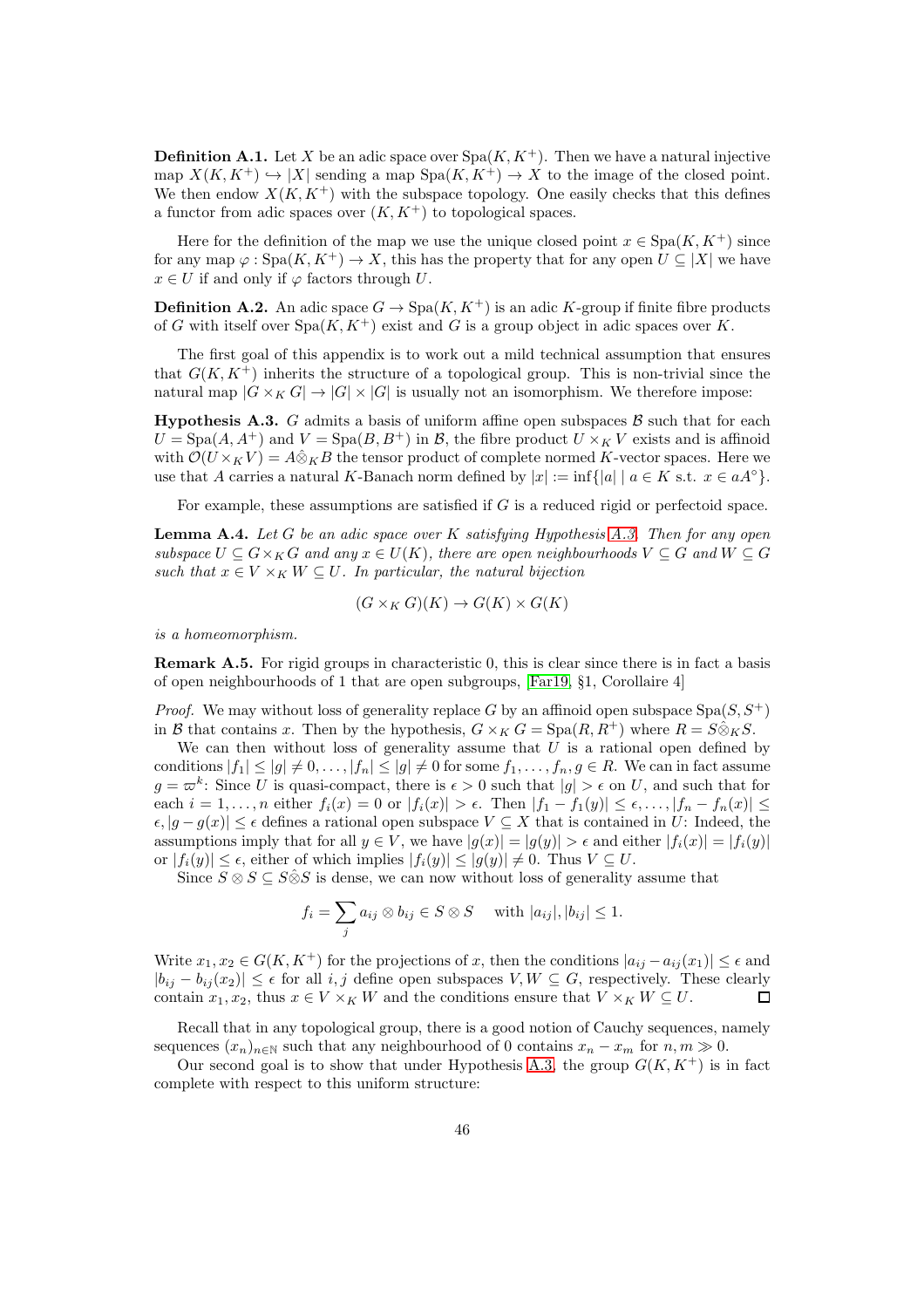**Definition A.1.** Let $X$ be an adic space over $\mathrm{Spa}(K, K^+)$. Then we have a natural injective map $X(K, K^+) \hookrightarrow |X|$ sending a map $\mathrm{Spa}(K, K^+) \to X$ to the image of the closed point. We then endow $X(K, K^+)$ with the subspace topology. One easily checks that this defines a functor from adic spaces over $(K, K^+)$ to topological spaces.

Here for the definition of the map we use the unique closed point $x \in \mathrm{Spa}(K, K^+)$ since for any map $\varphi : \mathrm{Spa}(K, K^+) \to X$, this has the property that for any open $U \subseteq |X|$ we have $x \in U$ if and only if $\varphi$ factors through $U$.

**Definition A.2.** An adic space $G \to \mathrm{Spa}(K, K^+)$ is an adic $K$-group if finite fibre products of $G$ with itself over $\mathrm{Spa}(K, K^+)$ exist and $G$ is a group object in adic spaces over $K$.

The first goal of this appendix is to work out a mild technical assumption that ensures that $G(K, K^+)$ inherits the structure of a topological group. This is non-trivial since the natural map $|G \times_K G| \to |G| \times |G|$ is usually not an isomorphism. We therefore impose:

**Hypothesis A.3.** $G$ admits a basis of uniform affine open subspaces $\mathcal{B}$ such that for each $U = \mathrm{Spa}(A, A^+)$ and $V = \mathrm{Spa}(B, B^+)$ in $\mathcal{B}$, the fibre product $U \times_K V$ exists and is affinoid with $\mathcal{O}(U \times_K V) = A \hat{\otimes}_K B$ the tensor product of complete normed $K$-vector spaces. Here we use that $A$ carries a natural $K$-Banach norm defined by $|x| := \inf\{|a| \mid a \in K \text{ s.t. } x \in aA^\circ\}$.

For example, these assumptions are satisfied if $G$ is a reduced rigid or perfectoid space.

**Lemma A.4.** *Let $G$ be an adic space over $K$ satisfying Hypothesis A.3. Then for any open subspace $U \subseteq G \times_K G$ and any $x \in U(K)$, there are open neighbourhoods $V \subseteq G$ and $W \subseteq G$ such that $x \in V \times_K W \subseteq U$. In particular, the natural bijection*

$$(G \times_K G)(K) \to G(K) \times G(K)$$

*is a homeomorphism.*

**Remark A.5.** For rigid groups in characteristic 0, this is clear since there is in fact a basis of open neighbourhoods of 1 that are open subgroups, [Far19, §1, Corollaire 4]

*Proof.* We may without loss of generality replace $G$ by an affinoid open subspace $\mathrm{Spa}(S, S^+)$ in $\mathcal{B}$ that contains $x$. Then by the hypothesis, $G \times_K G = \mathrm{Spa}(R, R^+)$ where $R = S \hat{\otimes}_K S$.

We can then without loss of generality assume that $U$ is a rational open defined by conditions $|f_1| \leq |g| \neq 0, \dots, |f_n| \leq |g| \neq 0$ for some $f_1, \dots, f_n, g \in R$. We can in fact assume $g = \varpi^k$: Since $U$ is quasi-compact, there is $\epsilon > 0$ such that $|g| > \epsilon$ on $U$, and such that for each $i = 1, \dots, n$ either $f_i(x) = 0$ or $|f_i(x)| > \epsilon$. Then $|f_1 - f_1(y)| \leq \epsilon, \dots, |f_n - f_n(x)| \leq \epsilon, |g - g(x)| \leq \epsilon$ defines a rational open subspace $V \subseteq X$ that is contained in $U$: Indeed, the assumptions imply that for all $y \in V$, we have $|g(x)| = |g(y)| > \epsilon$ and either $|f_i(x)| = |f_i(y)|$ or $|f_i(y)| \leq \epsilon$, either of which implies $|f_i(y)| \leq |g(y)| \neq 0$. Thus $V \subseteq U$.

Since $S \otimes S \subseteq S \hat{\otimes} S$ is dense, we can now without loss of generality assume that

$$f_i = \sum_j a_{ij} \otimes b_{ij} \in S \otimes S \quad \text{with } |a_{ij}|, |b_{ij}| \leq 1.$$

Write $x_1, x_2 \in G(K, K^+)$ for the projections of $x$, then the conditions $|a_{ij} - a_{ij}(x_1)| \leq \epsilon$ and $|b_{ij} - b_{ij}(x_2)| \leq \epsilon$ for all $i, j$ define open subspaces $V, W \subseteq G$, respectively. These clearly contain $x_1, x_2$, thus $x \in V \times_K W$ and the conditions ensure that $V \times_K W \subseteq U$. $\square$

Recall that in any topological group, there is a good notion of Cauchy sequences, namely sequences $(x_n)_{n \in \mathbb{N}}$ such that any neighbourhood of 0 contains $x_n - x_m$ for $n, m \gg 0$.

Our second goal is to show that under Hypothesis A.3, the group $G(K, K^+)$ is in fact complete with respect to this uniform structure: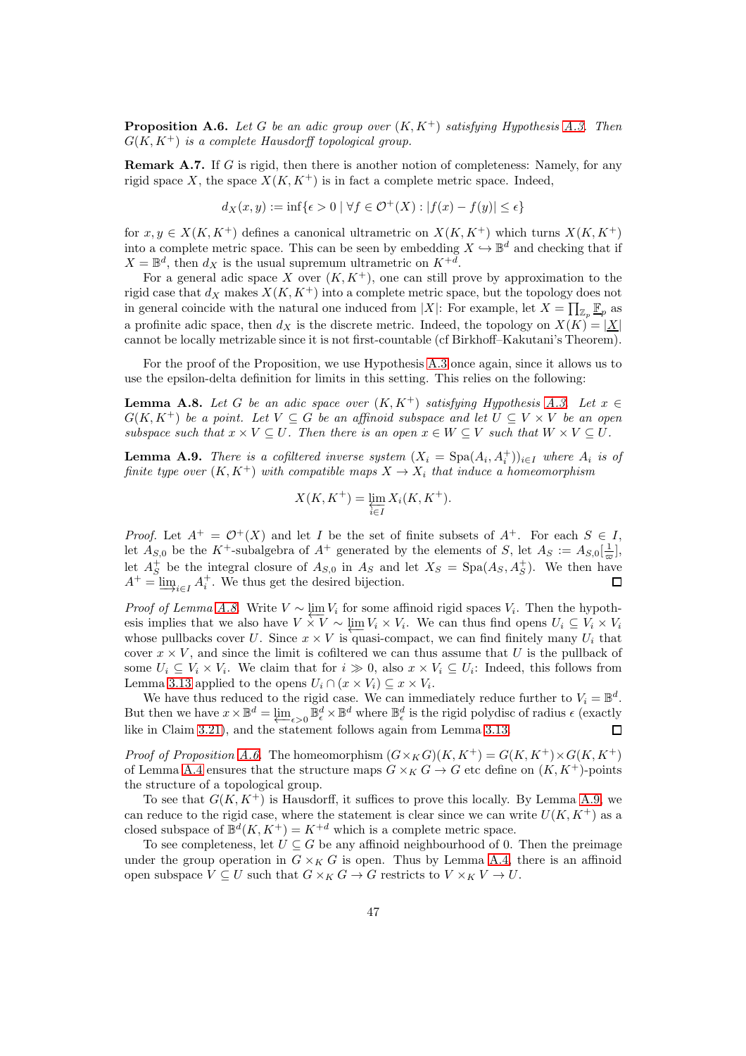**Proposition A.6.** *Let $G$ be an adic group over $(K, K^+)$ satisfying Hypothesis A.3. Then $G(K, K^+)$ is a complete Hausdorff topological group.*

**Remark A.7.** If $G$ is rigid, then there is another notion of completeness: Namely, for any rigid space $X$, the space $X(K, K^+)$ is in fact a complete metric space. Indeed,

$$d_X(x, y) := \inf\{\epsilon > 0 \mid \forall f \in \mathcal{O}^+(X) : |f(x) - f(y)| \leq \epsilon\}$$

for $x, y \in X(K, K^+)$ defines a canonical ultrametric on $X(K, K^+)$ which turns $X(K, K^+)$ into a complete metric space. This can be seen by embedding $X \hookrightarrow \mathbb{B}^d$ and checking that if $X = \mathbb{B}^d$, then $d_X$ is the usual supremum ultrametric on $K^{+d}$.

For a general adic space $X$ over $(K, K^+)$, one can still prove by approximation to the rigid case that $d_X$ makes $X(K, K^+)$ into a complete metric space, but the topology does not in general coincide with the natural one induced from $|X|$: For example, let $X = \prod_{\mathbb{Z}_p} \underline{\mathbb{F}_p}$ as a profinite adic space, then $d_X$ is the discrete metric. Indeed, the topology on $X(K) = |\underline{X}|$ cannot be locally metrizable since it is not first-countable (cf Birkhoff–Kakutani's Theorem).

For the proof of the Proposition, we use Hypothesis A.3 once again, since it allows us to use the epsilon-delta definition for limits in this setting. This relies on the following:

**Lemma A.8.** *Let $G$ be an adic space over $(K, K^+)$ satisfying Hypothesis A.3. Let $x \in G(K, K^+)$ be a point. Let $V \subseteq G$ be an affinoid subspace and let $U \subseteq V \times V$ be an open subspace such that $x \times V \subseteq U$. Then there is an open $x \in W \subseteq V$ such that $W \times V \subseteq U$.*

**Lemma A.9.** *There is a cofiltered inverse system $(X_i = \mathrm{Spa}(A_i, A_i^+))_{i \in I}$ where $A_i$ is of finite type over $(K, K^+)$ with compatible maps $X \to X_i$ that induce a homeomorphism*

$$X(K, K^+) = \varprojlim_{i \in I} X_i(K, K^+).$$

*Proof.* Let $A^+ = \mathcal{O}^+(X)$ and let $I$ be the set of finite subsets of $A^+$. For each $S \in I$, let $A_{S,0}$ be the $K^+$-subalgebra of $A^+$ generated by the elements of $S$, let $A_S := A_{S,0}[\frac{1}{\varpi}]$, let $A_S^+$ be the integral closure of $A_{S,0}$ in $A_S$ and let $X_S = \mathrm{Spa}(A_S, A_S^+)$. We then have $A^+ = \varinjlim_{i \in I} A_i^+$. We thus get the desired bijection. $\square$

*Proof of Lemma A.8.* Write $V \sim \varprojlim V_i$ for some affinoid rigid spaces $V_i$. Then the hypothesis implies that we also have $V \times V \sim \varprojlim V_i \times V_i$. We can thus find opens $U_i \subseteq V_i \times V_i$ whose pullbacks cover $U$. Since $x \times V$ is quasi-compact, we can find finitely many $U_i$ that cover $x \times V$, and since the limit is cofiltered we can thus assume that $U$ is the pullback of some $U_i \subseteq V_i \times V_i$. We claim that for $i \gg 0$, also $x \times V_i \subseteq U_i$: Indeed, this follows from Lemma 3.13 applied to the opens $U_i \cap (x \times V_i) \subseteq x \times V_i$.

We have thus reduced to the rigid case. We can immediately reduce further to $V_i = \mathbb{B}^d$. But then we have $x \times \mathbb{B}^d = \varprojlim_{\epsilon > 0} \mathbb{B}^d_\epsilon \times \mathbb{B}^d$ where $\mathbb{B}^d_\epsilon$ is the rigid polydisc of radius $\epsilon$ (exactly like in Claim 3.21), and the statement follows again from Lemma 3.13. $\square$

*Proof of Proposition A.6.* The homeomorphism $(G \times_K G)(K, K^+) = G(K, K^+) \times G(K, K^+)$ of Lemma A.4 ensures that the structure maps $G \times_K G \to G$ etc define on $(K, K^+)$-points the structure of a topological group.

To see that $G(K, K^+)$ is Hausdorff, it suffices to prove this locally. By Lemma A.9, we can reduce to the rigid case, where the statement is clear since we can write $U(K, K^+)$ as a closed subspace of $\mathbb{B}^d(K, K^+) = K^{+d}$ which is a complete metric space.

To see completeness, let $U \subseteq G$ be any affinoid neighbourhood of 0. Then the preimage under the group operation in $G \times_K G$ is open. Thus by Lemma A.4, there is an affinoid open subspace $V \subseteq U$ such that $G \times_K G \to G$ restricts to $V \times_K V \to U$.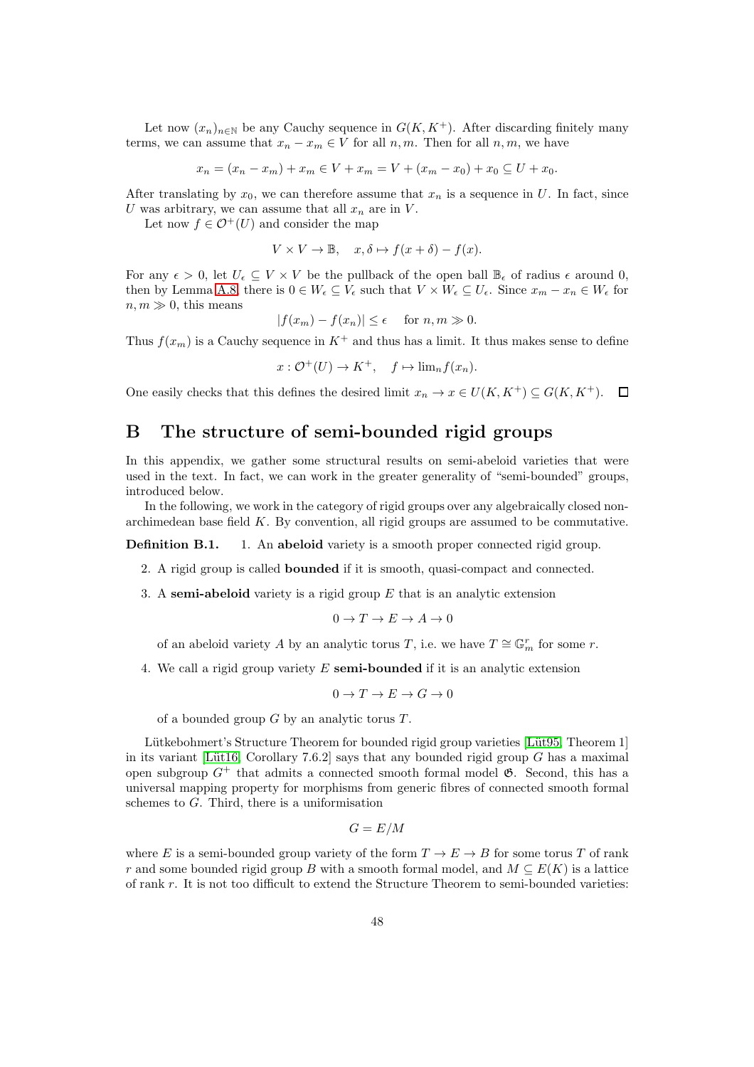Let now $(x_n)_{n\in\mathbb{N}}$ be any Cauchy sequence in $G(K,K^+)$. After discarding finitely many terms, we can assume that $x_n - x_m \in V$ for all $n, m$. Then for all $n, m$, we have

$$x_n = (x_n - x_m) + x_m \in V + x_m = V + (x_m - x_0) + x_0 \subseteq U + x_0.$$

After translating by $x_0$, we can therefore assume that $x_n$ is a sequence in $U$. In fact, since $U$ was arbitrary, we can assume that all $x_n$ are in $V$.

Let now $f \in \mathcal{O}^+(U)$ and consider the map

$$V \times V \to \mathbb{B}, \quad x, \delta \mapsto f(x+\delta) - f(x).$$

For any $\epsilon > 0$, let $U_\epsilon \subseteq V \times V$ be the pullback of the open ball $\mathbb{B}_\epsilon$ of radius $\epsilon$ around 0, then by Lemma A.8 there is $0 \in W_\epsilon \subseteq V_\epsilon$ such that $V \times W_\epsilon \subseteq U_\epsilon$. Since $x_m - x_n \in W_\epsilon$ for $n, m \gg 0$, this means

$$|f(x_m) - f(x_n)| \leq \epsilon \quad \text{for } n, m \gg 0.$$

Thus $f(x_m)$ is a Cauchy sequence in $K^+$ and thus has a limit. It thus makes sense to define

$$x : \mathcal{O}^+(U) \to K^+, \quad f \mapsto \lim_n f(x_n).$$

One easily checks that this defines the desired limit $x_n \to x \in U(K,K^+) \subseteq G(K,K^+)$. □

# B The structure of semi-bounded rigid groups

In this appendix, we gather some structural results on semi-abeloid varieties that were used in the text. In fact, we can work in the greater generality of "semi-bounded" groups, introduced below.

In the following, we work in the category of rigid groups over any algebraically closed non-archimedean base field $K$. By convention, all rigid groups are assumed to be commutative.

**Definition B.1.**

1. An **abeloid** variety is a smooth proper connected rigid group.
2. A rigid group is called **bounded** if it is smooth, quasi-compact and connected.
3. A **semi-abeloid** variety is a rigid group $E$ that is an analytic extension

   $$0 \to T \to E \to A \to 0$$

   of an abeloid variety $A$ by an analytic torus $T$, i.e. we have $T \cong \mathbb{G}_m^r$ for some $r$.
4. We call a rigid group variety $E$ **semi-bounded** if it is an analytic extension

   $$0 \to T \to E \to G \to 0$$

   of a bounded group $G$ by an analytic torus $T$.

Lütkebohmert's Structure Theorem for bounded rigid group varieties [Lüt95, Theorem 1] in its variant [Lüt16, Corollary 7.6.2] says that any bounded rigid group $G$ has a maximal open subgroup $G^+$ that admits a connected smooth formal model $\mathfrak{G}$. Second, this has a universal mapping property for morphisms from generic fibres of connected smooth formal schemes to $G$. Third, there is a uniformisation

$$G = E/M$$

where $E$ is a semi-bounded group variety of the form $T \to E \to B$ for some torus $T$ of rank $r$ and some bounded rigid group $B$ with a smooth formal model, and $M \subseteq E(K)$ is a lattice of rank $r$. It is not too difficult to extend the Structure Theorem to semi-bounded varieties: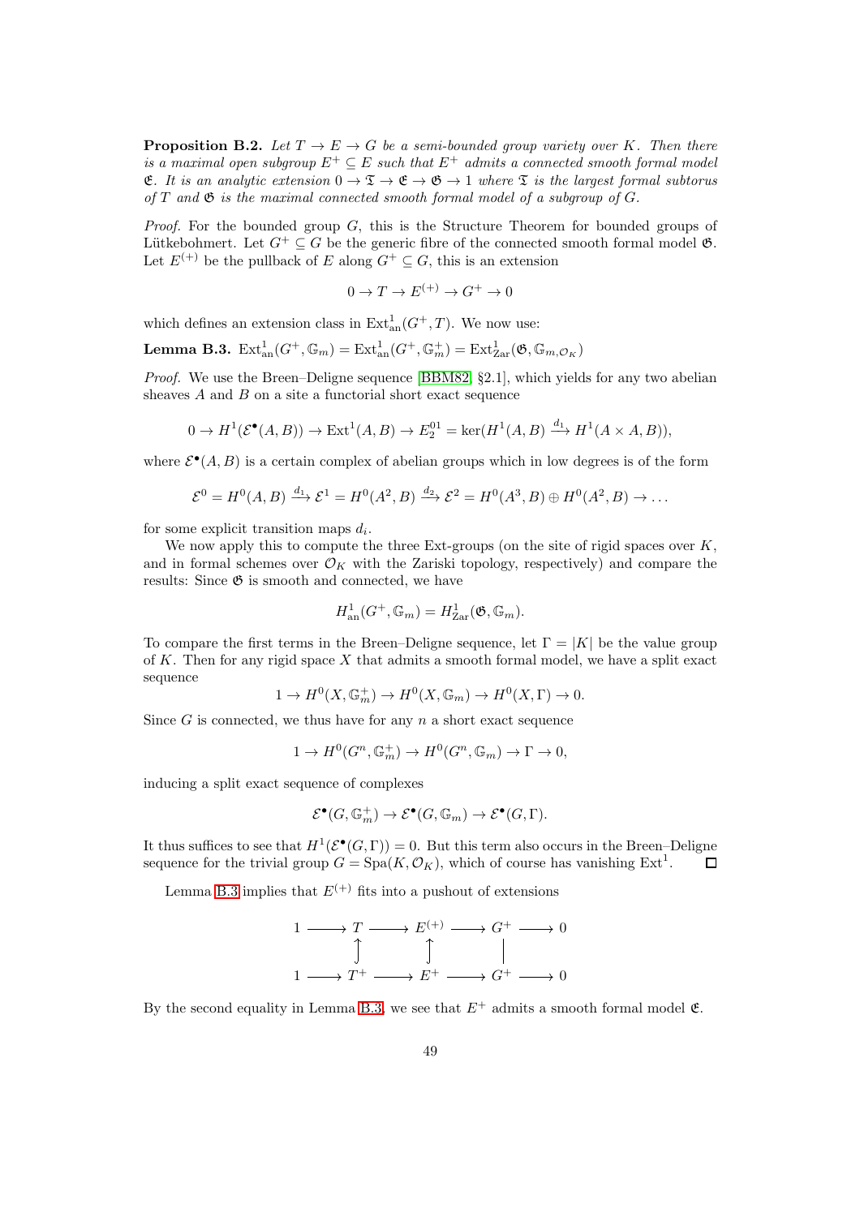**Proposition B.2.** *Let $T \to E \to G$ be a semi-bounded group variety over $K$. Then there is a maximal open subgroup $E^+ \subseteq E$ such that $E^+$ admits a connected smooth formal model $\mathfrak{E}$. It is an analytic extension $0 \to \mathfrak{T} \to \mathfrak{E} \to \mathfrak{G} \to 1$ where $\mathfrak{T}$ is the largest formal subtorus of $T$ and $\mathfrak{G}$ is the maximal connected smooth formal model of a subgroup of $G$.*

*Proof.* For the bounded group $G$, this is the Structure Theorem for bounded groups of Lütkebohmert. Let $G^+ \subseteq G$ be the generic fibre of the connected smooth formal model $\mathfrak{G}$. Let $E^{(+)}$ be the pullback of $E$ along $G^+ \subseteq G$, this is an extension

$$0 \to T \to E^{(+)} \to G^+ \to 0$$

which defines an extension class in $\mathrm{Ext}^1_{\mathrm{an}}(G^+, T)$. We now use:

**Lemma B.3.** $\mathrm{Ext}^1_{\mathrm{an}}(G^+, \mathbb{G}_m) = \mathrm{Ext}^1_{\mathrm{an}}(G^+, \mathbb{G}_m^+) = \mathrm{Ext}^1_{\mathrm{Zar}}(\mathfrak{G}, \mathbb{G}_{m,\mathcal{O}_K})$

*Proof.* We use the Breen–Deligne sequence [BBM82, §2.1], which yields for any two abelian sheaves $A$ and $B$ on a site a functorial short exact sequence

$$0 \to H^1(\mathcal{E}^\bullet(A, B)) \to \mathrm{Ext}^1(A, B) \to E_2^{01} = \ker(H^1(A, B) \xrightarrow{d_1} H^1(A \times A, B)),$$

where $\mathcal{E}^\bullet(A, B)$ is a certain complex of abelian groups which in low degrees is of the form

$$\mathcal{E}^0 = H^0(A, B) \xrightarrow{d_1} \mathcal{E}^1 = H^0(A^2, B) \xrightarrow{d_2} \mathcal{E}^2 = H^0(A^3, B) \oplus H^0(A^2, B) \to \dots$$

for some explicit transition maps $d_i$.

We now apply this to compute the three Ext-groups (on the site of rigid spaces over $K$, and in formal schemes over $\mathcal{O}_K$ with the Zariski topology, respectively) and compare the results: Since $\mathfrak{G}$ is smooth and connected, we have

$$H^1_{\mathrm{an}}(G^+, \mathbb{G}_m) = H^1_{\mathrm{Zar}}(\mathfrak{G}, \mathbb{G}_m).$$

To compare the first terms in the Breen–Deligne sequence, let $\Gamma = |K|$ be the value group of $K$. Then for any rigid space $X$ that admits a smooth formal model, we have a split exact sequence

$$1 \to H^0(X, \mathbb{G}_m^+) \to H^0(X, \mathbb{G}_m) \to H^0(X, \Gamma) \to 0.$$

Since $G$ is connected, we thus have for any $n$ a short exact sequence

$$1 \to H^0(G^n, \mathbb{G}_m^+) \to H^0(G^n, \mathbb{G}_m) \to \Gamma \to 0,$$

inducing a split exact sequence of complexes

$$\mathcal{E}^\bullet(G, \mathbb{G}_m^+) \to \mathcal{E}^\bullet(G, \mathbb{G}_m) \to \mathcal{E}^\bullet(G, \Gamma).$$

It thus suffices to see that $H^1(\mathcal{E}^\bullet(G, \Gamma)) = 0$. But this term also occurs in the Breen–Deligne sequence for the trivial group $G = \mathrm{Spa}(K, \mathcal{O}_K)$, which of course has vanishing $\mathrm{Ext}^1$. $\square$

Lemma B.3 implies that $E^{(+)}$ fits into a pushout of extensions

$$\begin{array}{ccccccccc} 1 & \longrightarrow & T & \longrightarrow & E^{(+)} & \longrightarrow & G^+ & \longrightarrow & 0 \\ & & \uparrow & & \uparrow & & \| & & \\ 1 & \longrightarrow & T^+ & \longrightarrow & E^+ & \longrightarrow & G^+ & \longrightarrow & 0 \end{array}$$

By the second equality in Lemma B.3, we see that $E^+$ admits a smooth formal model $\mathfrak{E}$.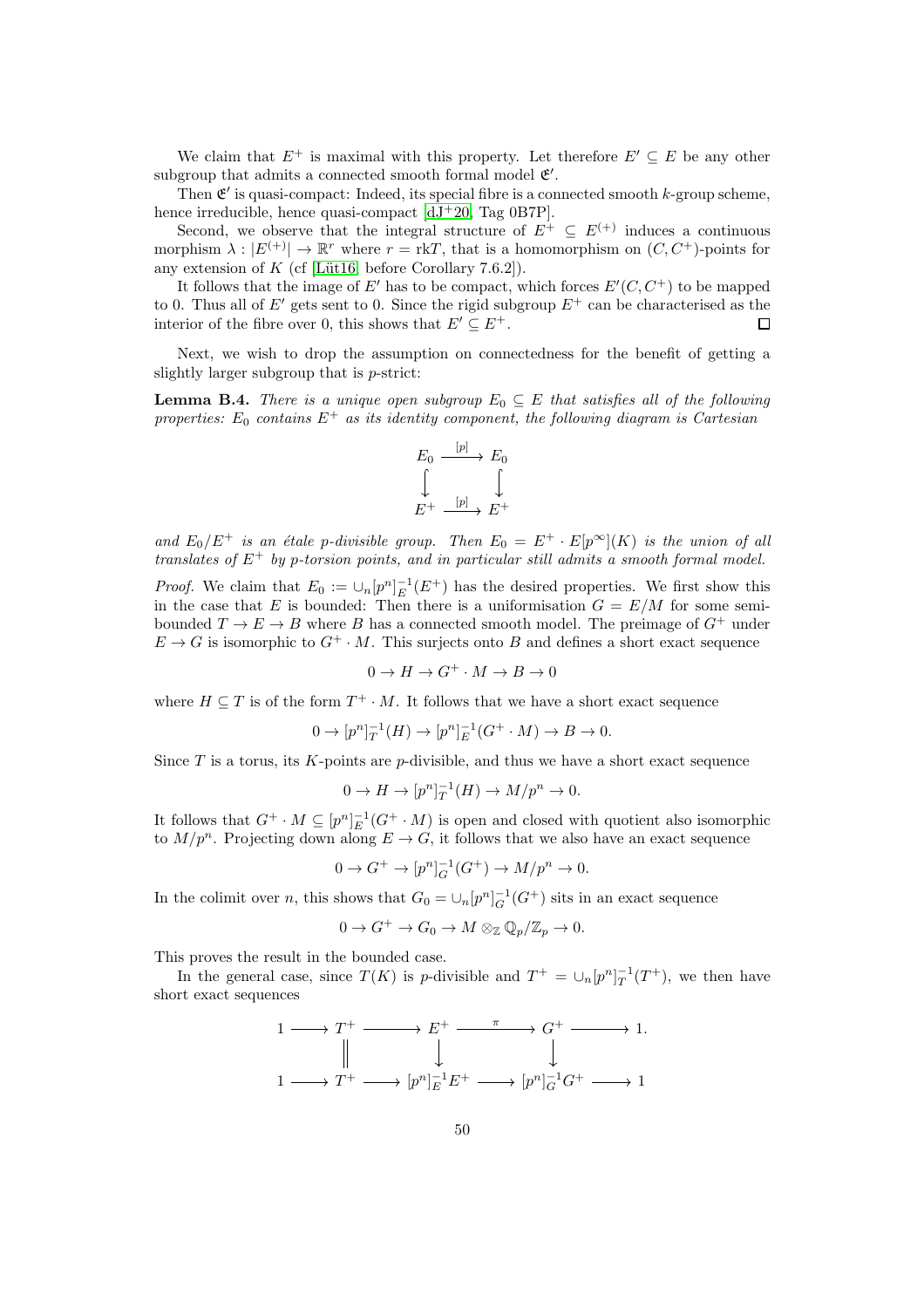We claim that $E^+$ is maximal with this property. Let therefore $E' \subseteq E$ be any other subgroup that admits a connected smooth formal model $\mathfrak{E}'$.

Then $\mathfrak{E}'$ is quasi-compact: Indeed, its special fibre is a connected smooth $k$-group scheme, hence irreducible, hence quasi-compact [dJ+20, Tag 0B7P].

Second, we observe that the integral structure of $E^+ \subseteq E^{(+)}$ induces a continuous morphism $\lambda : |E^{(+)}| \to \mathbb{R}^r$ where $r = \mathrm{rk} T$, that is a homomorphism on $(C, C^+)$-points for any extension of $K$ (cf [Lüt16, before Corollary 7.6.2]).

It follows that the image of $E'$ has to be compact, which forces $E'(C, C^+)$ to be mapped to 0. Thus all of $E'$ gets sent to 0. Since the rigid subgroup $E^+$ can be characterised as the interior of the fibre over 0, this shows that $E' \subseteq E^+$. □

Next, we wish to drop the assumption on connectedness for the benefit of getting a slightly larger subgroup that is $p$-strict:

**Lemma B.4.** *There is a unique open subgroup $E_0 \subseteq E$ that satisfies all of the following properties: $E_0$ contains $E^+$ as its identity component, the following diagram is Cartesian*

$$\begin{array}{ccc} E_0 & \xrightarrow{[p]} & E_0 \\ \big\downarrow & & \big\downarrow \\ E^+ & \xrightarrow{[p]} & E^+ \end{array}$$

*and $E_0/E^+$ is an étale $p$-divisible group. Then $E_0 = E^+ \cdot E[p^\infty](K)$ is the union of all translates of $E^+$ by $p$-torsion points, and in particular still admits a smooth formal model.*

*Proof.* We claim that $E_0 := \cup_n [p^n]_E^{-1}(E^+)$ has the desired properties. We first show this in the case that $E$ is bounded: Then there is a uniformisation $G = E/M$ for some semi-bounded $T \to E \to B$ where $B$ has a connected smooth model. The preimage of $G^+$ under $E \to G$ is isomorphic to $G^+ \cdot M$. This surjects onto $B$ and defines a short exact sequence

$$0 \to H \to G^+ \cdot M \to B \to 0$$

where $H \subseteq T$ is of the form $T^+ \cdot M$. It follows that we have a short exact sequence

$$0 \to [p^n]_T^{-1}(H) \to [p^n]_E^{-1}(G^+ \cdot M) \to B \to 0.$$

Since $T$ is a torus, its $K$-points are $p$-divisible, and thus we have a short exact sequence

$$0 \to H \to [p^n]_T^{-1}(H) \to M/p^n \to 0.$$

It follows that $G^+ \cdot M \subseteq [p^n]_E^{-1}(G^+ \cdot M)$ is open and closed with quotient also isomorphic to $M/p^n$. Projecting down along $E \to G$, it follows that we also have an exact sequence

$$0 \to G^+ \to [p^n]_G^{-1}(G^+) \to M/p^n \to 0.$$

In the colimit over $n$, this shows that $G_0 = \cup_n [p^n]_G^{-1}(G^+)$ sits in an exact sequence

$$0 \to G^+ \to G_0 \to M \otimes_{\mathbb{Z}} \mathbb{Q}_p/\mathbb{Z}_p \to 0.$$

This proves the result in the bounded case.

In the general case, since $T(K)$ is $p$-divisible and $T^+ = \cup_n [p^n]_T^{-1}(T^+)$, we then have short exact sequences

$$\begin{array}{ccccccccc} 1 & \longrightarrow & T^+ & \longrightarrow & E^+ & \xrightarrow{\pi} & G^+ & \longrightarrow & 1. \\ & & \big\| & & \big\downarrow & & \big\downarrow & & \\ 1 & \longrightarrow & T^+ & \longrightarrow & [p^n]_E^{-1}E^+ & \longrightarrow & [p^n]_G^{-1}G^+ & \longrightarrow & 1 \end{array}$$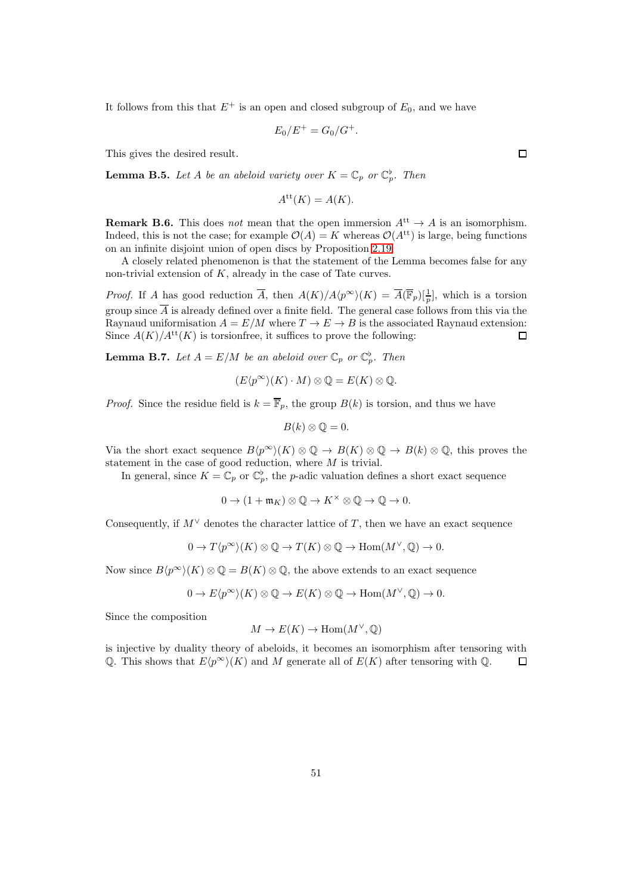It follows from this that $E^+$ is an open and closed subgroup of $E_0$, and we have

$$E_0/E^+ = G_0/G^+.$$

This gives the desired result. ∎

**Lemma B.5.** *Let $A$ be an abeloid variety over $K = \mathbb{C}_p$ or $\mathbb{C}_p^\flat$. Then*

$$A^{\mathrm{tt}}(K) = A(K).$$

**Remark B.6.** This does *not* mean that the open immersion $A^{\mathrm{tt}} \to A$ is an isomorphism. Indeed, this is not the case; for example $\mathcal{O}(A) = K$ whereas $\mathcal{O}(A^{\mathrm{tt}})$ is large, being functions on an infinite disjoint union of open discs by Proposition 2.19.

A closely related phenomenon is that the statement of the Lemma becomes false for any non-trivial extension of $K$, already in the case of Tate curves.

*Proof.* If $A$ has good reduction $\overline{A}$, then $A(K)/A\langle p^\infty\rangle(K) = \overline{A}(\overline{\mathbb{F}}_p)[\frac{1}{p}]$, which is a torsion group since $\overline{A}$ is already defined over a finite field. The general case follows from this via the Raynaud uniformisation $A = E/M$ where $T \to E \to B$ is the associated Raynaud extension: Since $A(K)/A^{\mathrm{tt}}(K)$ is torsionfree, it suffices to prove the following: ∎

**Lemma B.7.** *Let $A = E/M$ be an abeloid over $\mathbb{C}_p$ or $\mathbb{C}_p^\flat$. Then*

$$(E\langle p^\infty\rangle(K) \cdot M) \otimes \mathbb{Q} = E(K) \otimes \mathbb{Q}.$$

*Proof.* Since the residue field is $k = \overline{\mathbb{F}}_p$, the group $B(k)$ is torsion, and thus we have

$$B(k) \otimes \mathbb{Q} = 0.$$

Via the short exact sequence $B\langle p^\infty\rangle(K) \otimes \mathbb{Q} \to B(K) \otimes \mathbb{Q} \to B(k) \otimes \mathbb{Q}$, this proves the statement in the case of good reduction, where $M$ is trivial.

In general, since $K = \mathbb{C}_p$ or $\mathbb{C}_p^\flat$, the $p$-adic valuation defines a short exact sequence

$$0 \to (1 + \mathfrak{m}_K) \otimes \mathbb{Q} \to K^\times \otimes \mathbb{Q} \to \mathbb{Q} \to 0.$$

Consequently, if $M^\vee$ denotes the character lattice of $T$, then we have an exact sequence

$$0 \to T\langle p^\infty\rangle(K) \otimes \mathbb{Q} \to T(K) \otimes \mathbb{Q} \to \mathrm{Hom}(M^\vee, \mathbb{Q}) \to 0.$$

Now since $B\langle p^\infty\rangle(K) \otimes \mathbb{Q} = B(K) \otimes \mathbb{Q}$, the above extends to an exact sequence

$$0 \to E\langle p^\infty\rangle(K) \otimes \mathbb{Q} \to E(K) \otimes \mathbb{Q} \to \mathrm{Hom}(M^\vee, \mathbb{Q}) \to 0.$$

Since the composition

$$M \to E(K) \to \mathrm{Hom}(M^\vee, \mathbb{Q})$$

is injective by duality theory of abeloids, it becomes an isomorphism after tensoring with $\mathbb{Q}$. This shows that $E\langle p^\infty\rangle(K)$ and $M$ generate all of $E(K)$ after tensoring with $\mathbb{Q}$. ∎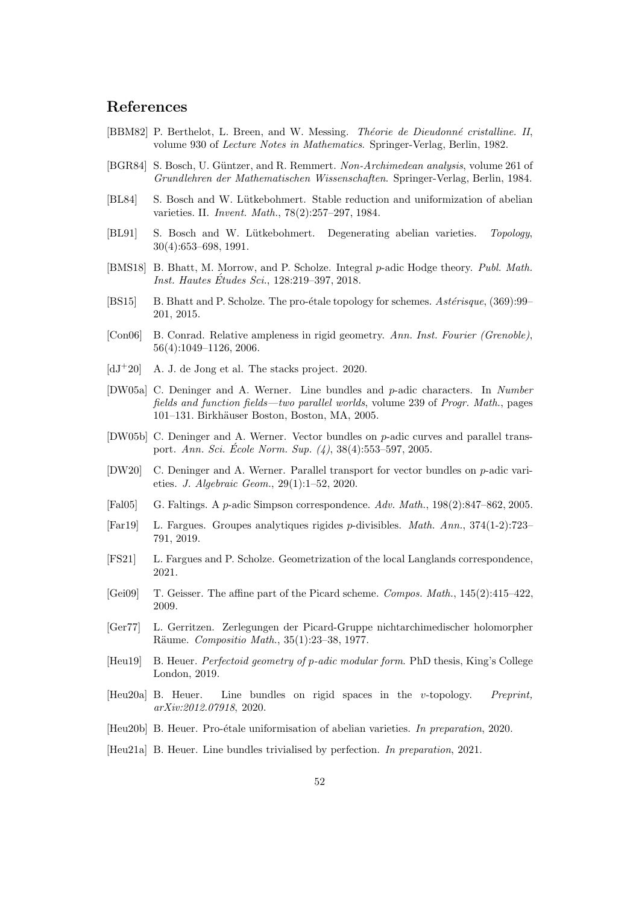## References

- [BBM82] P. Berthelot, L. Breen, and W. Messing. *Théorie de Dieudonné cristalline. II*, volume 930 of *Lecture Notes in Mathematics*. Springer-Verlag, Berlin, 1982.
- [BGR84] S. Bosch, U. Güntzer, and R. Remmert. *Non-Archimedean analysis*, volume 261 of *Grundlehren der Mathematischen Wissenschaften*. Springer-Verlag, Berlin, 1984.
- [BL84] S. Bosch and W. Lütkebohmert. Stable reduction and uniformization of abelian varieties. II. *Invent. Math.*, 78(2):257–297, 1984.
- [BL91] S. Bosch and W. Lütkebohmert. Degenerating abelian varieties. *Topology*, 30(4):653–698, 1991.
- [BMS18] B. Bhatt, M. Morrow, and P. Scholze. Integral $p$-adic Hodge theory. *Publ. Math. Inst. Hautes Études Sci.*, 128:219–397, 2018.
- [BS15] B. Bhatt and P. Scholze. The pro-étale topology for schemes. *Astérisque*, (369):99–201, 2015.
- [Con06] B. Conrad. Relative ampleness in rigid geometry. *Ann. Inst. Fourier (Grenoble)*, 56(4):1049–1126, 2006.
- [dJ+20] A. J. de Jong et al. The stacks project. 2020.
- [DW05a] C. Deninger and A. Werner. Line bundles and $p$-adic characters. In *Number fields and function fields—two parallel worlds*, volume 239 of *Progr. Math.*, pages 101–131. Birkhäuser Boston, Boston, MA, 2005.
- [DW05b] C. Deninger and A. Werner. Vector bundles on $p$-adic curves and parallel transport. *Ann. Sci. École Norm. Sup. (4)*, 38(4):553–597, 2005.
- [DW20] C. Deninger and A. Werner. Parallel transport for vector bundles on $p$-adic varieties. *J. Algebraic Geom.*, 29(1):1–52, 2020.
- [Fal05] G. Faltings. A $p$-adic Simpson correspondence. *Adv. Math.*, 198(2):847–862, 2005.
- [Far19] L. Fargues. Groupes analytiques rigides $p$-divisibles. *Math. Ann.*, 374(1-2):723–791, 2019.
- [FS21] L. Fargues and P. Scholze. Geometrization of the local Langlands correspondence, 2021.
- [Gei09] T. Geisser. The affine part of the Picard scheme. *Compos. Math.*, 145(2):415–422, 2009.
- [Ger77] L. Gerritzen. Zerlegungen der Picard-Gruppe nichtarchimedischer holomorpher Räume. *Compositio Math.*, 35(1):23–38, 1977.
- [Heu19] B. Heuer. *Perfectoid geometry of p-adic modular form*. PhD thesis, King's College London, 2019.
- [Heu20a] B. Heuer. Line bundles on rigid spaces in the $v$-topology. *Preprint, arXiv:2012.07918*, 2020.
- [Heu20b] B. Heuer. Pro-étale uniformisation of abelian varieties. *In preparation*, 2020.
- [Heu21a] B. Heuer. Line bundles trivialised by perfection. *In preparation*, 2021.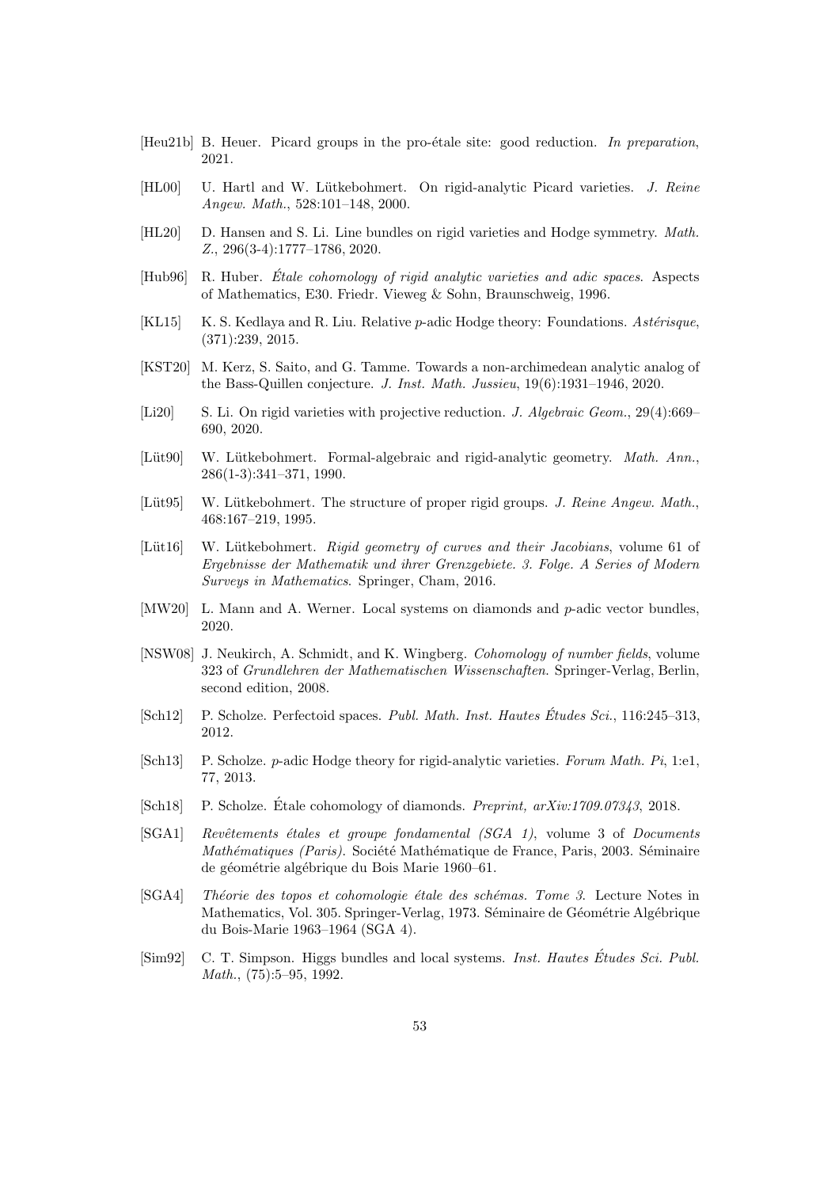[Heu21b] B. Heuer. Picard groups in the pro-étale site: good reduction. *In preparation*, 2021.

[HL00] U. Hartl and W. Lütkebohmert. On rigid-analytic Picard varieties. *J. Reine Angew. Math.*, 528:101–148, 2000.

[HL20] D. Hansen and S. Li. Line bundles on rigid varieties and Hodge symmetry. *Math. Z.*, 296(3-4):1777–1786, 2020.

[Hub96] R. Huber. *Étale cohomology of rigid analytic varieties and adic spaces*. Aspects of Mathematics, E30. Friedr. Vieweg & Sohn, Braunschweig, 1996.

[KL15] K. S. Kedlaya and R. Liu. Relative $p$-adic Hodge theory: Foundations. *Astérisque*, (371):239, 2015.

[KST20] M. Kerz, S. Saito, and G. Tamme. Towards a non-archimedean analytic analog of the Bass-Quillen conjecture. *J. Inst. Math. Jussieu*, 19(6):1931–1946, 2020.

[Li20] S. Li. On rigid varieties with projective reduction. *J. Algebraic Geom.*, 29(4):669–690, 2020.

[Lüt90] W. Lütkebohmert. Formal-algebraic and rigid-analytic geometry. *Math. Ann.*, 286(1-3):341–371, 1990.

[Lüt95] W. Lütkebohmert. The structure of proper rigid groups. *J. Reine Angew. Math.*, 468:167–219, 1995.

[Lüt16] W. Lütkebohmert. *Rigid geometry of curves and their Jacobians*, volume 61 of *Ergebnisse der Mathematik und ihrer Grenzgebiete. 3. Folge. A Series of Modern Surveys in Mathematics*. Springer, Cham, 2016.

[MW20] L. Mann and A. Werner. Local systems on diamonds and $p$-adic vector bundles, 2020.

[NSW08] J. Neukirch, A. Schmidt, and K. Wingberg. *Cohomology of number fields*, volume 323 of *Grundlehren der Mathematischen Wissenschaften*. Springer-Verlag, Berlin, second edition, 2008.

[Sch12] P. Scholze. Perfectoid spaces. *Publ. Math. Inst. Hautes Études Sci.*, 116:245–313, 2012.

[Sch13] P. Scholze. $p$-adic Hodge theory for rigid-analytic varieties. *Forum Math. Pi*, 1:e1, 77, 2013.

[Sch18] P. Scholze. Étale cohomology of diamonds. *Preprint, arXiv:1709.07343*, 2018.

[SGA1] *Revêtements étales et groupe fondamental (SGA 1)*, volume 3 of *Documents Mathématiques (Paris)*. Société Mathématique de France, Paris, 2003. Séminaire de géométrie algébrique du Bois Marie 1960–61.

[SGA4] *Théorie des topos et cohomologie étale des schémas. Tome 3*. Lecture Notes in Mathematics, Vol. 305. Springer-Verlag, 1973. Séminaire de Géométrie Algébrique du Bois-Marie 1963–1964 (SGA 4).

[Sim92] C. T. Simpson. Higgs bundles and local systems. *Inst. Hautes Études Sci. Publ. Math.*, (75):5–95, 1992.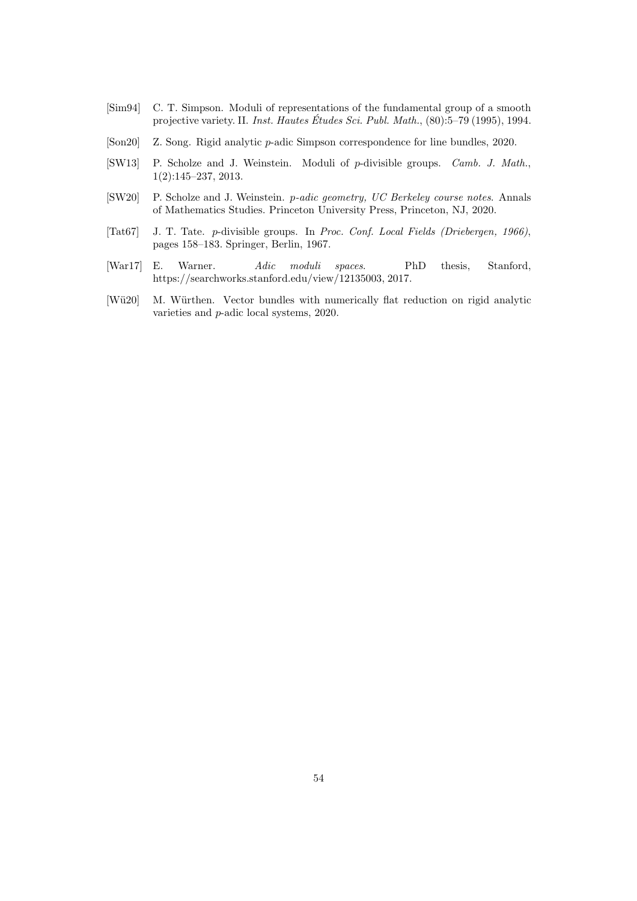[Sim94] C. T. Simpson. Moduli of representations of the fundamental group of a smooth projective variety. II. *Inst. Hautes Études Sci. Publ. Math.*, (80):5–79 (1995), 1994.

[Son20] Z. Song. Rigid analytic $p$-adic Simpson correspondence for line bundles, 2020.

[SW13] P. Scholze and J. Weinstein. Moduli of $p$-divisible groups. *Camb. J. Math.*, 1(2):145–237, 2013.

[SW20] P. Scholze and J. Weinstein. *$p$-adic geometry, UC Berkeley course notes*. Annals of Mathematics Studies. Princeton University Press, Princeton, NJ, 2020.

[Tat67] J. T. Tate. $p$-divisible groups. In *Proc. Conf. Local Fields (Driebergen, 1966)*, pages 158–183. Springer, Berlin, 1967.

[War17] E. Warner. *Adic moduli spaces*. PhD thesis, Stanford, https://searchworks.stanford.edu/view/12135003, 2017.

[Wü20] M. Würthen. Vector bundles with numerically flat reduction on rigid analytic varieties and $p$-adic local systems, 2020.